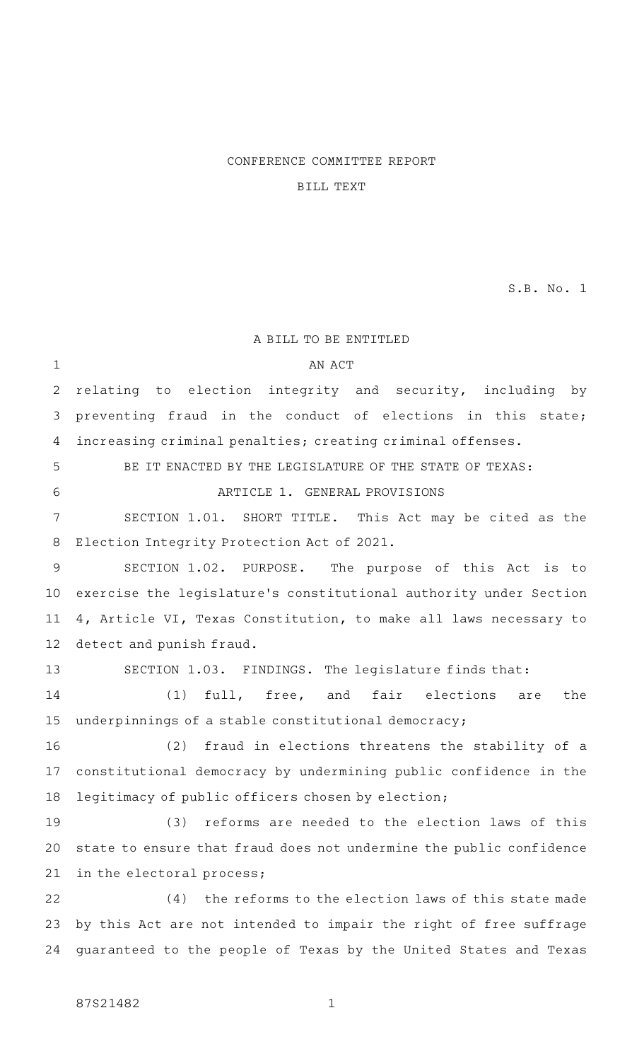CONFERENCE COMMITTEE REPORT

BILL TEXT

S.B. No. 1

A BILL TO BE ENTITLED

AN ACT

relating to election integrity and security, including by preventing fraud in the conduct of elections in this state; increasing criminal penalties; creating criminal offenses.

BE IT ENACTED BY THE LEGISLATURE OF THE STATE OF TEXAS:

ARTICLE 1. GENERAL PROVISIONS

SECTION 1.01. SHORT TITLE. This Act may be cited as the Election Integrity Protection Act of 2021.

SECTION 1.02. PURPOSE. The purpose of this Act is to exercise the legislature's constitutional authority under Section 4, Article VI, Texas Constitution, to make all laws necessary to detect and punish fraud.

SECTION 1.03. FINDINGS. The legislature finds that:

(1) full, free, and fair elections are the underpinnings of a stable constitutional democracy;

(2) fraud in elections threatens the stability of a constitutional democracy by undermining public confidence in the legitimacy of public officers chosen by election;

(3) reforms are needed to the election laws of this state to ensure that fraud does not undermine the public confidence in the electoral process;

(4) the reforms to the election laws of this state made by this Act are not intended to impair the right of free suffrage guaranteed to the people of Texas by the United States and Texas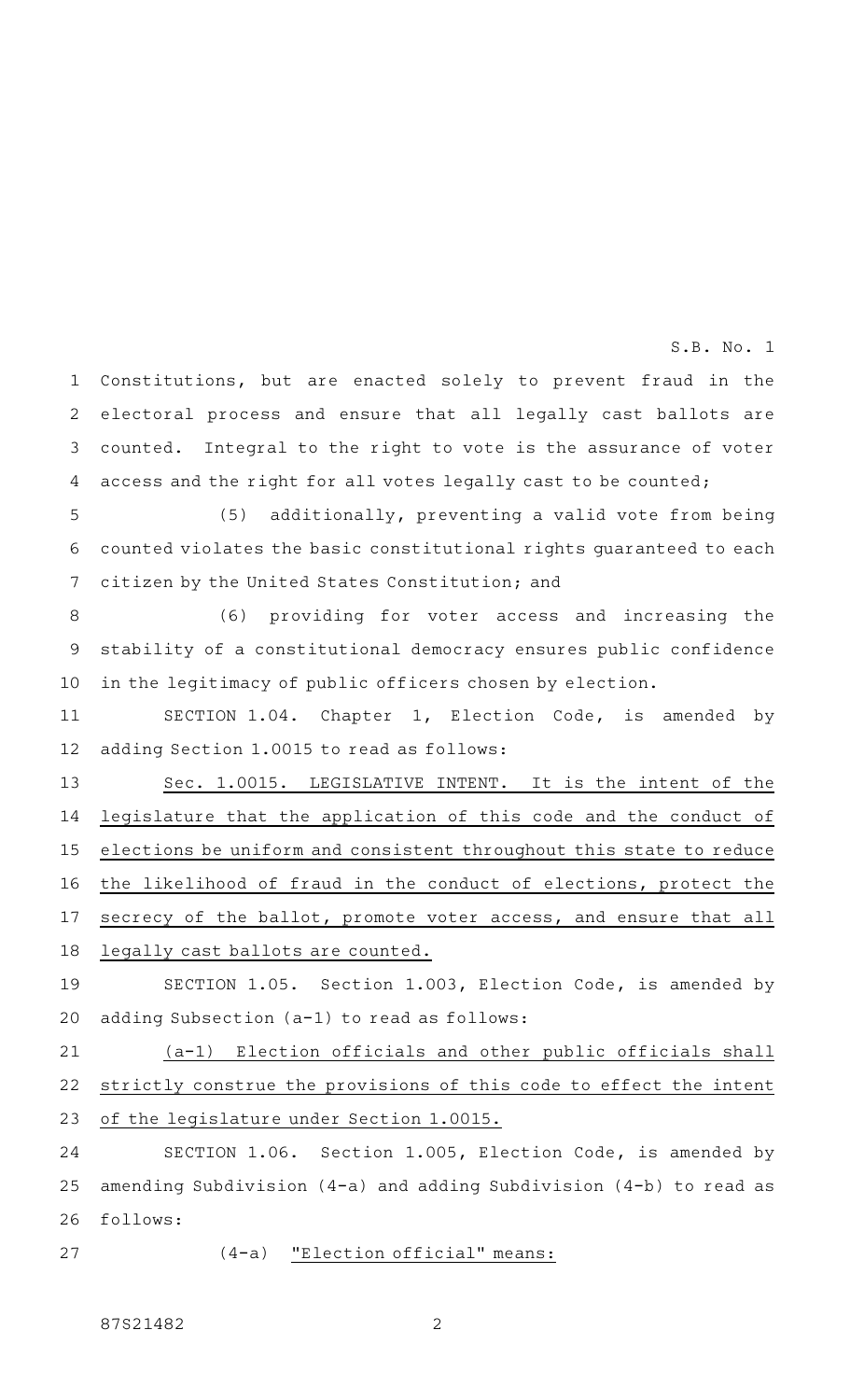Constitutions, but are enacted solely to prevent fraud in the electoral process and ensure that all legally cast ballots are counted. Integral to the right to vote is the assurance of voter access and the right for all votes legally cast to be counted;

(5) additionally, preventing a valid vote from being counted violates the basic constitutional rights guaranteed to each citizen by the United States Constitution; and

(6) providing for voter access and increasing the stability of a constitutional democracy ensures public confidence in the legitimacy of public officers chosen by election.

SECTION 1.04. Chapter 1, Election Code, is amended by adding Section 1.0015 to read as follows:

<u>Sec. 1.0015. LEGISLATIVE INTENT. It is the intent of the legislature that the application of this code and the conduct of elections be uniform and consistent throughout this state to reduce the likelihood of fraud in the conduct of elections, protect the secrecy of the ballot, promote voter access, and ensure that all legally cast ballots are counted.</u>

SECTION 1.05. Section 1.003, Election Code, is amended by adding Subsection (a-1) to read as follows:

<u>(a-1) Election officials and other public officials shall strictly construe the provisions of this code to effect the intent of the legislature under Section 1.0015.</u>

SECTION 1.06. Section 1.005, Election Code, is amended by amending Subdivision (4-a) and adding Subdivision (4-b) to read as follows:

(4-a) <u>"Election official" means:</u>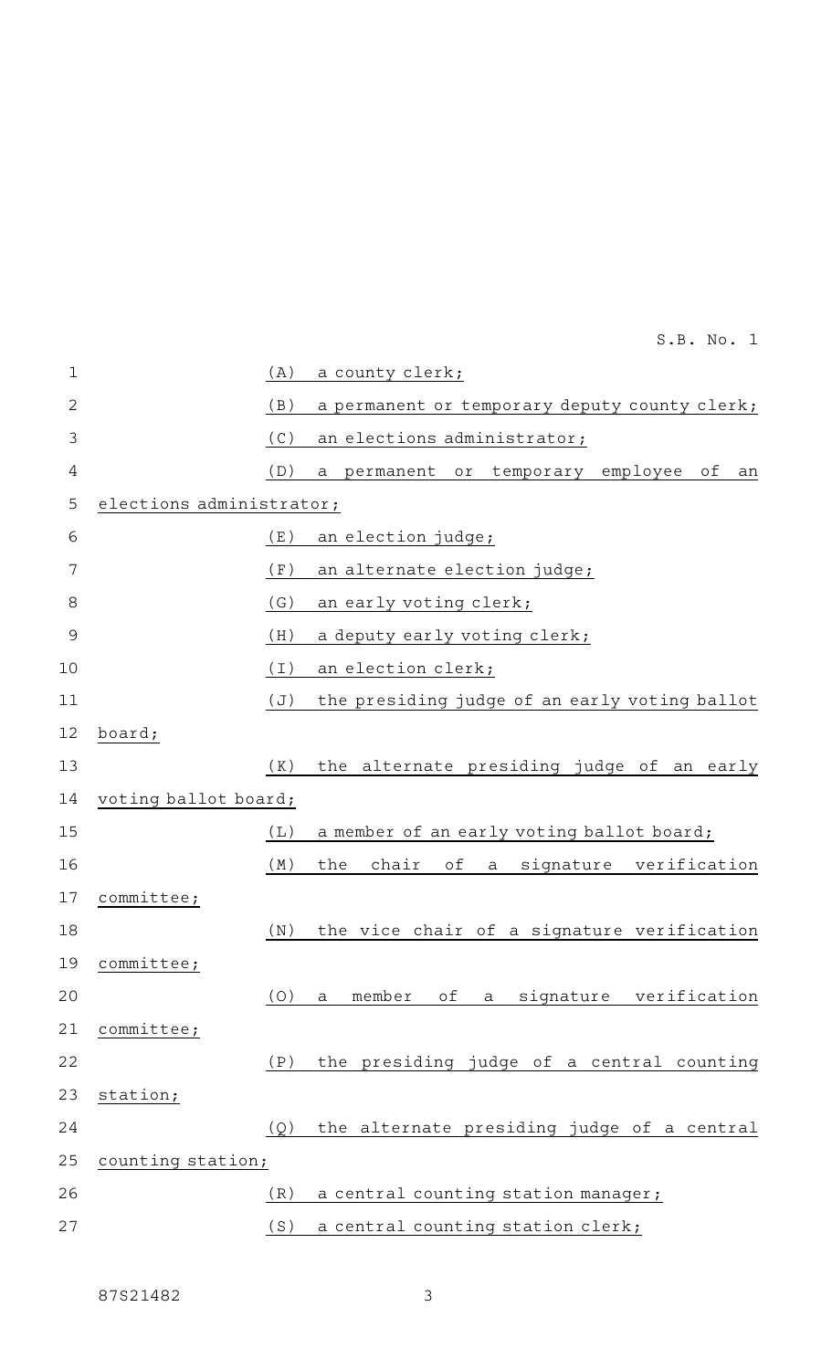(A) a county clerk;

(B) a permanent or temporary deputy county clerk;

(C) an elections administrator;

(D) a permanent or temporary employee of an elections administrator;

(E) an election judge;

(F) an alternate election judge;

(G) an early voting clerk;

(H) a deputy early voting clerk;

(I) an election clerk;

(J) the presiding judge of an early voting ballot board;

(K) the alternate presiding judge of an early voting ballot board;

(L) a member of an early voting ballot board;

(M) the chair of a signature verification committee;

(N) the vice chair of a signature verification committee;

(O) a member of a signature verification committee;

(P) the presiding judge of a central counting station;

(Q) the alternate presiding judge of a central counting station;

(R) a central counting station manager;

(S) a central counting station clerk;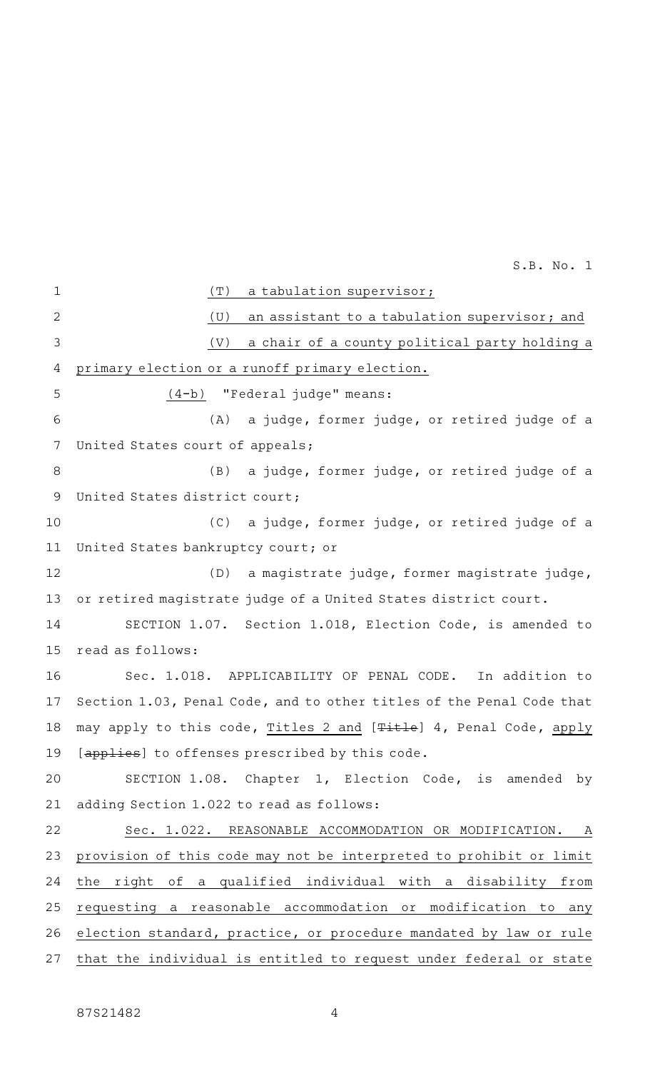(T) a tabulation supervisor;

(U) an assistant to a tabulation supervisor; and

(V) a chair of a county political party holding a primary election or a runoff primary election.

(4-b) "Federal judge" means:

(A) a judge, former judge, or retired judge of a United States court of appeals;

(B) a judge, former judge, or retired judge of a United States district court;

(C) a judge, former judge, or retired judge of a United States bankruptcy court; or

(D) a magistrate judge, former magistrate judge, or retired magistrate judge of a United States district court.

SECTION 1.07. Section 1.018, Election Code, is amended to read as follows:

Sec. 1.018. APPLICABILITY OF PENAL CODE. In addition to Section 1.03, Penal Code, and to other titles of the Penal Code that may apply to this code, Titles 2 and [~~Title~~] 4, Penal Code, apply [~~applies~~] to offenses prescribed by this code.

SECTION 1.08. Chapter 1, Election Code, is amended by adding Section 1.022 to read as follows:

Sec. 1.022. REASONABLE ACCOMMODATION OR MODIFICATION. A provision of this code may not be interpreted to prohibit or limit the right of a qualified individual with a disability from requesting a reasonable accommodation or modification to any election standard, practice, or procedure mandated by law or rule that the individual is entitled to request under federal or state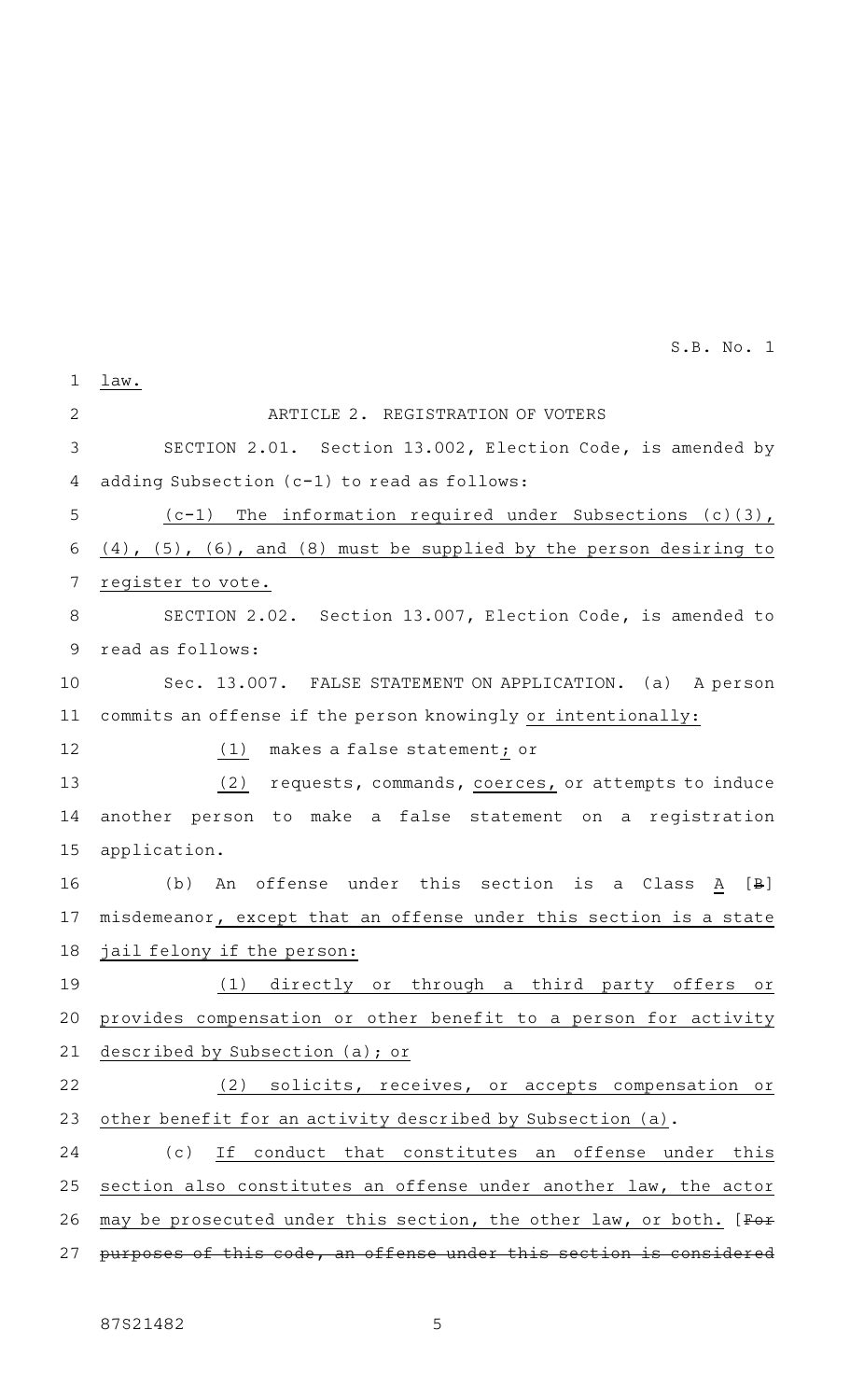law.

ARTICLE 2. REGISTRATION OF VOTERS

SECTION 2.01. Section 13.002, Election Code, is amended by adding Subsection (c-1) to read as follows:

(c-1) The information required under Subsections (c)(3), (4), (5), (6), and (8) must be supplied by the person desiring to register to vote.

SECTION 2.02. Section 13.007, Election Code, is amended to read as follows:

Sec. 13.007. FALSE STATEMENT ON APPLICATION. (a) A person commits an offense if the person knowingly or intentionally:

(1) makes a false statement; or

(2) requests, commands, coerces, or attempts to induce another person to make a false statement on a registration application.

(b) An offense under this section is a Class A [B] misdemeanor, except that an offense under this section is a state jail felony if the person:

(1) directly or through a third party offers or provides compensation or other benefit to a person for activity described by Subsection (a); or

(2) solicits, receives, or accepts compensation or other benefit for an activity described by Subsection (a).

(c) If conduct that constitutes an offense under this section also constitutes an offense under another law, the actor may be prosecuted under this section, the other law, or both. [~~For purposes of this code, an offense under this section is considered~~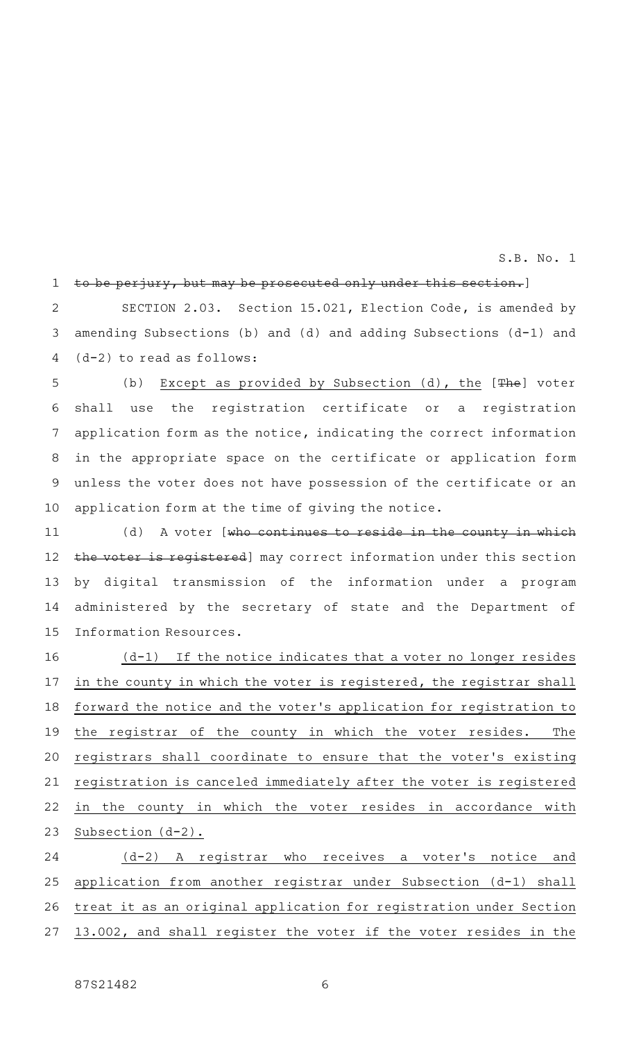~~to be perjury, but may be prosecuted only under this section.~~]

SECTION 2.03. Section 15.021, Election Code, is amended by amending Subsections (b) and (d) and adding Subsections (d-1) and (d-2) to read as follows:

(b) <u>Except as provided by Subsection (d), the</u> [~~The~~] voter shall use the registration certificate or a registration application form as the notice, indicating the correct information in the appropriate space on the certificate or application form unless the voter does not have possession of the certificate or an application form at the time of giving the notice.

(d) A voter [~~who continues to reside in the county in which the voter is registered~~] may correct information under this section by digital transmission of the information under a program administered by the secretary of state and the Department of Information Resources.

<u>(d-1) If the notice indicates that a voter no longer resides in the county in which the voter is registered, the registrar shall forward the notice and the voter's application for registration to the registrar of the county in which the voter resides. The registrars shall coordinate to ensure that the voter's existing registration is canceled immediately after the voter is registered in the county in which the voter resides in accordance with Subsection (d-2).</u>

<u>(d-2) A registrar who receives a voter's notice and application from another registrar under Subsection (d-1) shall treat it as an original application for registration under Section 13.002, and shall register the voter if the voter resides in the</u>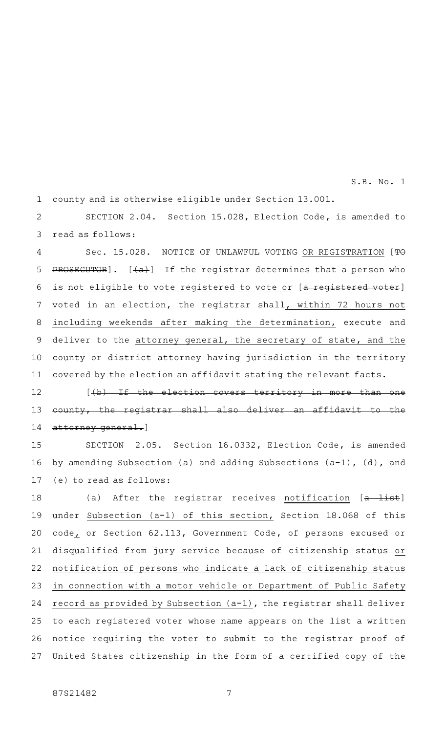county and is otherwise eligible under Section 13.001.

SECTION 2.04. Section 15.028, Election Code, is amended to read as follows:

Sec. 15.028. NOTICE OF UNLAWFUL VOTING OR REGISTRATION [TO PROSECUTOR]. [(a)] If the registrar determines that a person who is not eligible to vote registered to vote or [a registered voter] voted in an election, the registrar shall, within 72 hours not including weekends after making the determination, execute and deliver to the attorney general, the secretary of state, and the county or district attorney having jurisdiction in the territory covered by the election an affidavit stating the relevant facts.

[(b) If the election covers territory in more than one county, the registrar shall also deliver an affidavit to the attorney general.]

SECTION 2.05. Section 16.0332, Election Code, is amended by amending Subsection (a) and adding Subsections (a-1), (d), and (e) to read as follows:

(a) After the registrar receives notification [a list] under Subsection (a-1) of this section, Section 18.068 of this code, or Section 62.113, Government Code, of persons excused or disqualified from jury service because of citizenship status or notification of persons who indicate a lack of citizenship status in connection with a motor vehicle or Department of Public Safety record as provided by Subsection (a-1), the registrar shall deliver to each registered voter whose name appears on the list a written notice requiring the voter to submit to the registrar proof of United States citizenship in the form of a certified copy of the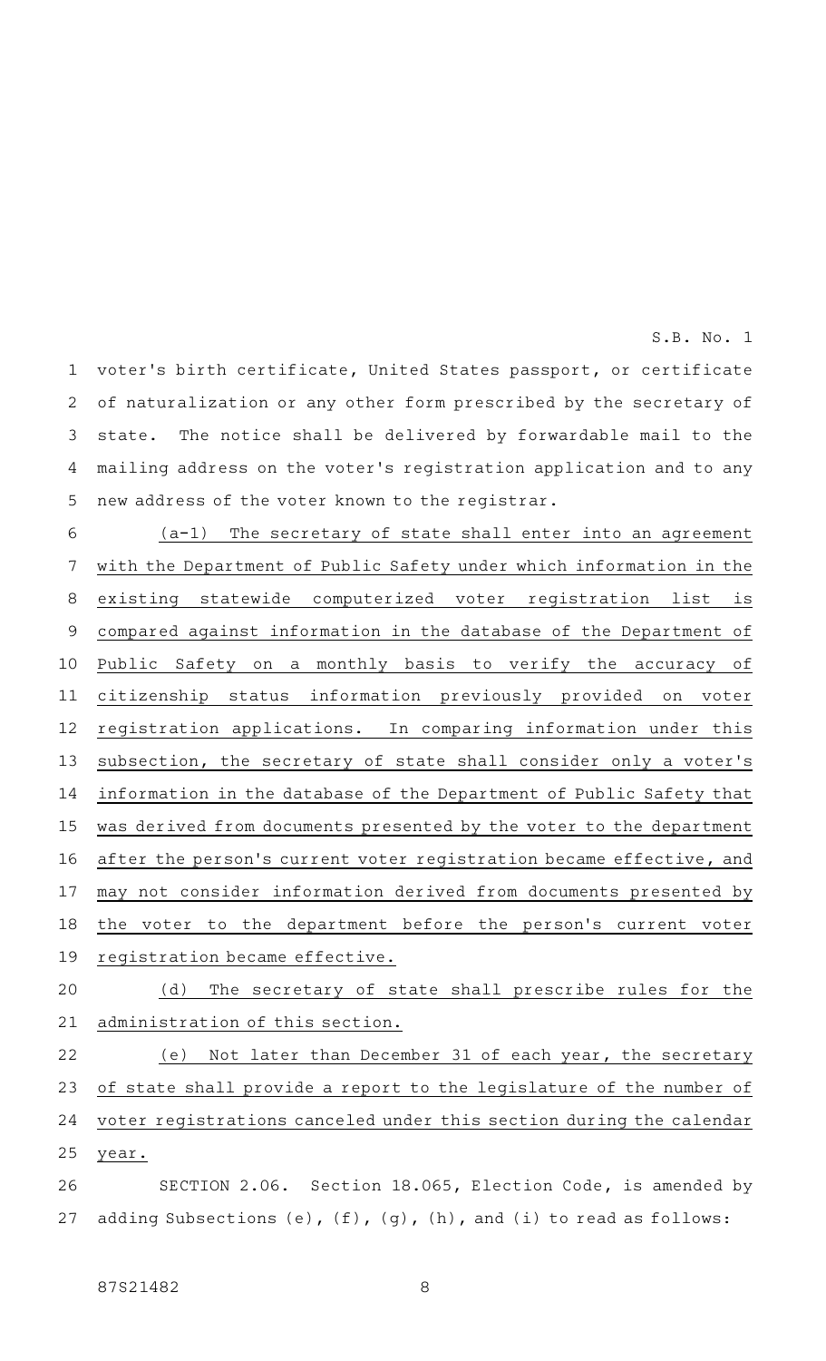voter's birth certificate, United States passport, or certificate of naturalization or any other form prescribed by the secretary of state. The notice shall be delivered by forwardable mail to the mailing address on the voter's registration application and to any new address of the voter known to the registrar.

(a-1) The secretary of state shall enter into an agreement with the Department of Public Safety under which information in the existing statewide computerized voter registration list is compared against information in the database of the Department of Public Safety on a monthly basis to verify the accuracy of citizenship status information previously provided on voter registration applications. In comparing information under this subsection, the secretary of state shall consider only a voter's information in the database of the Department of Public Safety that was derived from documents presented by the voter to the department after the person's current voter registration became effective, and may not consider information derived from documents presented by the voter to the department before the person's current voter registration became effective.

(d) The secretary of state shall prescribe rules for the administration of this section.

(e) Not later than December 31 of each year, the secretary of state shall provide a report to the legislature of the number of voter registrations canceled under this section during the calendar year.

SECTION 2.06. Section 18.065, Election Code, is amended by adding Subsections (e), (f), (g), (h), and (i) to read as follows: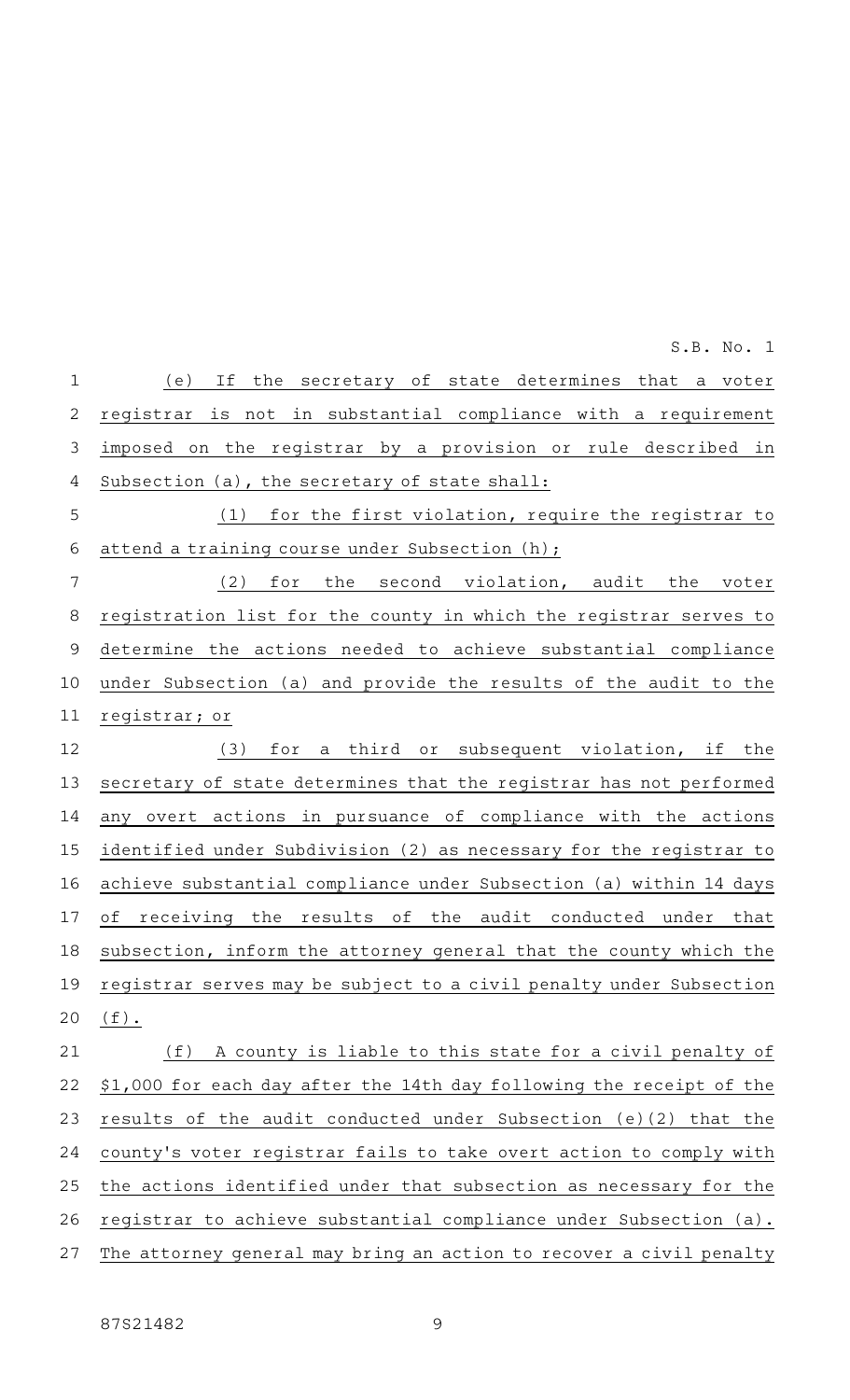(e) If the secretary of state determines that a voter registrar is not in substantial compliance with a requirement imposed on the registrar by a provision or rule described in Subsection (a), the secretary of state shall:

(1) for the first violation, require the registrar to attend a training course under Subsection (h);

(2) for the second violation, audit the voter registration list for the county in which the registrar serves to determine the actions needed to achieve substantial compliance under Subsection (a) and provide the results of the audit to the registrar; or

(3) for a third or subsequent violation, if the secretary of state determines that the registrar has not performed any overt actions in pursuance of compliance with the actions identified under Subdivision (2) as necessary for the registrar to achieve substantial compliance under Subsection (a) within 14 days of receiving the results of the audit conducted under that subsection, inform the attorney general that the county which the registrar serves may be subject to a civil penalty under Subsection (f).

(f) A county is liable to this state for a civil penalty of $1,000 for each day after the 14th day following the receipt of the results of the audit conducted under Subsection (e)(2) that the county's voter registrar fails to take overt action to comply with the actions identified under that subsection as necessary for the registrar to achieve substantial compliance under Subsection (a). The attorney general may bring an action to recover a civil penalty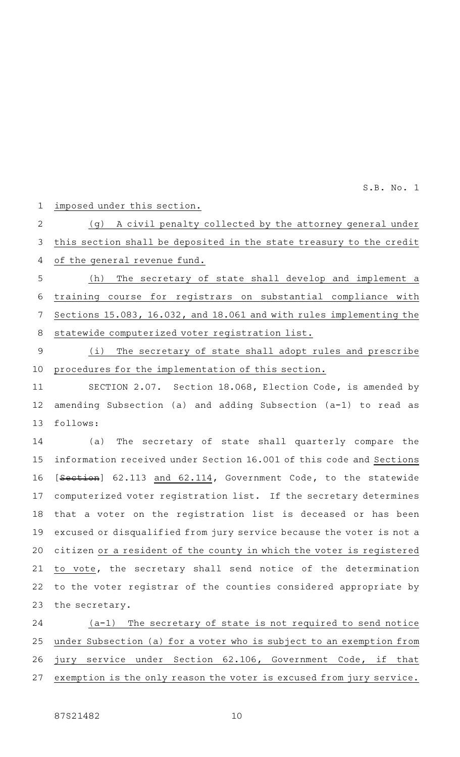imposed under this section.

(g) A civil penalty collected by the attorney general under this section shall be deposited in the state treasury to the credit of the general revenue fund.

(h) The secretary of state shall develop and implement a training course for registrars on substantial compliance with Sections 15.083, 16.032, and 18.061 and with rules implementing the statewide computerized voter registration list.

(i) The secretary of state shall adopt rules and prescribe procedures for the implementation of this section.

SECTION 2.07. Section 18.068, Election Code, is amended by amending Subsection (a) and adding Subsection (a-1) to read as follows:

(a) The secretary of state shall quarterly compare the information received under Section 16.001 of this code and Sections [~~Section~~] 62.113 and 62.114, Government Code, to the statewide computerized voter registration list. If the secretary determines that a voter on the registration list is deceased or has been excused or disqualified from jury service because the voter is not a citizen or a resident of the county in which the voter is registered to vote, the secretary shall send notice of the determination to the voter registrar of the counties considered appropriate by the secretary.

(a-1) The secretary of state is not required to send notice under Subsection (a) for a voter who is subject to an exemption from jury service under Section 62.106, Government Code, if that exemption is the only reason the voter is excused from jury service.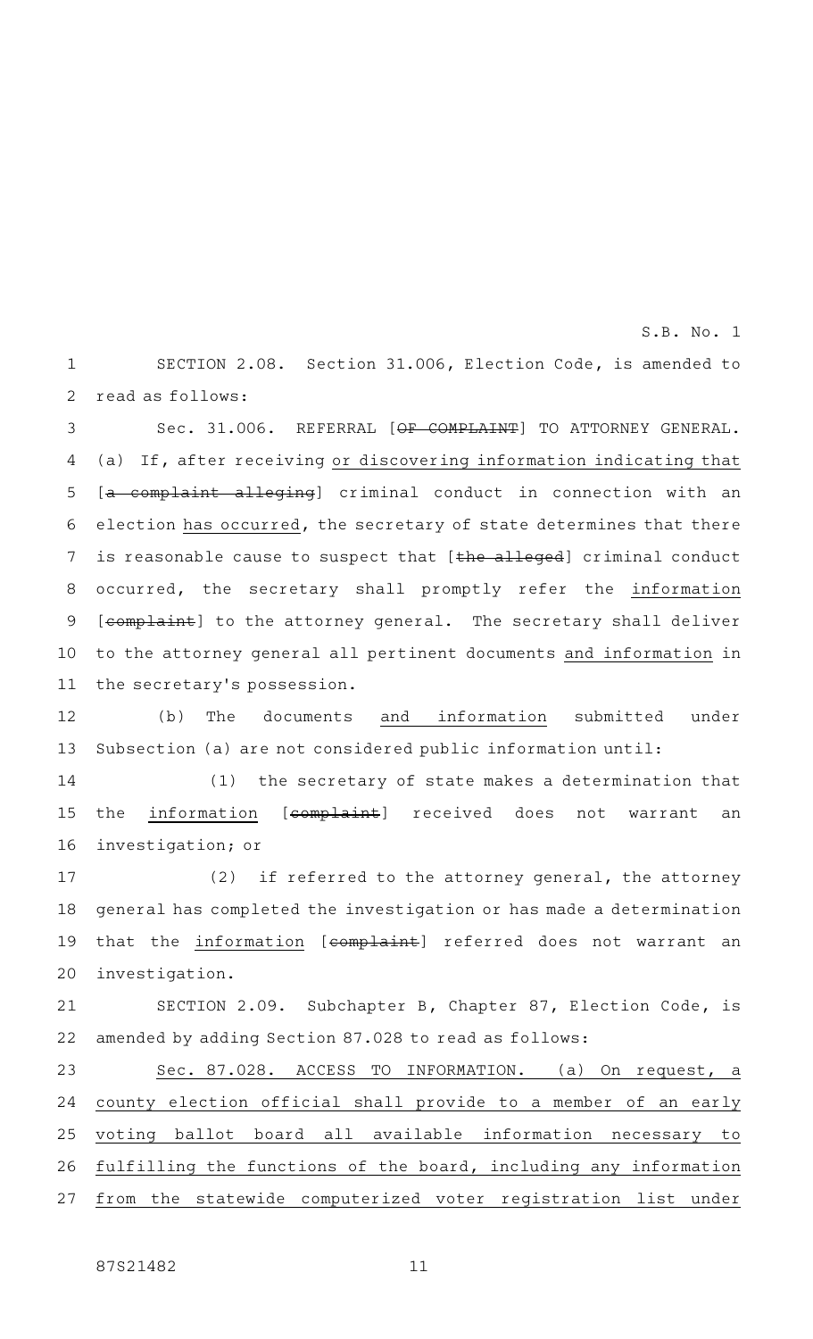SECTION 2.08. Section 31.006, Election Code, is amended to read as follows:

Sec. 31.006. REFERRAL [~~OF COMPLAINT~~] TO ATTORNEY GENERAL. (a) If, after receiving <u>or discovering information indicating that</u> [~~a complaint alleging~~] criminal conduct in connection with an election <u>has occurred</u>, the secretary of state determines that there is reasonable cause to suspect that [~~the alleged~~] criminal conduct occurred, the secretary shall promptly refer the <u>information</u> [~~complaint~~] to the attorney general. The secretary shall deliver to the attorney general all pertinent documents <u>and information</u> in the secretary's possession.

(b) The documents <u>and information</u> submitted under Subsection (a) are not considered public information until:

(1) the secretary of state makes a determination that the <u>information</u> [~~complaint~~] received does not warrant an investigation; or

(2) if referred to the attorney general, the attorney general has completed the investigation or has made a determination that the <u>information</u> [~~complaint~~] referred does not warrant an investigation.

SECTION 2.09. Subchapter B, Chapter 87, Election Code, is amended by adding Section 87.028 to read as follows:

<u>Sec. 87.028. ACCESS TO INFORMATION. (a) On request, a county election official shall provide to a member of an early voting ballot board all available information necessary to fulfilling the functions of the board, including any information from the statewide computerized voter registration list under</u>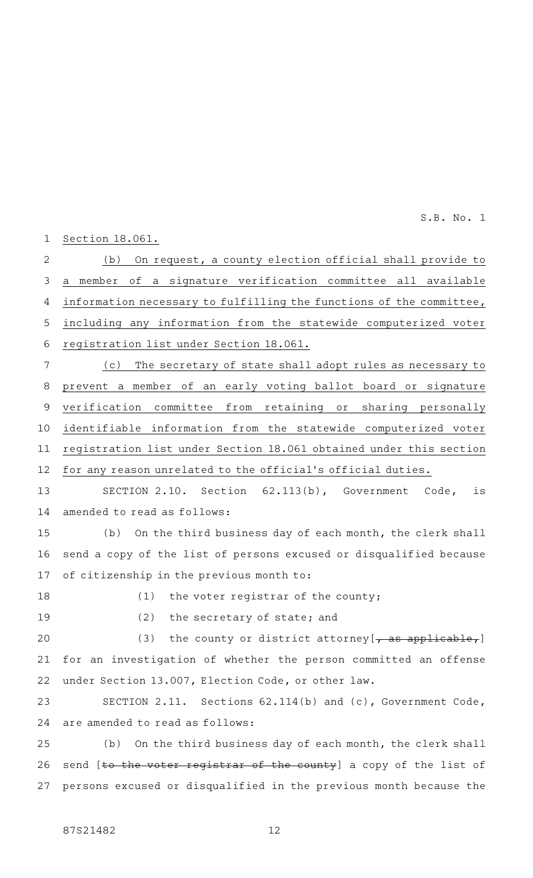Section 18.061.

(b) On request, a county election official shall provide to a member of a signature verification committee all available information necessary to fulfilling the functions of the committee, including any information from the statewide computerized voter registration list under Section 18.061.

(c) The secretary of state shall adopt rules as necessary to prevent a member of an early voting ballot board or signature verification committee from retaining or sharing personally identifiable information from the statewide computerized voter registration list under Section 18.061 obtained under this section for any reason unrelated to the official's official duties.

SECTION 2.10. Section 62.113(b), Government Code, is amended to read as follows:

(b) On the third business day of each month, the clerk shall send a copy of the list of persons excused or disqualified because of citizenship in the previous month to:

(1) the voter registrar of the county;

(2) the secretary of state; and

(3) the county or district attorney [~~, as applicable,~~] for an investigation of whether the person committed an offense under Section 13.007, Election Code, or other law.

SECTION 2.11. Sections 62.114(b) and (c), Government Code, are amended to read as follows:

(b) On the third business day of each month, the clerk shall send [~~to the voter registrar of the county~~] a copy of the list of persons excused or disqualified in the previous month because the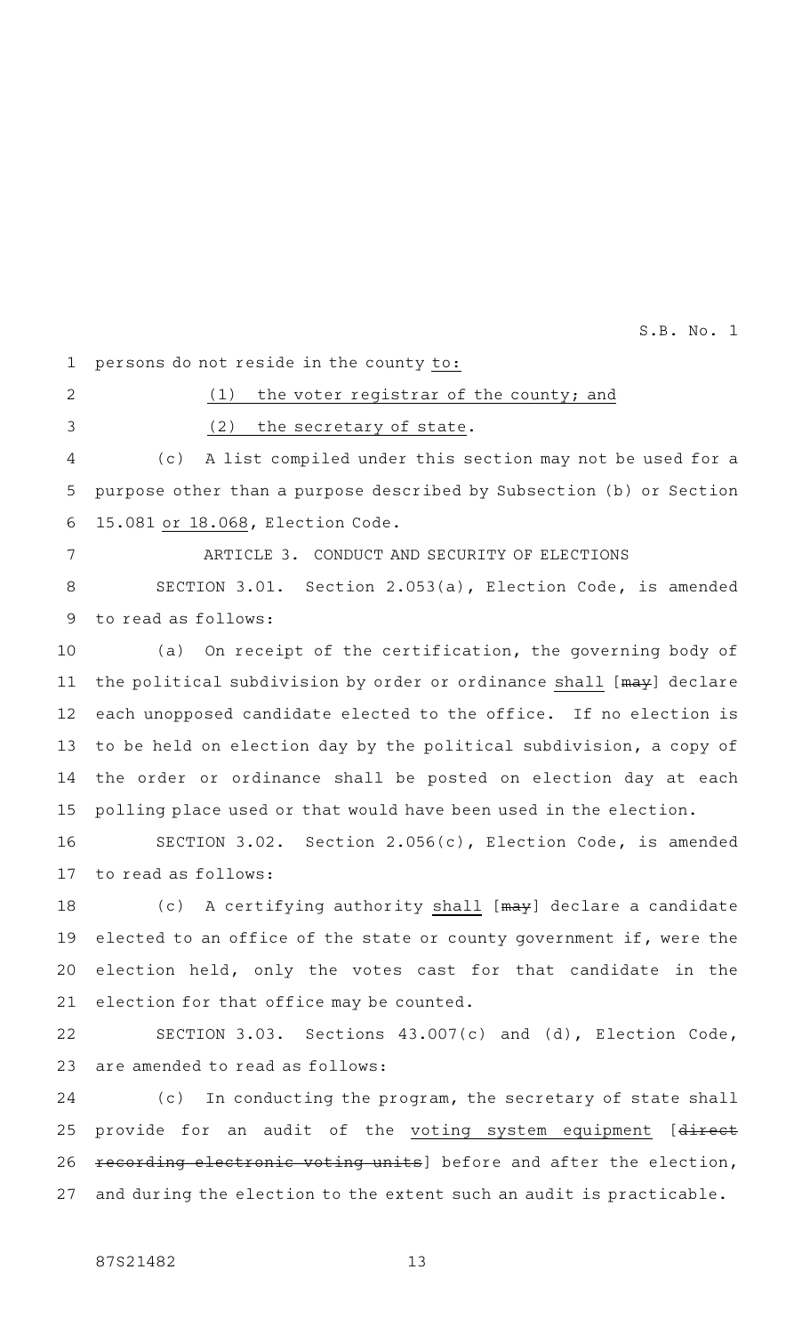persons do not reside in the county <u>to:</u>

<u>(1) the voter registrar of the county; and</u>

<u>(2) the secretary of state</u>.

(c) A list compiled under this section may not be used for a purpose other than a purpose described by Subsection (b) or Section 15.081 <u>or 18.068</u>, Election Code.

ARTICLE 3. CONDUCT AND SECURITY OF ELECTIONS

SECTION 3.01. Section 2.053(a), Election Code, is amended to read as follows:

(a) On receipt of the certification, the governing body of the political subdivision by order or ordinance <u>shall</u> [~~may~~] declare each unopposed candidate elected to the office. If no election is to be held on election day by the political subdivision, a copy of the order or ordinance shall be posted on election day at each polling place used or that would have been used in the election.

SECTION 3.02. Section 2.056(c), Election Code, is amended to read as follows:

(c) A certifying authority <u>shall</u> [~~may~~] declare a candidate elected to an office of the state or county government if, were the election held, only the votes cast for that candidate in the election for that office may be counted.

SECTION 3.03. Sections 43.007(c) and (d), Election Code, are amended to read as follows:

(c) In conducting the program, the secretary of state shall provide for an audit of the <u>voting system equipment</u> [~~direct recording electronic voting units~~] before and after the election, and during the election to the extent such an audit is practicable.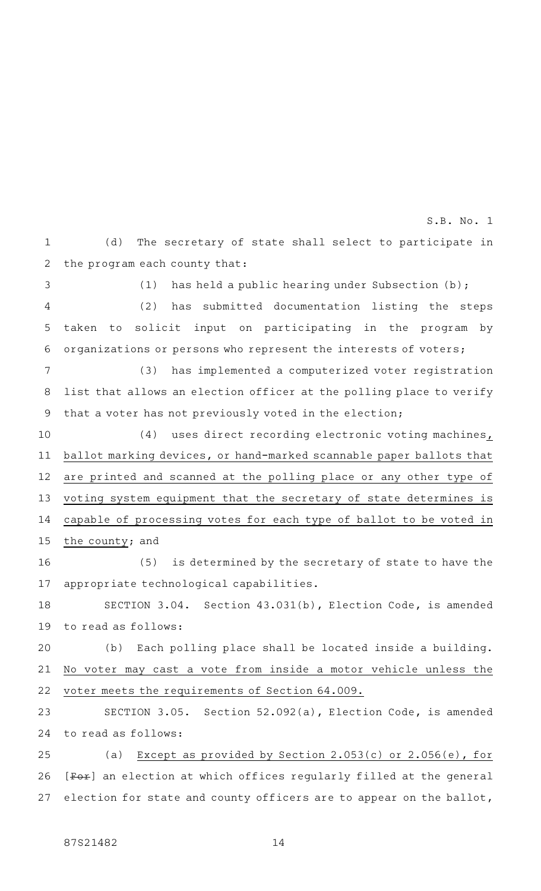(d) The secretary of state shall select to participate in the program each county that:

(1) has held a public hearing under Subsection (b);

(2) has submitted documentation listing the steps taken to solicit input on participating in the program by organizations or persons who represent the interests of voters;

(3) has implemented a computerized voter registration list that allows an election officer at the polling place to verify that a voter has not previously voted in the election;

(4) uses direct recording electronic voting machines, ballot marking devices, or hand-marked scannable paper ballots that are printed and scanned at the polling place or any other type of voting system equipment that the secretary of state determines is capable of processing votes for each type of ballot to be voted in the county; and

(5) is determined by the secretary of state to have the appropriate technological capabilities.

SECTION 3.04. Section 43.031(b), Election Code, is amended to read as follows:

(b) Each polling place shall be located inside a building. No voter may cast a vote from inside a motor vehicle unless the voter meets the requirements of Section 64.009.

SECTION 3.05. Section 52.092(a), Election Code, is amended to read as follows:

(a) Except as provided by Section 2.053(c) or 2.056(e), for [~~For~~] an election at which offices regularly filled at the general election for state and county officers are to appear on the ballot,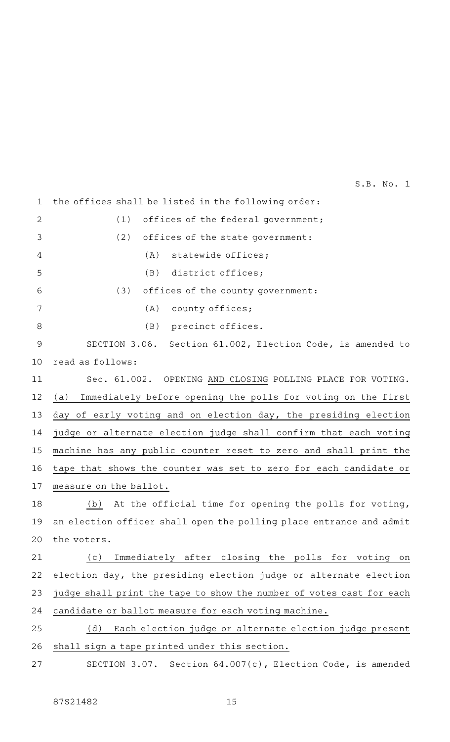the offices shall be listed in the following order:

(1) offices of the federal government;

(2) offices of the state government:

(A) statewide offices;

(B) district offices;

(3) offices of the county government:

(A) county offices;

(B) precinct offices.

SECTION 3.06. Section 61.002, Election Code, is amended to read as follows:

Sec. 61.002. OPENING AND CLOSING POLLING PLACE FOR VOTING. (a) Immediately before opening the polls for voting on the first day of early voting and on election day, the presiding election judge or alternate election judge shall confirm that each voting machine has any public counter reset to zero and shall print the tape that shows the counter was set to zero for each candidate or measure on the ballot.

(b) At the official time for opening the polls for voting, an election officer shall open the polling place entrance and admit the voters.

(c) Immediately after closing the polls for voting on election day, the presiding election judge or alternate election judge shall print the tape to show the number of votes cast for each candidate or ballot measure for each voting machine.

(d) Each election judge or alternate election judge present shall sign a tape printed under this section.

SECTION 3.07. Section 64.007(c), Election Code, is amended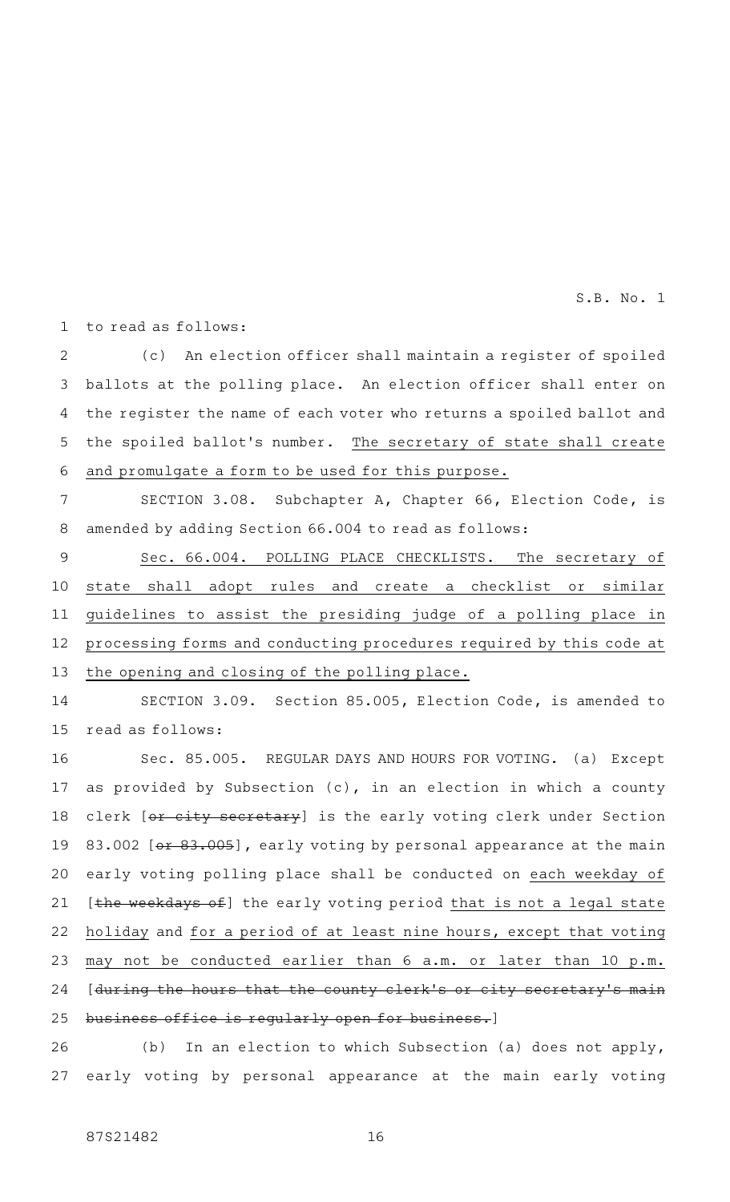to read as follows:

(c) An election officer shall maintain a register of spoiled ballots at the polling place. An election officer shall enter on the register the name of each voter who returns a spoiled ballot and the spoiled ballot's number. <u>The secretary of state shall create and promulgate a form to be used for this purpose.</u>

SECTION 3.08. Subchapter A, Chapter 66, Election Code, is amended by adding Section 66.004 to read as follows:

<u>Sec. 66.004. POLLING PLACE CHECKLISTS. The secretary of state shall adopt rules and create a checklist or similar guidelines to assist the presiding judge of a polling place in processing forms and conducting procedures required by this code at the opening and closing of the polling place.</u>

SECTION 3.09. Section 85.005, Election Code, is amended to read as follows:

Sec. 85.005. REGULAR DAYS AND HOURS FOR VOTING. (a) Except as provided by Subsection (c), in an election in which a county clerk [~~or city secretary~~] is the early voting clerk under Section 83.002 [~~or 83.005~~], early voting by personal appearance at the main early voting polling place shall be conducted on <u>each weekday of</u> [~~the weekdays of~~] the early voting period <u>that is not a legal state holiday</u> and <u>for a period of at least nine hours, except that voting may not be conducted earlier than 6 a.m. or later than 10 p.m.</u> [~~during the hours that the county clerk's or city secretary's main business office is regularly open for business.~~]

(b) In an election to which Subsection (a) does not apply, early voting by personal appearance at the main early voting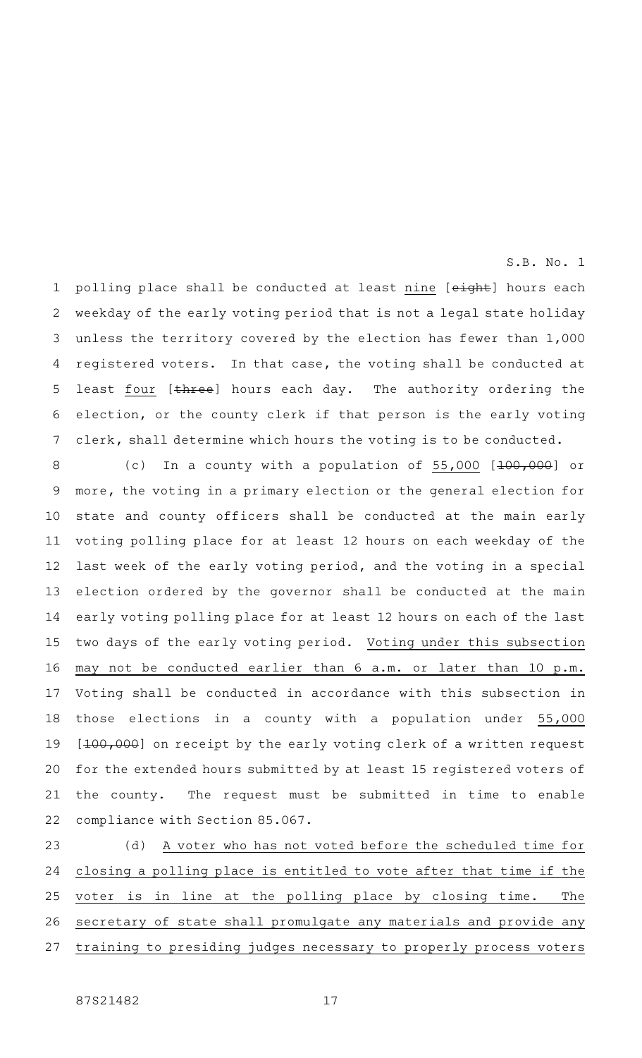polling place shall be conducted at least nine [~~eight~~] hours each weekday of the early voting period that is not a legal state holiday unless the territory covered by the election has fewer than 1,000 registered voters. In that case, the voting shall be conducted at least four [~~three~~] hours each day. The authority ordering the election, or the county clerk if that person is the early voting clerk, shall determine which hours the voting is to be conducted.

(c) In a county with a population of 55,000 [~~100,000~~] or more, the voting in a primary election or the general election for state and county officers shall be conducted at the main early voting polling place for at least 12 hours on each weekday of the last week of the early voting period, and the voting in a special election ordered by the governor shall be conducted at the main early voting polling place for at least 12 hours on each of the last two days of the early voting period. Voting under this subsection may not be conducted earlier than 6 a.m. or later than 10 p.m. Voting shall be conducted in accordance with this subsection in those elections in a county with a population under 55,000 [~~100,000~~] on receipt by the early voting clerk of a written request for the extended hours submitted by at least 15 registered voters of the county. The request must be submitted in time to enable compliance with Section 85.067.

(d) A voter who has not voted before the scheduled time for closing a polling place is entitled to vote after that time if the voter is in line at the polling place by closing time. The secretary of state shall promulgate any materials and provide any training to presiding judges necessary to properly process voters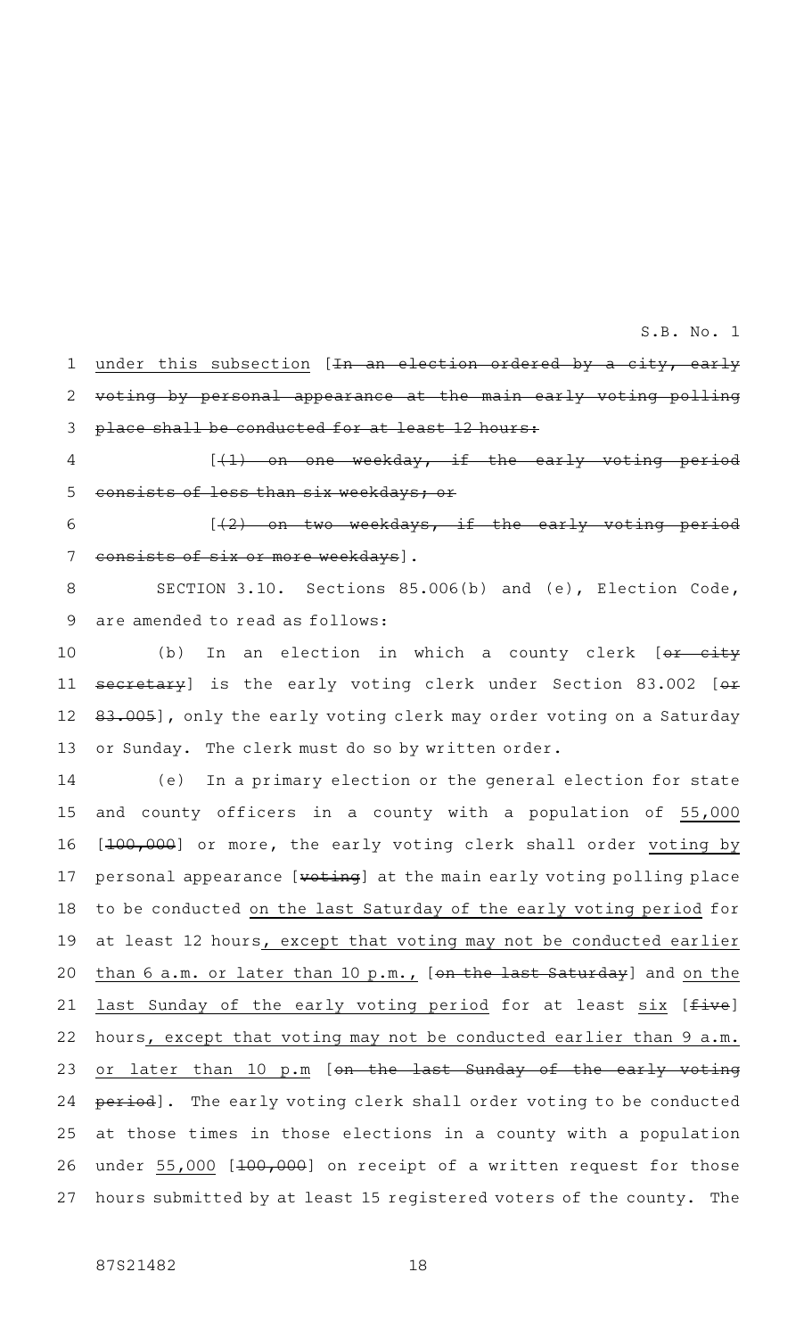under this subsection [In an election ordered by a city, early voting by personal appearance at the main early voting polling place shall be conducted for at least 12 hours:

[(1) on one weekday, if the early voting period consists of less than six weekdays; or

[(2) on two weekdays, if the early voting period consists of six or more weekdays].

SECTION 3.10. Sections 85.006(b) and (e), Election Code, are amended to read as follows:

(b) In an election in which a county clerk [or city secretary] is the early voting clerk under Section 83.002 [or 83.005], only the early voting clerk may order voting on a Saturday or Sunday. The clerk must do so by written order.

(e) In a primary election or the general election for state and county officers in a county with a population of 55,000 [100,000] or more, the early voting clerk shall order voting by personal appearance [voting] at the main early voting polling place to be conducted on the last Saturday of the early voting period for at least 12 hours, except that voting may not be conducted earlier than 6 a.m. or later than 10 p.m., [on the last Saturday] and on the last Sunday of the early voting period for at least six [five] hours, except that voting may not be conducted earlier than 9 a.m. or later than 10 p.m [on the last Sunday of the early voting period]. The early voting clerk shall order voting to be conducted at those times in those elections in a county with a population under 55,000 [100,000] on receipt of a written request for those hours submitted by at least 15 registered voters of the county. The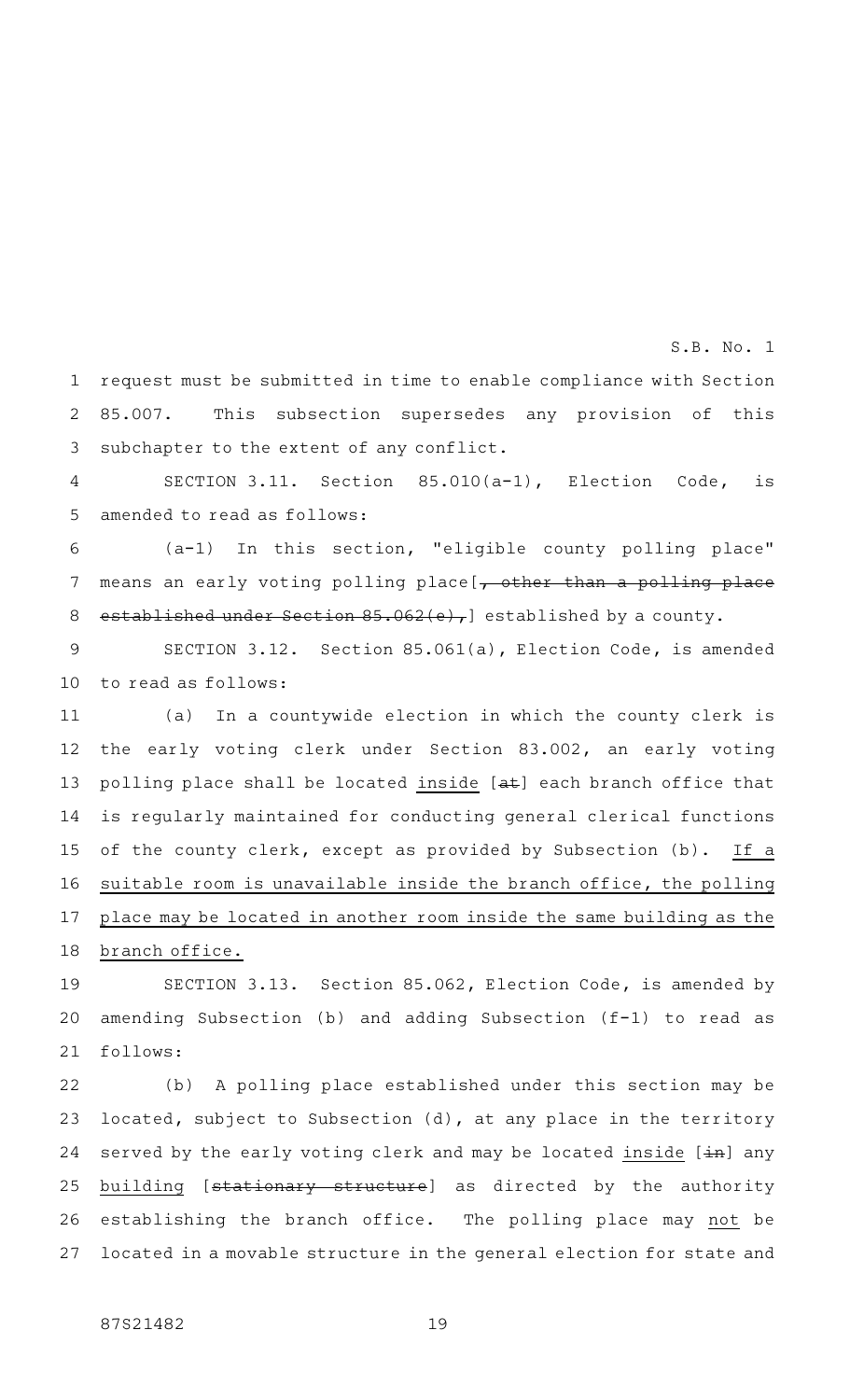request must be submitted in time to enable compliance with Section 85.007. This subsection supersedes any provision of this subchapter to the extent of any conflict.

SECTION 3.11. Section 85.010(a-1), Election Code, is amended to read as follows:

(a-1) In this section, "eligible county polling place" means an early voting polling place[~~, other than a polling place established under Section 85.062(e),~~] established by a county.

SECTION 3.12. Section 85.061(a), Election Code, is amended to read as follows:

(a) In a countywide election in which the county clerk is the early voting clerk under Section 83.002, an early voting polling place shall be located <u>inside</u> [~~at~~] each branch office that is regularly maintained for conducting general clerical functions of the county clerk, except as provided by Subsection (b). <u>If a suitable room is unavailable inside the branch office, the polling place may be located in another room inside the same building as the branch office.</u>

SECTION 3.13. Section 85.062, Election Code, is amended by amending Subsection (b) and adding Subsection (f-1) to read as follows:

(b) A polling place established under this section may be located, subject to Subsection (d), at any place in the territory served by the early voting clerk and may be located <u>inside</u> [~~in~~] any <u>building</u> [~~stationary structure~~] as directed by the authority establishing the branch office. The polling place may <u>not</u> be located in a movable structure in the general election for state and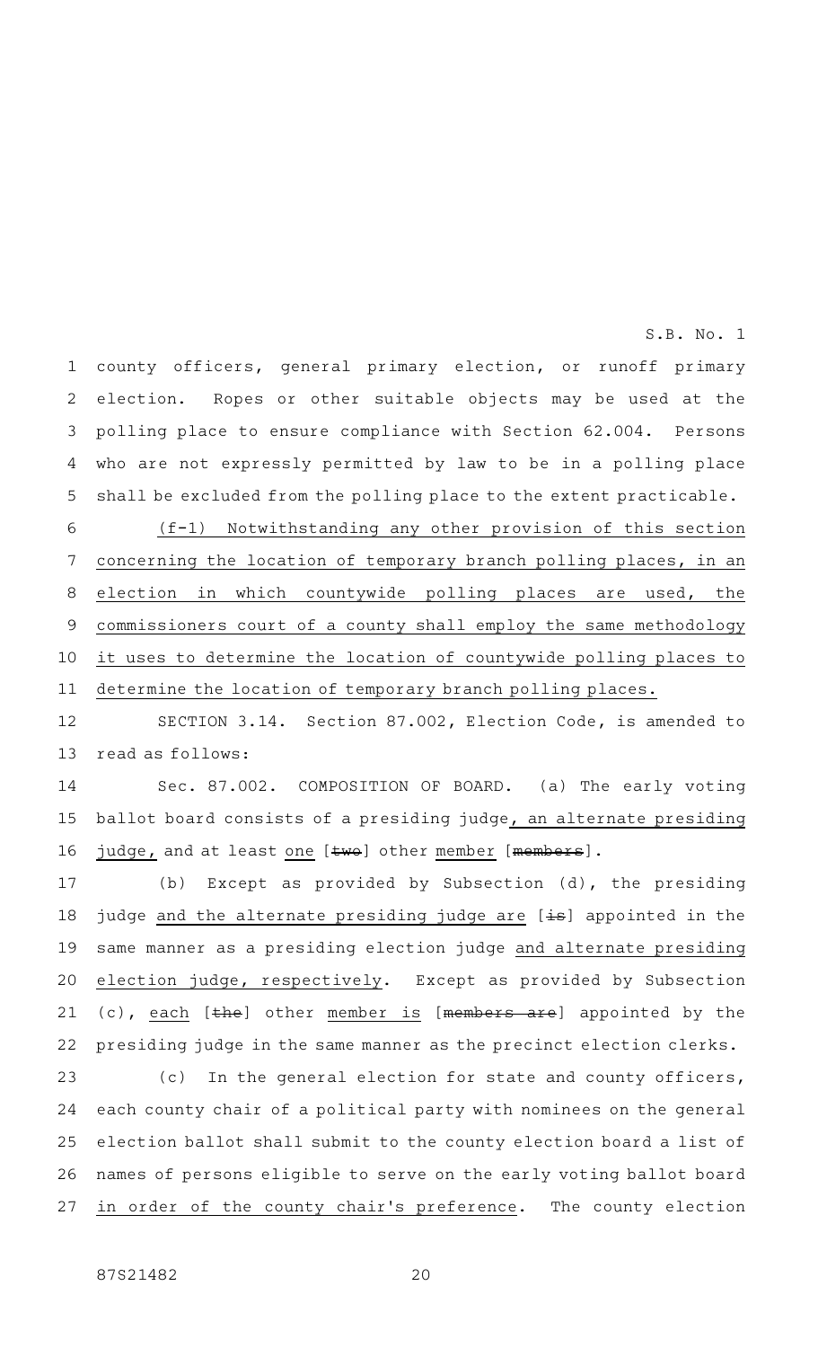county officers, general primary election, or runoff primary election. Ropes or other suitable objects may be used at the polling place to ensure compliance with Section 62.004. Persons who are not expressly permitted by law to be in a polling place shall be excluded from the polling place to the extent practicable.

(f-1) Notwithstanding any other provision of this section concerning the location of temporary branch polling places, in an election in which countywide polling places are used, the commissioners court of a county shall employ the same methodology it uses to determine the location of countywide polling places to determine the location of temporary branch polling places.

SECTION 3.14. Section 87.002, Election Code, is amended to read as follows:

Sec. 87.002. COMPOSITION OF BOARD. (a) The early voting ballot board consists of a presiding judge, an alternate presiding judge, and at least one [~~two~~] other member [~~members~~].

(b) Except as provided by Subsection (d), the presiding judge and the alternate presiding judge are [~~is~~] appointed in the same manner as a presiding election judge and alternate presiding election judge, respectively. Except as provided by Subsection (c), each [~~the~~] other member is [~~members are~~] appointed by the presiding judge in the same manner as the precinct election clerks.

(c) In the general election for state and county officers, each county chair of a political party with nominees on the general election ballot shall submit to the county election board a list of names of persons eligible to serve on the early voting ballot board in order of the county chair's preference. The county election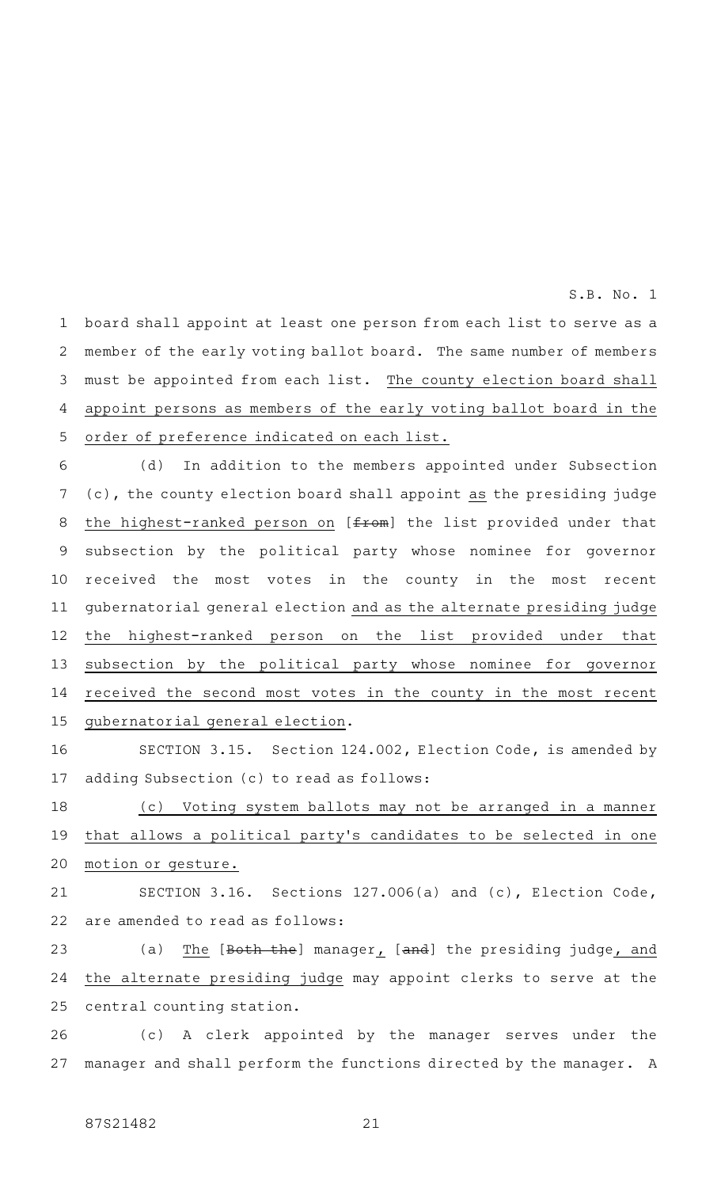board shall appoint at least one person from each list to serve as a member of the early voting ballot board. The same number of members must be appointed from each list. The county election board shall appoint persons as members of the early voting ballot board in the order of preference indicated on each list.

(d) In addition to the members appointed under Subsection (c), the county election board shall appoint as the presiding judge the highest-ranked person on [from] the list provided under that subsection by the political party whose nominee for governor received the most votes in the county in the most recent gubernatorial general election and as the alternate presiding judge the highest-ranked person on the list provided under that subsection by the political party whose nominee for governor received the second most votes in the county in the most recent gubernatorial general election.

SECTION 3.15. Section 124.002, Election Code, is amended by adding Subsection (c) to read as follows:

(c) Voting system ballots may not be arranged in a manner that allows a political party's candidates to be selected in one motion or gesture.

SECTION 3.16. Sections 127.006(a) and (c), Election Code, are amended to read as follows:

(a) The [Both the] manager, [and] the presiding judge, and the alternate presiding judge may appoint clerks to serve at the central counting station.

(c) A clerk appointed by the manager serves under the manager and shall perform the functions directed by the manager. A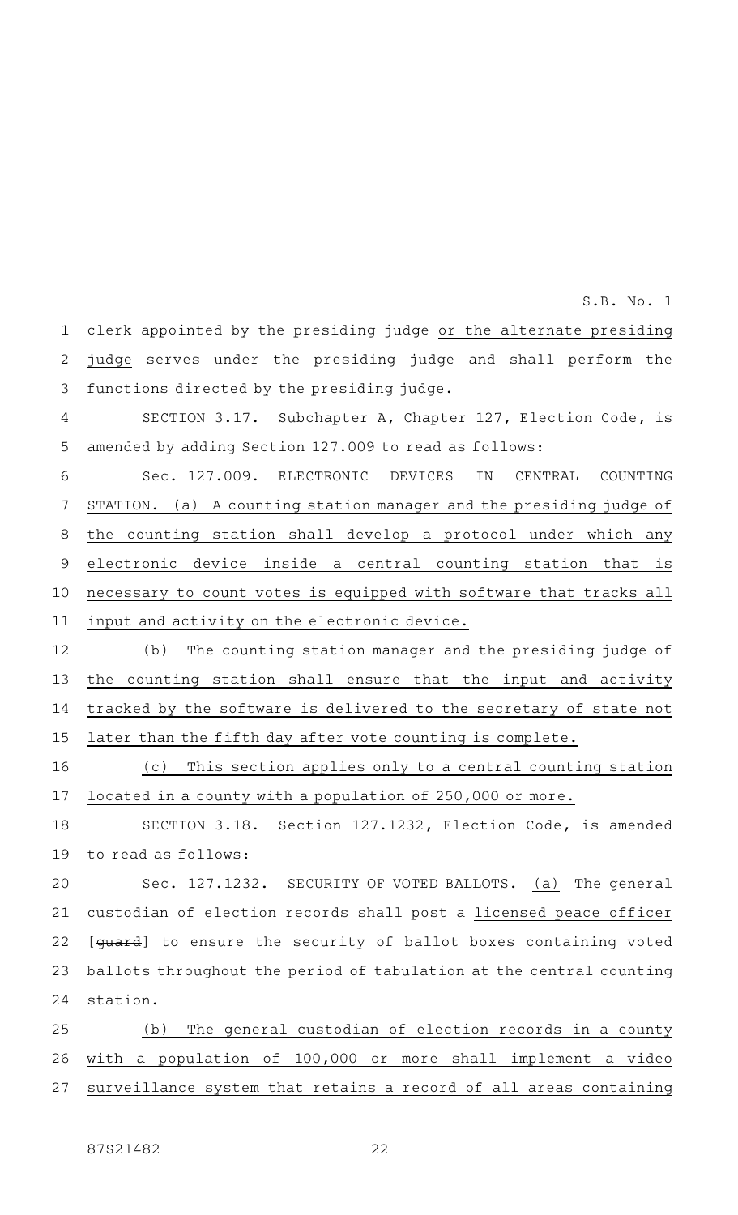clerk appointed by the presiding judge or the alternate presiding judge serves under the presiding judge and shall perform the functions directed by the presiding judge.

SECTION 3.17. Subchapter A, Chapter 127, Election Code, is amended by adding Section 127.009 to read as follows:

Sec. 127.009. ELECTRONIC DEVICES IN CENTRAL COUNTING STATION. (a) A counting station manager and the presiding judge of the counting station shall develop a protocol under which any electronic device inside a central counting station that is necessary to count votes is equipped with software that tracks all input and activity on the electronic device.

(b) The counting station manager and the presiding judge of the counting station shall ensure that the input and activity tracked by the software is delivered to the secretary of state not later than the fifth day after vote counting is complete.

(c) This section applies only to a central counting station located in a county with a population of 250,000 or more.

SECTION 3.18. Section 127.1232, Election Code, is amended to read as follows:

Sec. 127.1232. SECURITY OF VOTED BALLOTS. (a) The general custodian of election records shall post a licensed peace officer [~~guard~~] to ensure the security of ballot boxes containing voted ballots throughout the period of tabulation at the central counting station.

(b) The general custodian of election records in a county with a population of 100,000 or more shall implement a video surveillance system that retains a record of all areas containing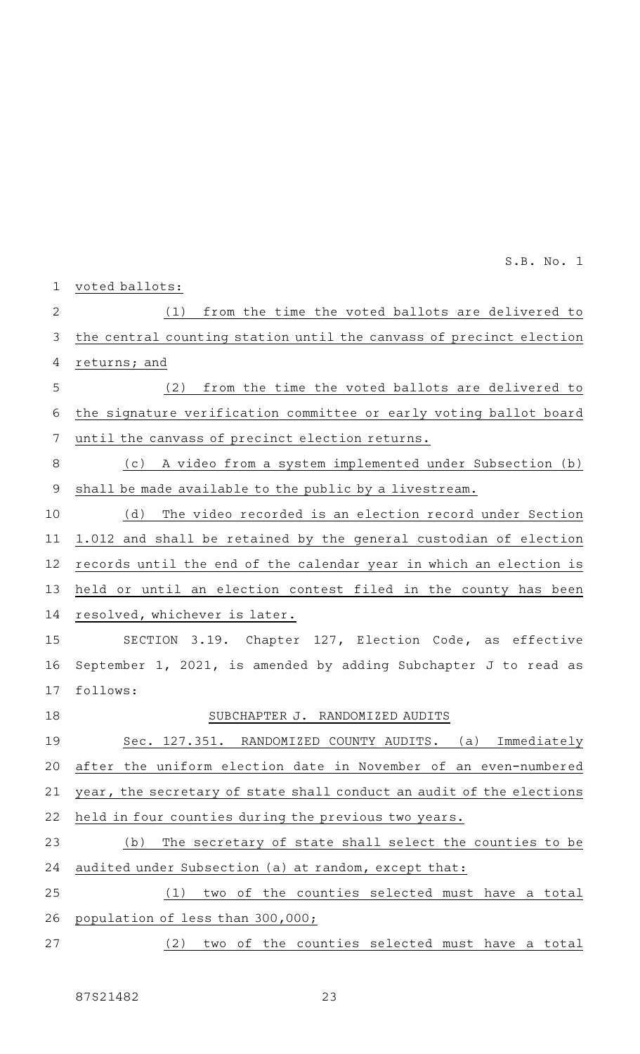voted ballots:

(1) from the time the voted ballots are delivered to the central counting station until the canvass of precinct election returns; and

(2) from the time the voted ballots are delivered to the signature verification committee or early voting ballot board until the canvass of precinct election returns.

(c) A video from a system implemented under Subsection (b) shall be made available to the public by a livestream.

(d) The video recorded is an election record under Section 1.012 and shall be retained by the general custodian of election records until the end of the calendar year in which an election is held or until an election contest filed in the county has been resolved, whichever is later.

SECTION 3.19. Chapter 127, Election Code, as effective September 1, 2021, is amended by adding Subchapter J to read as follows:

SUBCHAPTER J. RANDOMIZED AUDITS

Sec. 127.351. RANDOMIZED COUNTY AUDITS. (a) Immediately after the uniform election date in November of an even-numbered year, the secretary of state shall conduct an audit of the elections held in four counties during the previous two years.

(b) The secretary of state shall select the counties to be audited under Subsection (a) at random, except that:

(1) two of the counties selected must have a total population of less than 300,000;

(2) two of the counties selected must have a total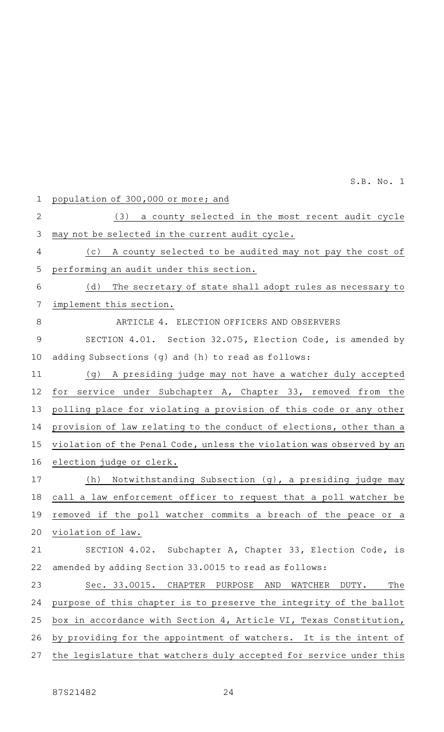population of 300,000 or more; and

(3) a county selected in the most recent audit cycle may not be selected in the current audit cycle.

(c) A county selected to be audited may not pay the cost of performing an audit under this section.

(d) The secretary of state shall adopt rules as necessary to implement this section.

ARTICLE 4. ELECTION OFFICERS AND OBSERVERS

SECTION 4.01. Section 32.075, Election Code, is amended by adding Subsections (g) and (h) to read as follows:

(g) A presiding judge may not have a watcher duly accepted for service under Subchapter A, Chapter 33, removed from the polling place for violating a provision of this code or any other provision of law relating to the conduct of elections, other than a violation of the Penal Code, unless the violation was observed by an election judge or clerk.

(h) Notwithstanding Subsection (g), a presiding judge may call a law enforcement officer to request that a poll watcher be removed if the poll watcher commits a breach of the peace or a violation of law.

SECTION 4.02. Subchapter A, Chapter 33, Election Code, is amended by adding Section 33.0015 to read as follows:

Sec. 33.0015. CHAPTER PURPOSE AND WATCHER DUTY. The purpose of this chapter is to preserve the integrity of the ballot box in accordance with Section 4, Article VI, Texas Constitution, by providing for the appointment of watchers. It is the intent of the legislature that watchers duly accepted for service under this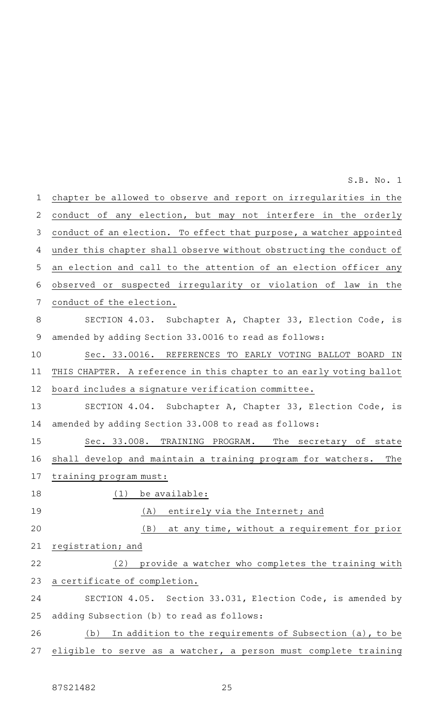chapter be allowed to observe and report on irregularities in the conduct of any election, but may not interfere in the orderly conduct of an election. To effect that purpose, a watcher appointed under this chapter shall observe without obstructing the conduct of an election and call to the attention of an election officer any observed or suspected irregularity or violation of law in the conduct of the election.

SECTION 4.03. Subchapter A, Chapter 33, Election Code, is amended by adding Section 33.0016 to read as follows:

Sec. 33.0016. REFERENCES TO EARLY VOTING BALLOT BOARD IN THIS CHAPTER. A reference in this chapter to an early voting ballot board includes a signature verification committee.

SECTION 4.04. Subchapter A, Chapter 33, Election Code, is amended by adding Section 33.008 to read as follows:

Sec. 33.008. TRAINING PROGRAM. The secretary of state shall develop and maintain a training program for watchers. The training program must:

(1) be available:

(A) entirely via the Internet; and

(B) at any time, without a requirement for prior registration; and

(2) provide a watcher who completes the training with a certificate of completion.

SECTION 4.05. Section 33.031, Election Code, is amended by adding Subsection (b) to read as follows:

(b) In addition to the requirements of Subsection (a), to be eligible to serve as a watcher, a person must complete training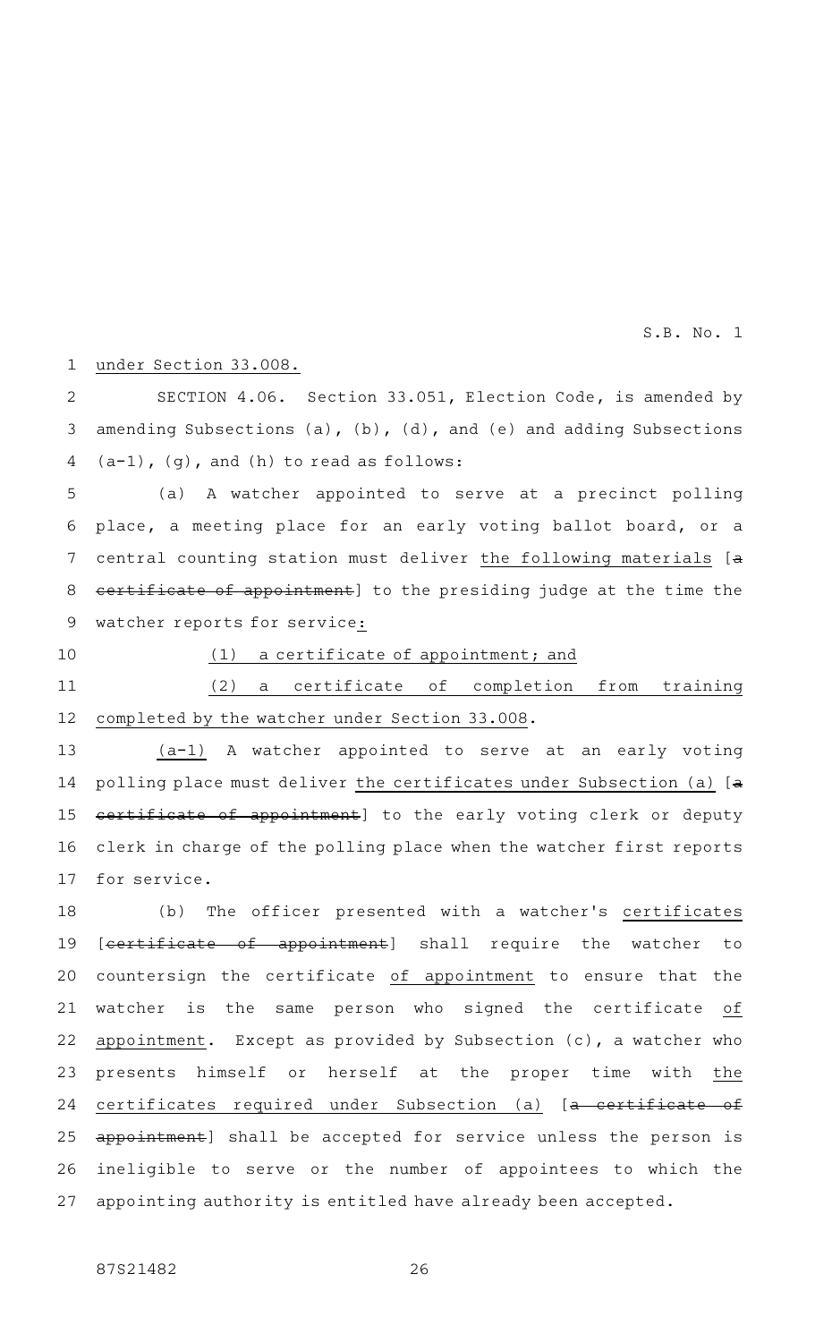under Section 33.008.

SECTION 4.06. Section 33.051, Election Code, is amended by amending Subsections (a), (b), (d), and (e) and adding Subsections (a-1), (g), and (h) to read as follows:

(a) A watcher appointed to serve at a precinct polling place, a meeting place for an early voting ballot board, or a central counting station must deliver the following materials [a certificate of appointment] to the presiding judge at the time the watcher reports for service:

(1) a certificate of appointment; and

(2) a certificate of completion from training completed by the watcher under Section 33.008.

(a-1) A watcher appointed to serve at an early voting polling place must deliver the certificates under Subsection (a) [a certificate of appointment] to the early voting clerk or deputy clerk in charge of the polling place when the watcher first reports for service.

(b) The officer presented with a watcher's certificates [certificate of appointment] shall require the watcher to countersign the certificate of appointment to ensure that the watcher is the same person who signed the certificate of appointment. Except as provided by Subsection (c), a watcher who presents himself or herself at the proper time with the certificates required under Subsection (a) [a certificate of appointment] shall be accepted for service unless the person is ineligible to serve or the number of appointees to which the appointing authority is entitled have already been accepted.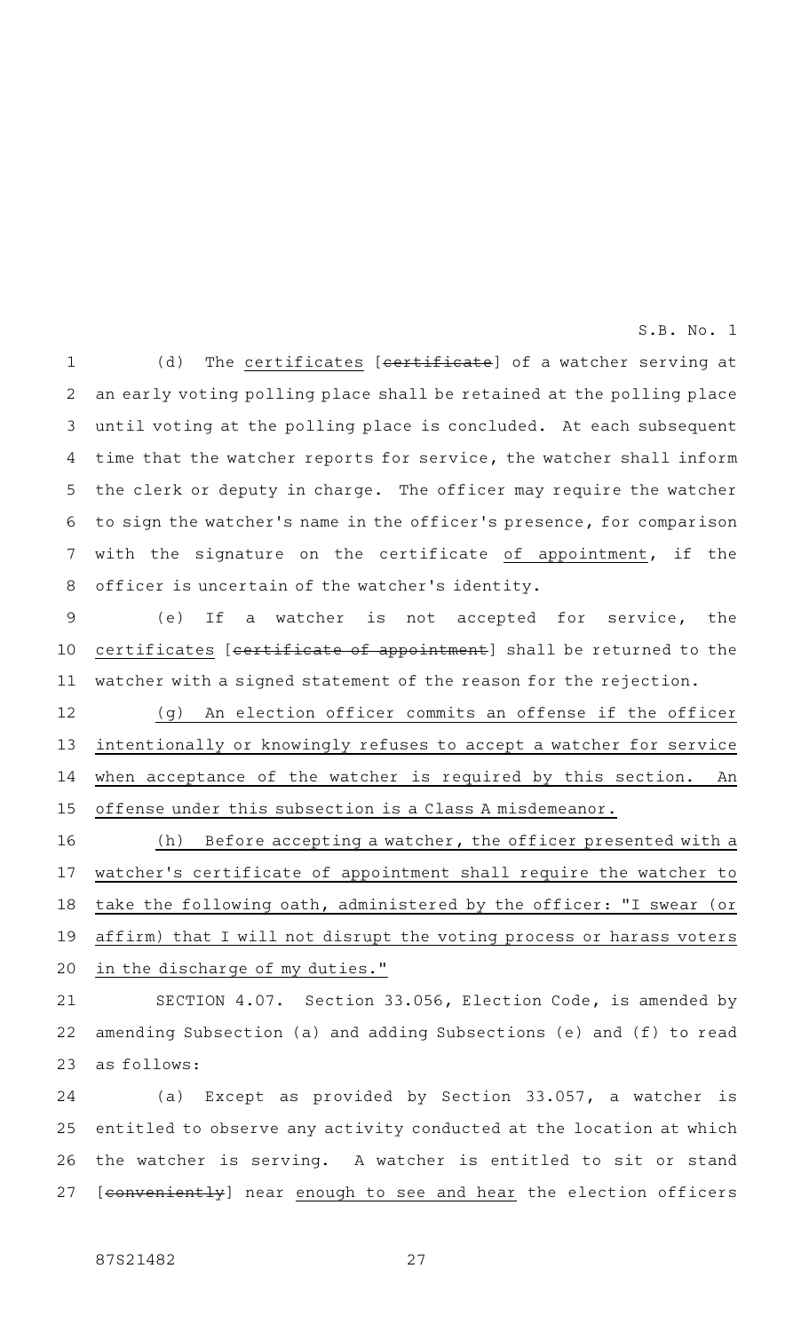(d) The certificates [~~certificate~~] of a watcher serving at an early voting polling place shall be retained at the polling place until voting at the polling place is concluded. At each subsequent time that the watcher reports for service, the watcher shall inform the clerk or deputy in charge. The officer may require the watcher to sign the watcher's name in the officer's presence, for comparison with the signature on the certificate of appointment, if the officer is uncertain of the watcher's identity.

(e) If a watcher is not accepted for service, the certificates [~~certificate of appointment~~] shall be returned to the watcher with a signed statement of the reason for the rejection.

(g) An election officer commits an offense if the officer intentionally or knowingly refuses to accept a watcher for service when acceptance of the watcher is required by this section. An offense under this subsection is a Class A misdemeanor.

(h) Before accepting a watcher, the officer presented with a watcher's certificate of appointment shall require the watcher to take the following oath, administered by the officer: "I swear (or affirm) that I will not disrupt the voting process or harass voters in the discharge of my duties."

SECTION 4.07. Section 33.056, Election Code, is amended by amending Subsection (a) and adding Subsections (e) and (f) to read as follows:

(a) Except as provided by Section 33.057, a watcher is entitled to observe any activity conducted at the location at which the watcher is serving. A watcher is entitled to sit or stand [~~conveniently~~] near enough to see and hear the election officers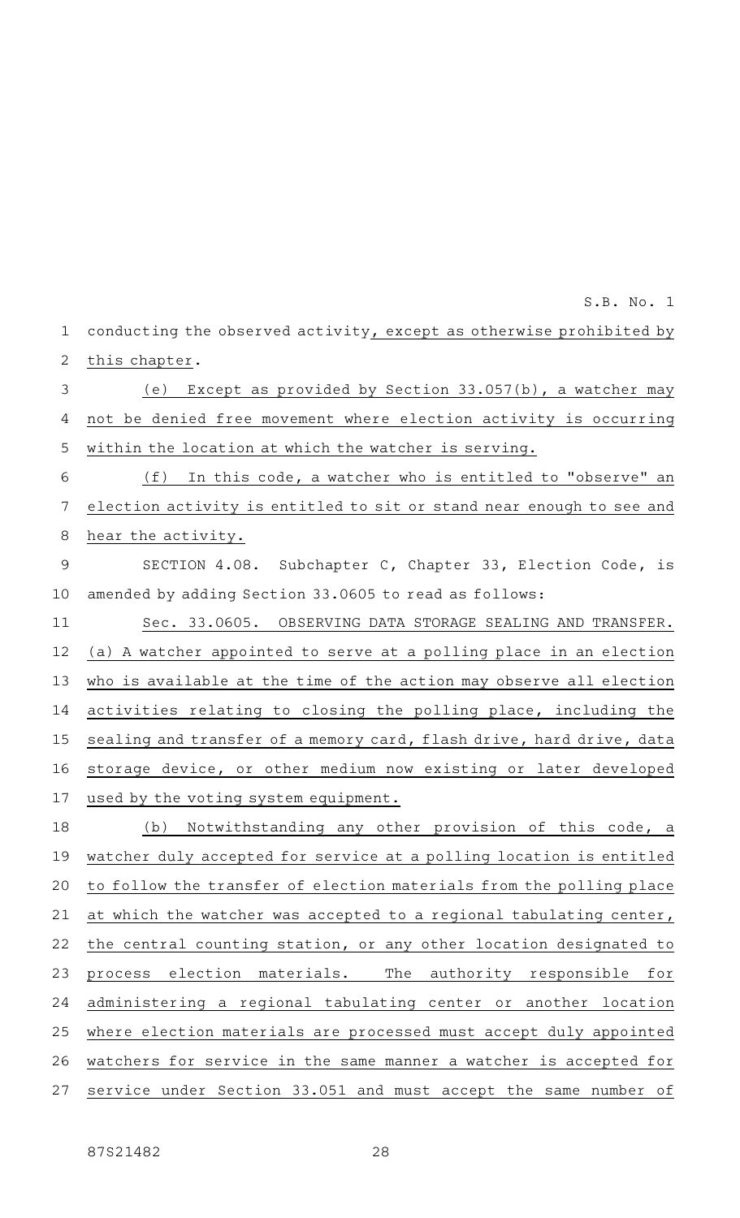conducting the observed activity, except as otherwise prohibited by this chapter.

(e) Except as provided by Section 33.057(b), a watcher may not be denied free movement where election activity is occurring within the location at which the watcher is serving.

(f) In this code, a watcher who is entitled to "observe" an election activity is entitled to sit or stand near enough to see and hear the activity.

SECTION 4.08. Subchapter C, Chapter 33, Election Code, is amended by adding Section 33.0605 to read as follows:

Sec. 33.0605. OBSERVING DATA STORAGE SEALING AND TRANSFER. (a) A watcher appointed to serve at a polling place in an election who is available at the time of the action may observe all election activities relating to closing the polling place, including the sealing and transfer of a memory card, flash drive, hard drive, data storage device, or other medium now existing or later developed used by the voting system equipment.

(b) Notwithstanding any other provision of this code, a watcher duly accepted for service at a polling location is entitled to follow the transfer of election materials from the polling place at which the watcher was accepted to a regional tabulating center, the central counting station, or any other location designated to process election materials. The authority responsible for administering a regional tabulating center or another location where election materials are processed must accept duly appointed watchers for service in the same manner a watcher is accepted for service under Section 33.051 and must accept the same number of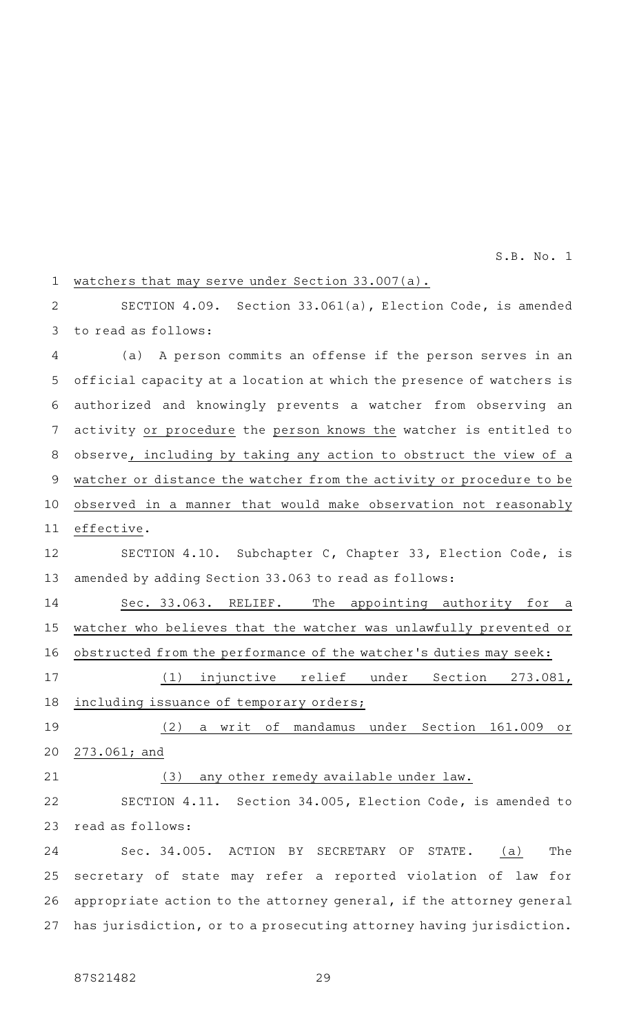watchers that may serve under Section 33.007(a).

SECTION 4.09. Section 33.061(a), Election Code, is amended to read as follows:

(a) A person commits an offense if the person serves in an official capacity at a location at which the presence of watchers is authorized and knowingly prevents a watcher from observing an activity or procedure the person knows the watcher is entitled to observe, including by taking any action to obstruct the view of a watcher or distance the watcher from the activity or procedure to be observed in a manner that would make observation not reasonably effective.

SECTION 4.10. Subchapter C, Chapter 33, Election Code, is amended by adding Section 33.063 to read as follows:

Sec. 33.063. RELIEF. The appointing authority for a watcher who believes that the watcher was unlawfully prevented or obstructed from the performance of the watcher's duties may seek:

(1) injunctive relief under Section 273.081, including issuance of temporary orders;

(2) a writ of mandamus under Section 161.009 or 273.061; and

(3) any other remedy available under law.

SECTION 4.11. Section 34.005, Election Code, is amended to read as follows:

Sec. 34.005. ACTION BY SECRETARY OF STATE. (a) The secretary of state may refer a reported violation of law for appropriate action to the attorney general, if the attorney general has jurisdiction, or to a prosecuting attorney having jurisdiction.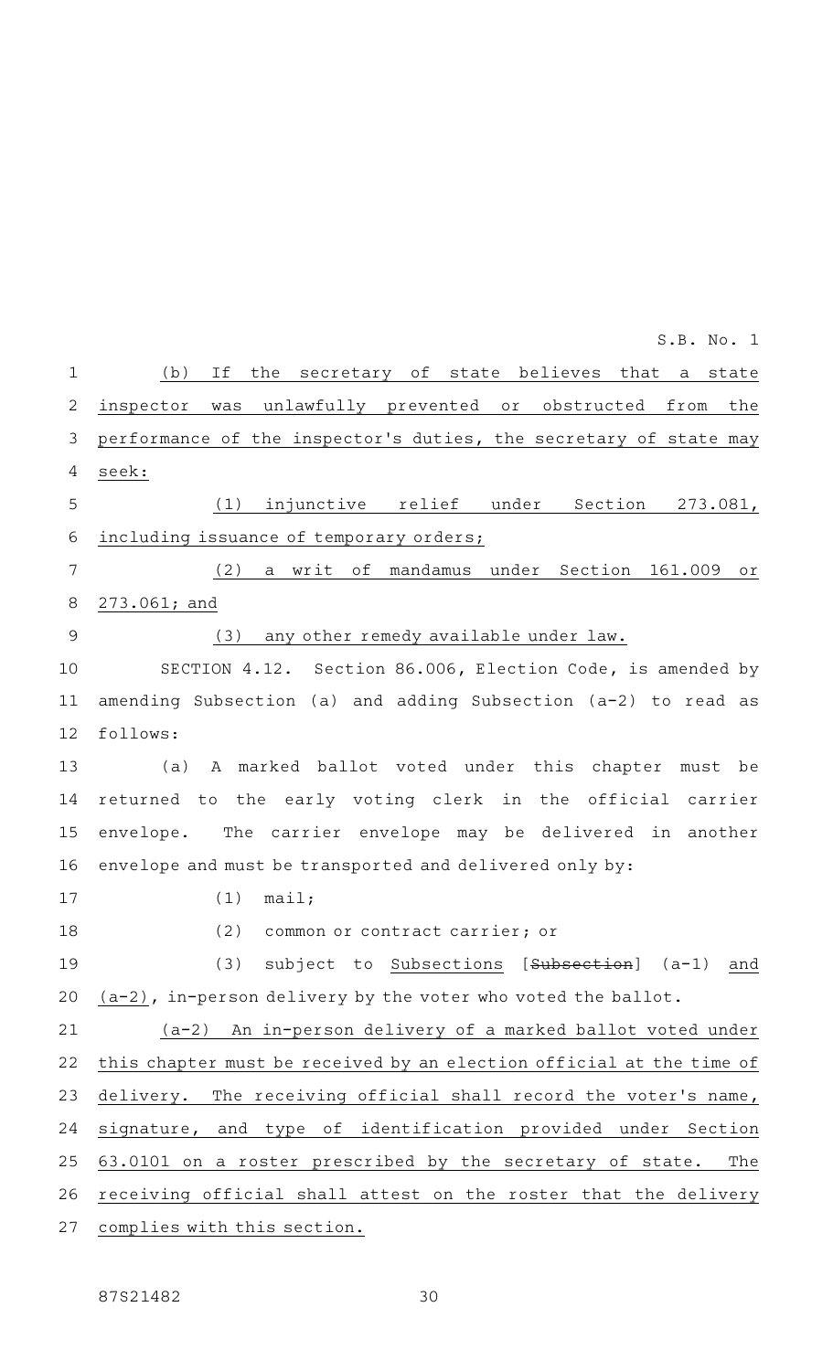(b) If the secretary of state believes that a state inspector was unlawfully prevented or obstructed from the performance of the inspector's duties, the secretary of state may seek:

(1) injunctive relief under Section 273.081, including issuance of temporary orders;

(2) a writ of mandamus under Section 161.009 or 273.061; and

(3) any other remedy available under law.

SECTION 4.12. Section 86.006, Election Code, is amended by amending Subsection (a) and adding Subsection (a-2) to read as follows:

(a) A marked ballot voted under this chapter must be returned to the early voting clerk in the official carrier envelope. The carrier envelope may be delivered in another envelope and must be transported and delivered only by:

(1) mail;

(2) common or contract carrier; or

(3) subject to Subsections [~~Subsection~~] (a-1) and (a-2), in-person delivery by the voter who voted the ballot.

(a-2) An in-person delivery of a marked ballot voted under this chapter must be received by an election official at the time of delivery. The receiving official shall record the voter's name, signature, and type of identification provided under Section 63.0101 on a roster prescribed by the secretary of state. The receiving official shall attest on the roster that the delivery complies with this section.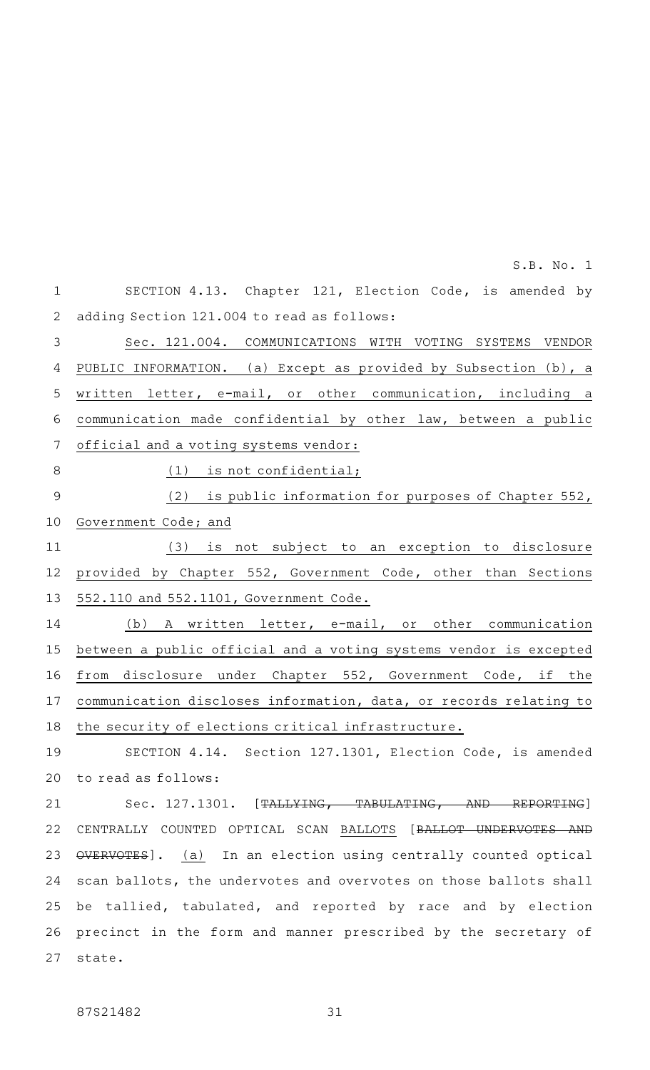SECTION 4.13. Chapter 121, Election Code, is amended by adding Section 121.004 to read as follows:

Sec. 121.004. COMMUNICATIONS WITH VOTING SYSTEMS VENDOR PUBLIC INFORMATION. (a) Except as provided by Subsection (b), a written letter, e-mail, or other communication, including a communication made confidential by other law, between a public official and a voting systems vendor:

(1) is not confidential;

(2) is public information for purposes of Chapter 552, Government Code; and

(3) is not subject to an exception to disclosure provided by Chapter 552, Government Code, other than Sections 552.110 and 552.1101, Government Code.

(b) A written letter, e-mail, or other communication between a public official and a voting systems vendor is excepted from disclosure under Chapter 552, Government Code, if the communication discloses information, data, or records relating to the security of elections critical infrastructure.

SECTION 4.14. Section 127.1301, Election Code, is amended to read as follows:

Sec. 127.1301. [~~TALLYING, TABULATING, AND REPORTING~~] CENTRALLY COUNTED OPTICAL SCAN BALLOTS [~~BALLOT UNDERVOTES AND OVERVOTES~~]. (a) In an election using centrally counted optical scan ballots, the undervotes and overvotes on those ballots shall be tallied, tabulated, and reported by race and by election precinct in the form and manner prescribed by the secretary of state.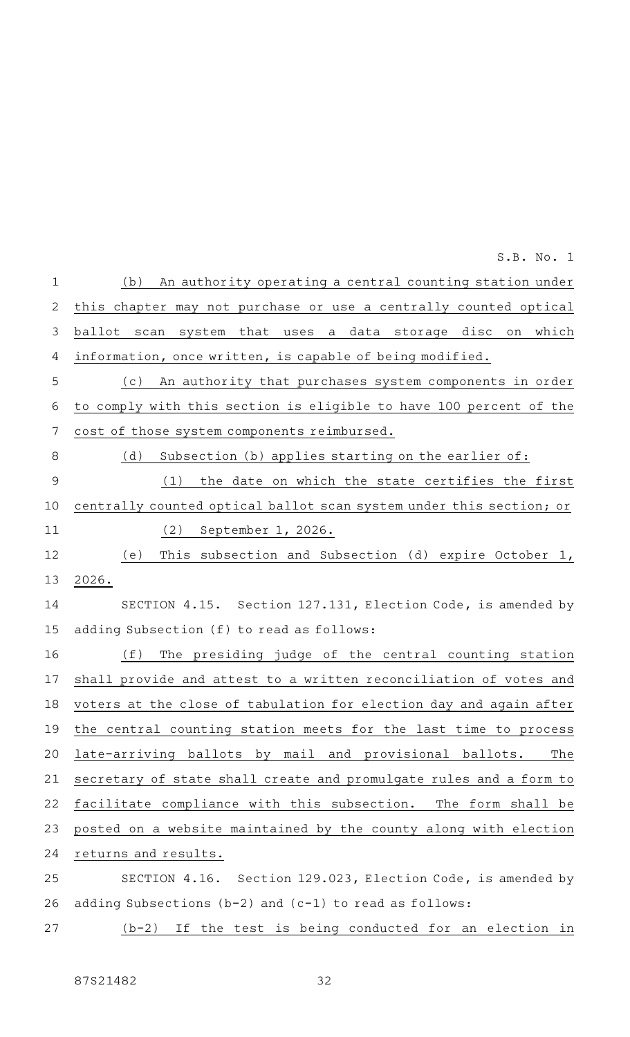(b) An authority operating a central counting station under this chapter may not purchase or use a centrally counted optical ballot scan system that uses a data storage disc on which information, once written, is capable of being modified.

(c) An authority that purchases system components in order to comply with this section is eligible to have 100 percent of the cost of those system components reimbursed.

(d) Subsection (b) applies starting on the earlier of:

(1) the date on which the state certifies the first centrally counted optical ballot scan system under this section; or

(2) September 1, 2026.

(e) This subsection and Subsection (d) expire October 1, 2026.

SECTION 4.15. Section 127.131, Election Code, is amended by adding Subsection (f) to read as follows:

(f) The presiding judge of the central counting station shall provide and attest to a written reconciliation of votes and voters at the close of tabulation for election day and again after the central counting station meets for the last time to process late-arriving ballots by mail and provisional ballots. The secretary of state shall create and promulgate rules and a form to facilitate compliance with this subsection. The form shall be posted on a website maintained by the county along with election returns and results.

SECTION 4.16. Section 129.023, Election Code, is amended by adding Subsections (b-2) and (c-1) to read as follows:

(b-2) If the test is being conducted for an election in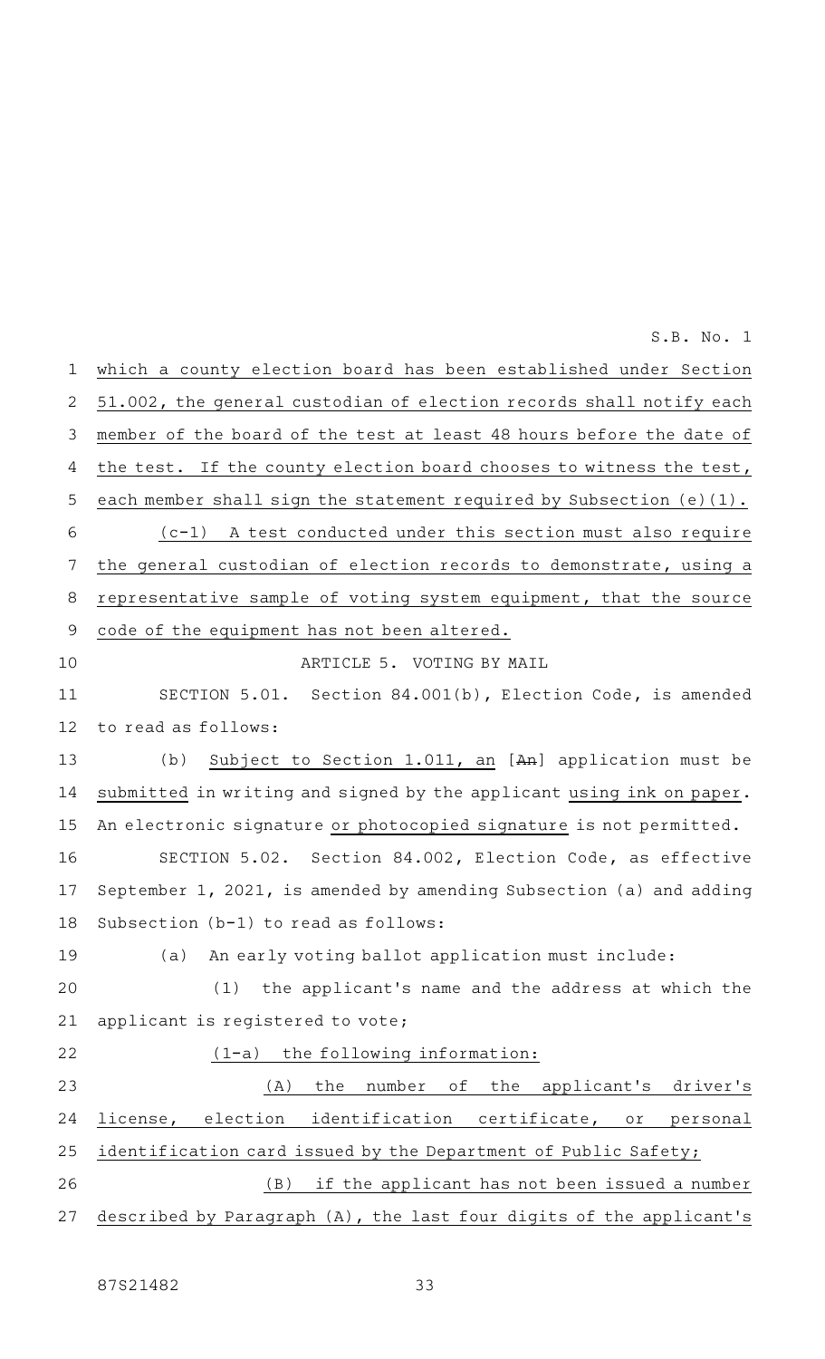which a county election board has been established under Section 51.002, the general custodian of election records shall notify each member of the board of the test at least 48 hours before the date of the test. If the county election board chooses to witness the test, each member shall sign the statement required by Subsection (e)(1).

(c-1) A test conducted under this section must also require the general custodian of election records to demonstrate, using a representative sample of voting system equipment, that the source code of the equipment has not been altered.

ARTICLE 5. VOTING BY MAIL

SECTION 5.01. Section 84.001(b), Election Code, is amended to read as follows:

(b) Subject to Section 1.011, an [~~An~~] application must be submitted in writing and signed by the applicant using ink on paper. An electronic signature or photocopied signature is not permitted.

SECTION 5.02. Section 84.002, Election Code, as effective September 1, 2021, is amended by amending Subsection (a) and adding Subsection (b-1) to read as follows:

(a) An early voting ballot application must include:

(1) the applicant's name and the address at which the applicant is registered to vote;

(1-a) the following information:

(A) the number of the applicant's driver's license, election identification certificate, or personal identification card issued by the Department of Public Safety;

(B) if the applicant has not been issued a number described by Paragraph (A), the last four digits of the applicant's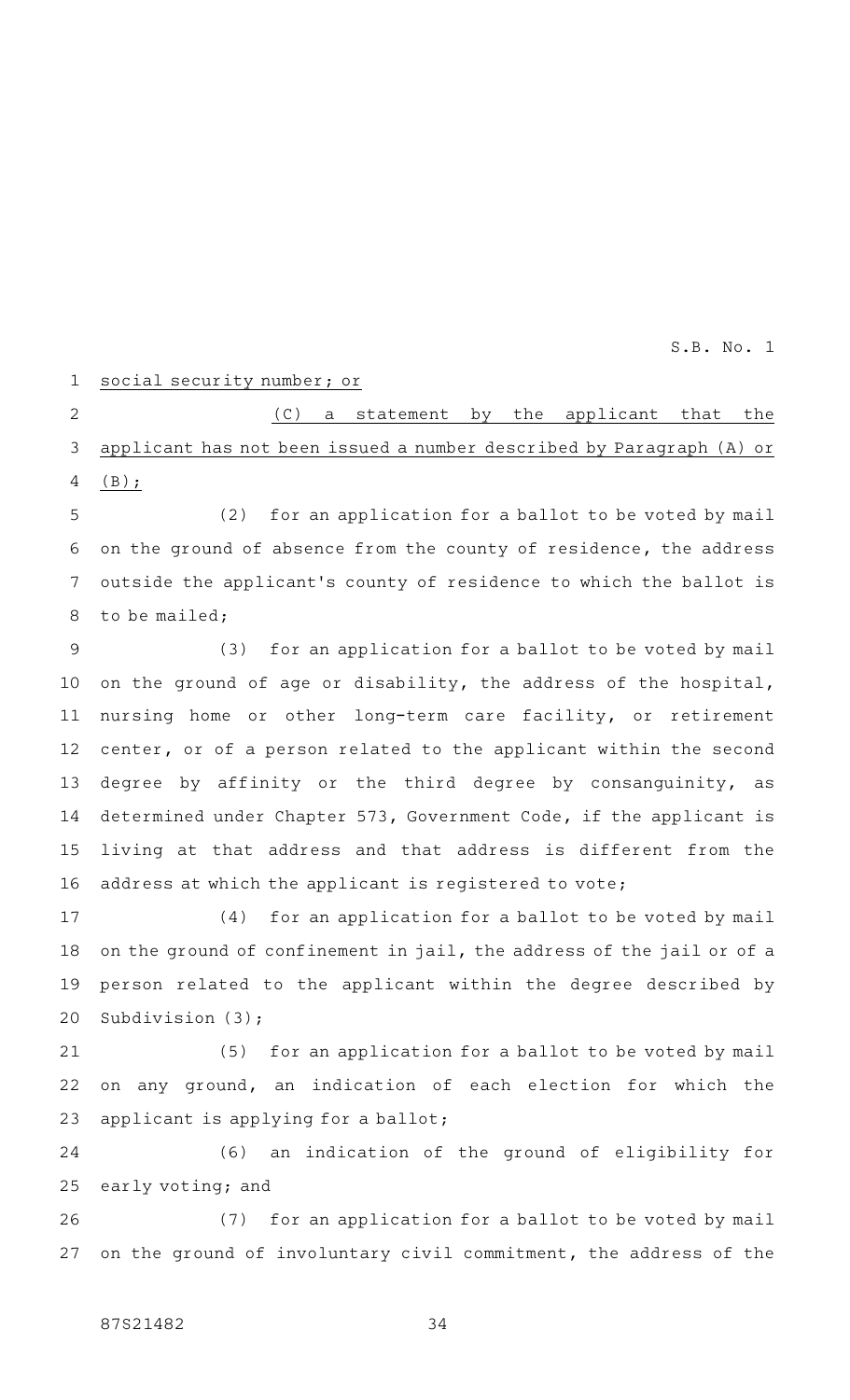social security number; or

(C) a statement by the applicant that the applicant has not been issued a number described by Paragraph (A) or (B);

(2) for an application for a ballot to be voted by mail on the ground of absence from the county of residence, the address outside the applicant's county of residence to which the ballot is to be mailed;

(3) for an application for a ballot to be voted by mail on the ground of age or disability, the address of the hospital, nursing home or other long-term care facility, or retirement center, or of a person related to the applicant within the second degree by affinity or the third degree by consanguinity, as determined under Chapter 573, Government Code, if the applicant is living at that address and that address is different from the address at which the applicant is registered to vote;

(4) for an application for a ballot to be voted by mail on the ground of confinement in jail, the address of the jail or of a person related to the applicant within the degree described by Subdivision (3);

(5) for an application for a ballot to be voted by mail on any ground, an indication of each election for which the applicant is applying for a ballot;

(6) an indication of the ground of eligibility for early voting; and

(7) for an application for a ballot to be voted by mail on the ground of involuntary civil commitment, the address of the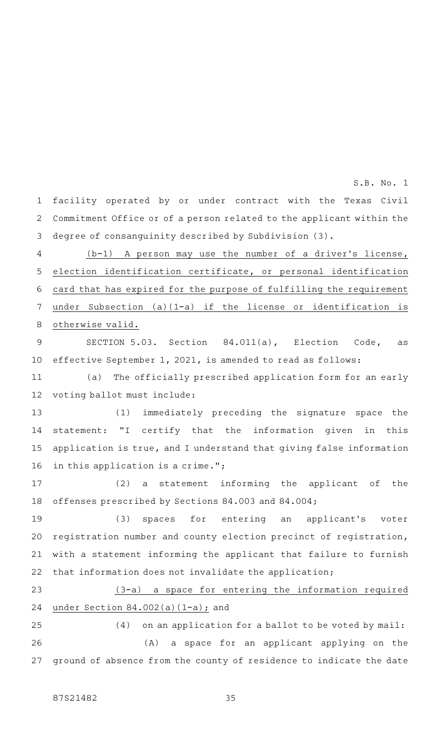facility operated by or under contract with the Texas Civil Commitment Office or of a person related to the applicant within the degree of consanguinity described by Subdivision (3).

(b-1) A person may use the number of a driver's license, election identification certificate, or personal identification card that has expired for the purpose of fulfilling the requirement under Subsection (a)(1-a) if the license or identification is otherwise valid.

SECTION 5.03. Section 84.011(a), Election Code, as effective September 1, 2021, is amended to read as follows:

(a) The officially prescribed application form for an early voting ballot must include:

(1) immediately preceding the signature space the statement: "I certify that the information given in this application is true, and I understand that giving false information in this application is a crime.";

(2) a statement informing the applicant of the offenses prescribed by Sections 84.003 and 84.004;

(3) spaces for entering an applicant's voter registration number and county election precinct of registration, with a statement informing the applicant that failure to furnish that information does not invalidate the application;

(3-a) a space for entering the information required under Section 84.002(a)(1-a); and

(4) on an application for a ballot to be voted by mail:

(A) a space for an applicant applying on the ground of absence from the county of residence to indicate the date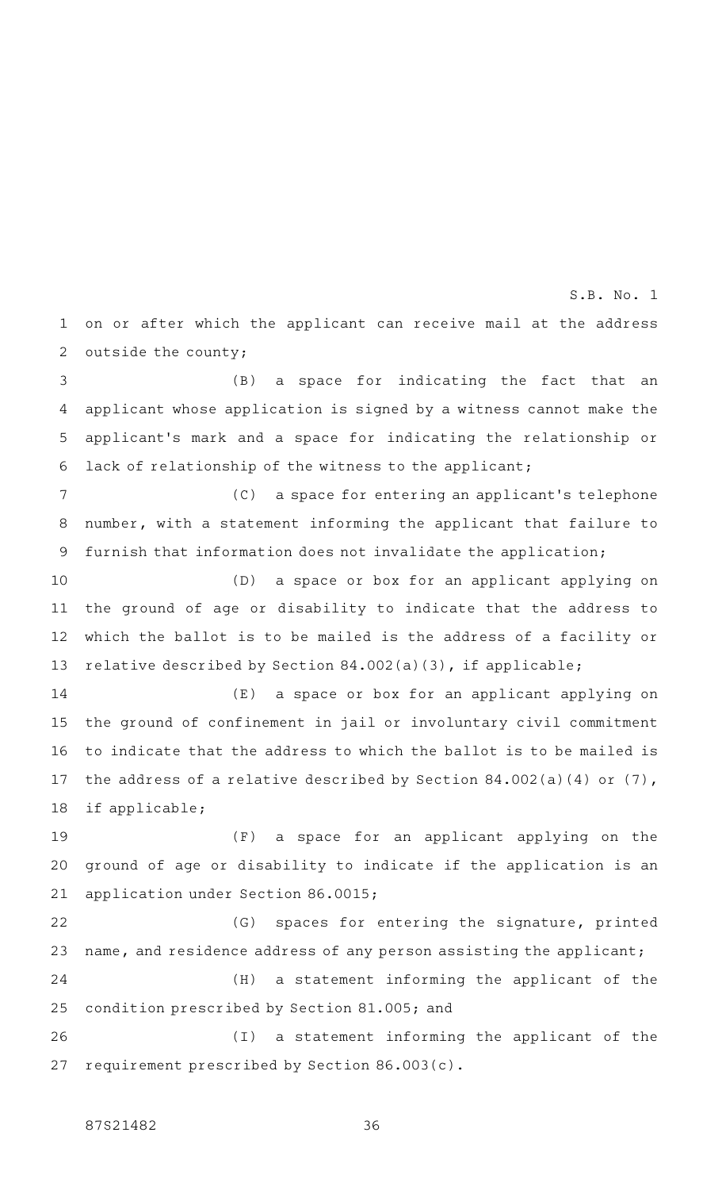on or after which the applicant can receive mail at the address outside the county;

(B) a space for indicating the fact that an applicant whose application is signed by a witness cannot make the applicant's mark and a space for indicating the relationship or lack of relationship of the witness to the applicant;

(C) a space for entering an applicant's telephone number, with a statement informing the applicant that failure to furnish that information does not invalidate the application;

(D) a space or box for an applicant applying on the ground of age or disability to indicate that the address to which the ballot is to be mailed is the address of a facility or relative described by Section 84.002(a)(3), if applicable;

(E) a space or box for an applicant applying on the ground of confinement in jail or involuntary civil commitment to indicate that the address to which the ballot is to be mailed is the address of a relative described by Section 84.002(a)(4) or (7), if applicable;

(F) a space for an applicant applying on the ground of age or disability to indicate if the application is an application under Section 86.0015;

(G) spaces for entering the signature, printed name, and residence address of any person assisting the applicant;

(H) a statement informing the applicant of the condition prescribed by Section 81.005; and

(I) a statement informing the applicant of the requirement prescribed by Section 86.003(c).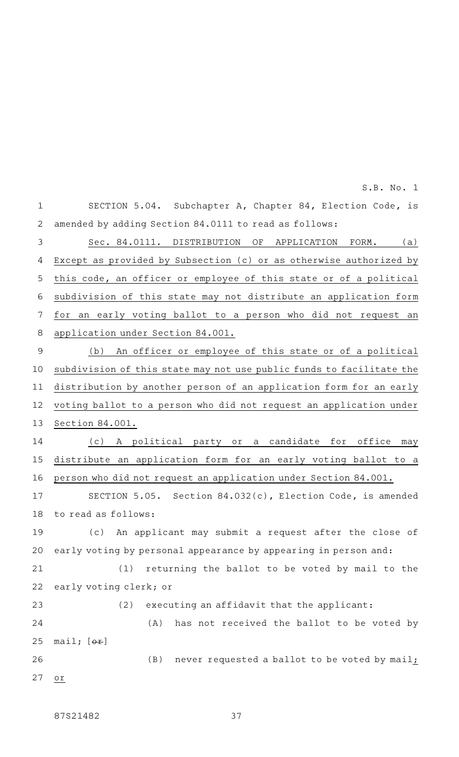SECTION 5.04. Subchapter A, Chapter 84, Election Code, is amended by adding Section 84.0111 to read as follows:

Sec. 84.0111. DISTRIBUTION OF APPLICATION FORM. (a) Except as provided by Subsection (c) or as otherwise authorized by this code, an officer or employee of this state or of a political subdivision of this state may not distribute an application form for an early voting ballot to a person who did not request an application under Section 84.001.

(b) An officer or employee of this state or of a political subdivision of this state may not use public funds to facilitate the distribution by another person of an application form for an early voting ballot to a person who did not request an application under Section 84.001.

(c) A political party or a candidate for office may distribute an application form for an early voting ballot to a person who did not request an application under Section 84.001.

SECTION 5.05. Section 84.032(c), Election Code, is amended to read as follows:

(c) An applicant may submit a request after the close of early voting by personal appearance by appearing in person and:

(1) returning the ballot to be voted by mail to the early voting clerk; or

(2) executing an affidavit that the applicant:

(A) has not received the ballot to be voted by mail; [~~or~~]

(B) never requested a ballot to be voted by mail; or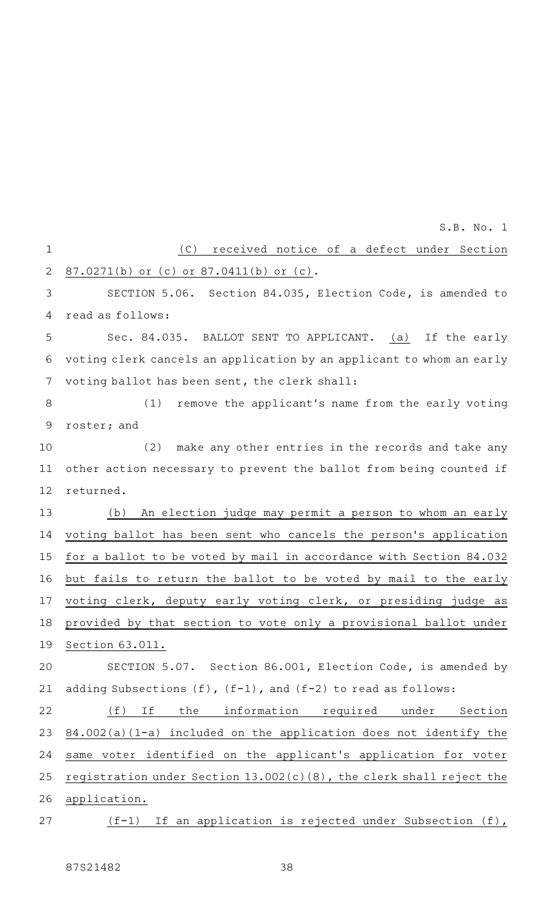(C) received notice of a defect under Section 87.0271(b) or (c) or 87.0411(b) or (c).

SECTION 5.06. Section 84.035, Election Code, is amended to read as follows:

Sec. 84.035. BALLOT SENT TO APPLICANT. (a) If the early voting clerk cancels an application by an applicant to whom an early voting ballot has been sent, the clerk shall:

(1) remove the applicant's name from the early voting roster; and

(2) make any other entries in the records and take any other action necessary to prevent the ballot from being counted if returned.

(b) An election judge may permit a person to whom an early voting ballot has been sent who cancels the person's application for a ballot to be voted by mail in accordance with Section 84.032 but fails to return the ballot to be voted by mail to the early voting clerk, deputy early voting clerk, or presiding judge as provided by that section to vote only a provisional ballot under Section 63.011.

SECTION 5.07. Section 86.001, Election Code, is amended by adding Subsections (f), (f-1), and (f-2) to read as follows:

(f) If the information required under Section 84.002(a)(1-a) included on the application does not identify the same voter identified on the applicant's application for voter registration under Section 13.002(c)(8), the clerk shall reject the application.

(f-1) If an application is rejected under Subsection (f),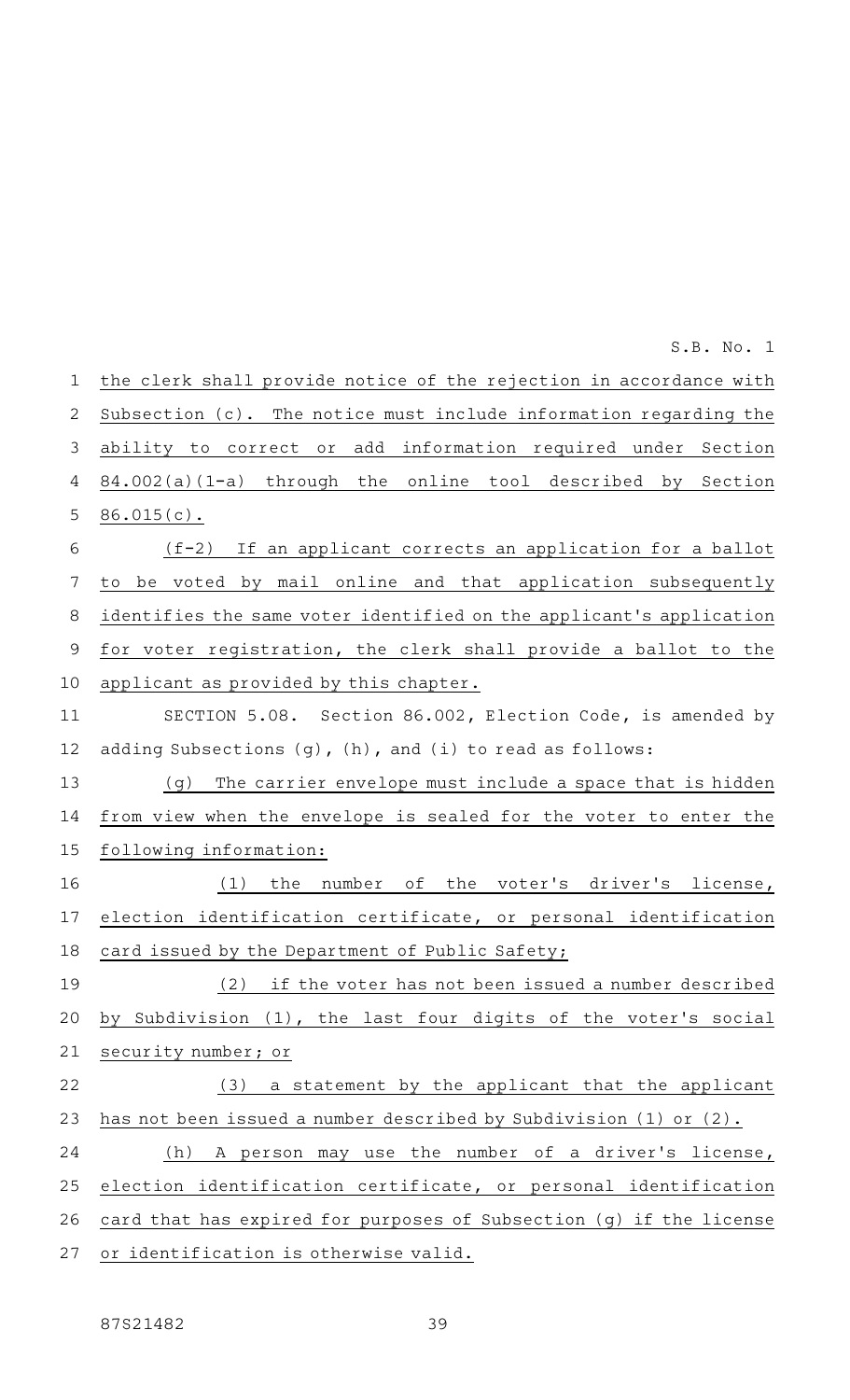the clerk shall provide notice of the rejection in accordance with Subsection (c). The notice must include information regarding the ability to correct or add information required under Section 84.002(a)(1-a) through the online tool described by Section 86.015(c).

(f-2) If an applicant corrects an application for a ballot to be voted by mail online and that application subsequently identifies the same voter identified on the applicant's application for voter registration, the clerk shall provide a ballot to the applicant as provided by this chapter.

SECTION 5.08. Section 86.002, Election Code, is amended by adding Subsections (g), (h), and (i) to read as follows:

(g) The carrier envelope must include a space that is hidden from view when the envelope is sealed for the voter to enter the following information:

(1) the number of the voter's driver's license, election identification certificate, or personal identification card issued by the Department of Public Safety;

(2) if the voter has not been issued a number described by Subdivision (1), the last four digits of the voter's social security number; or

(3) a statement by the applicant that the applicant has not been issued a number described by Subdivision (1) or (2).

(h) A person may use the number of a driver's license, election identification certificate, or personal identification card that has expired for purposes of Subsection (g) if the license or identification is otherwise valid.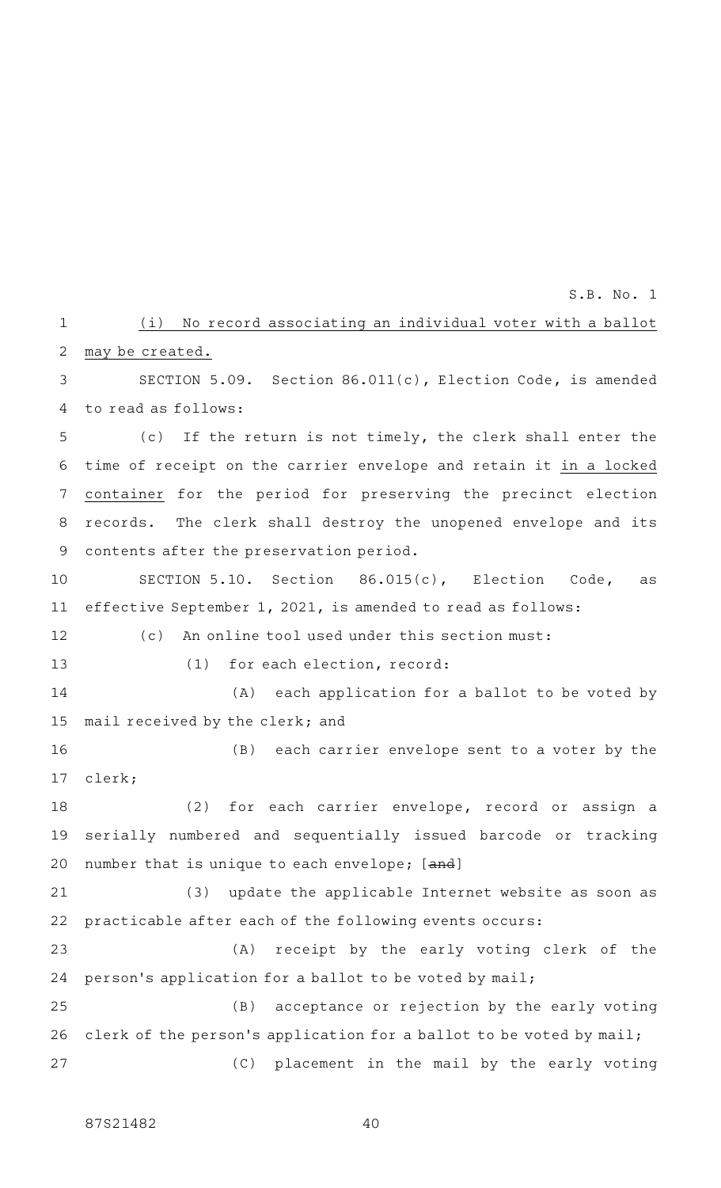(i) No record associating an individual voter with a ballot may be created.

SECTION 5.09. Section 86.011(c), Election Code, is amended to read as follows:

(c) If the return is not timely, the clerk shall enter the time of receipt on the carrier envelope and retain it in a locked container for the period for preserving the precinct election records. The clerk shall destroy the unopened envelope and its contents after the preservation period.

SECTION 5.10. Section 86.015(c), Election Code, as effective September 1, 2021, is amended to read as follows:

(c) An online tool used under this section must:

(1) for each election, record:

(A) each application for a ballot to be voted by mail received by the clerk; and

(B) each carrier envelope sent to a voter by the clerk;

(2) for each carrier envelope, record or assign a serially numbered and sequentially issued barcode or tracking number that is unique to each envelope; [~~and~~]

(3) update the applicable Internet website as soon as practicable after each of the following events occurs:

(A) receipt by the early voting clerk of the person's application for a ballot to be voted by mail;

(B) acceptance or rejection by the early voting clerk of the person's application for a ballot to be voted by mail;

(C) placement in the mail by the early voting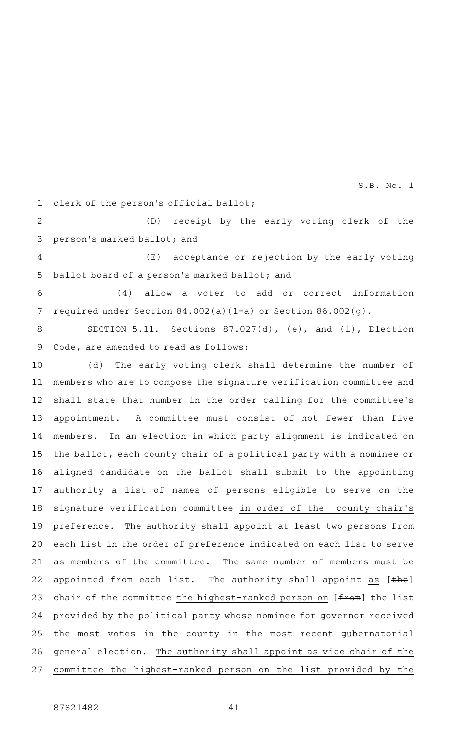clerk of the person's official ballot;

(D) receipt by the early voting clerk of the person's marked ballot; and

(E) acceptance or rejection by the early voting ballot board of a person's marked ballot; and

(4) allow a voter to add or correct information required under Section 84.002(a)(1-a) or Section 86.002(g).

SECTION 5.11. Sections 87.027(d), (e), and (i), Election Code, are amended to read as follows:

(d) The early voting clerk shall determine the number of members who are to compose the signature verification committee and shall state that number in the order calling for the committee's appointment. A committee must consist of not fewer than five members. In an election in which party alignment is indicated on the ballot, each county chair of a political party with a nominee or aligned candidate on the ballot shall submit to the appointing authority a list of names of persons eligible to serve on the signature verification committee in order of the county chair's preference. The authority shall appoint at least two persons from each list in the order of preference indicated on each list to serve as members of the committee. The same number of members must be appointed from each list. The authority shall appoint as [~~the~~] chair of the committee the highest-ranked person on [~~from~~] the list provided by the political party whose nominee for governor received the most votes in the county in the most recent gubernatorial general election. The authority shall appoint as vice chair of the committee the highest-ranked person on the list provided by the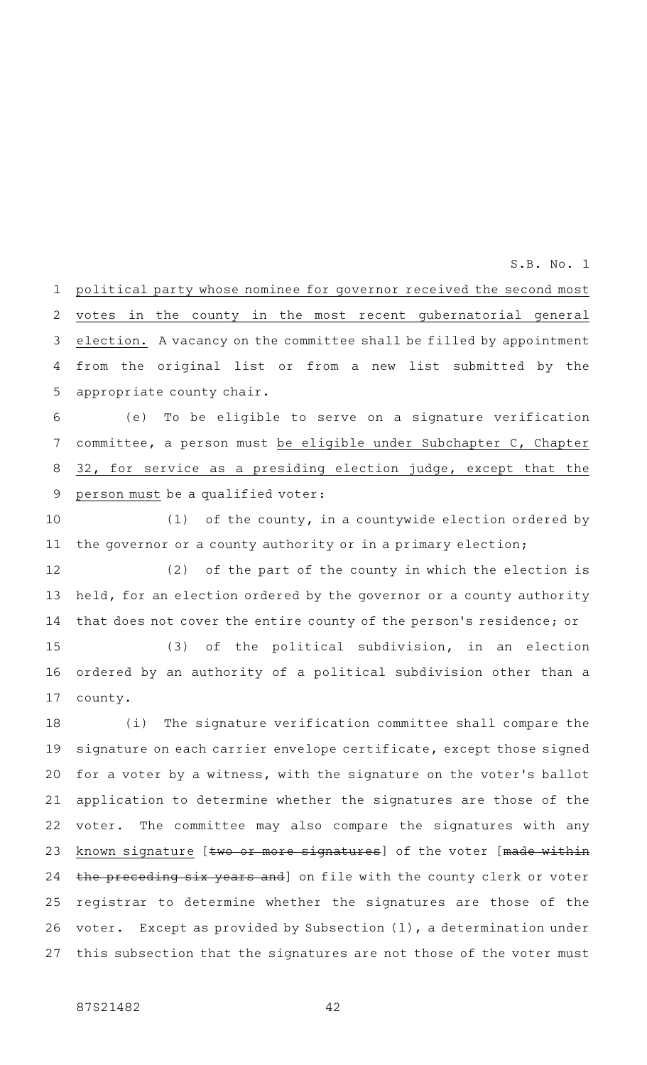political party whose nominee for governor received the second most votes in the county in the most recent gubernatorial general election. A vacancy on the committee shall be filled by appointment from the original list or from a new list submitted by the appropriate county chair.

(e) To be eligible to serve on a signature verification committee, a person must be eligible under Subchapter C, Chapter 32, for service as a presiding election judge, except that the person must be a qualified voter:

(1) of the county, in a countywide election ordered by the governor or a county authority or in a primary election;

(2) of the part of the county in which the election is held, for an election ordered by the governor or a county authority that does not cover the entire county of the person's residence; or

(3) of the political subdivision, in an election ordered by an authority of a political subdivision other than a county.

(i) The signature verification committee shall compare the signature on each carrier envelope certificate, except those signed for a voter by a witness, with the signature on the voter's ballot application to determine whether the signatures are those of the voter. The committee may also compare the signatures with any known signature [~~two or more signatures~~] of the voter [~~made within the preceding six years and~~] on file with the county clerk or voter registrar to determine whether the signatures are those of the voter. Except as provided by Subsection (l), a determination under this subsection that the signatures are not those of the voter must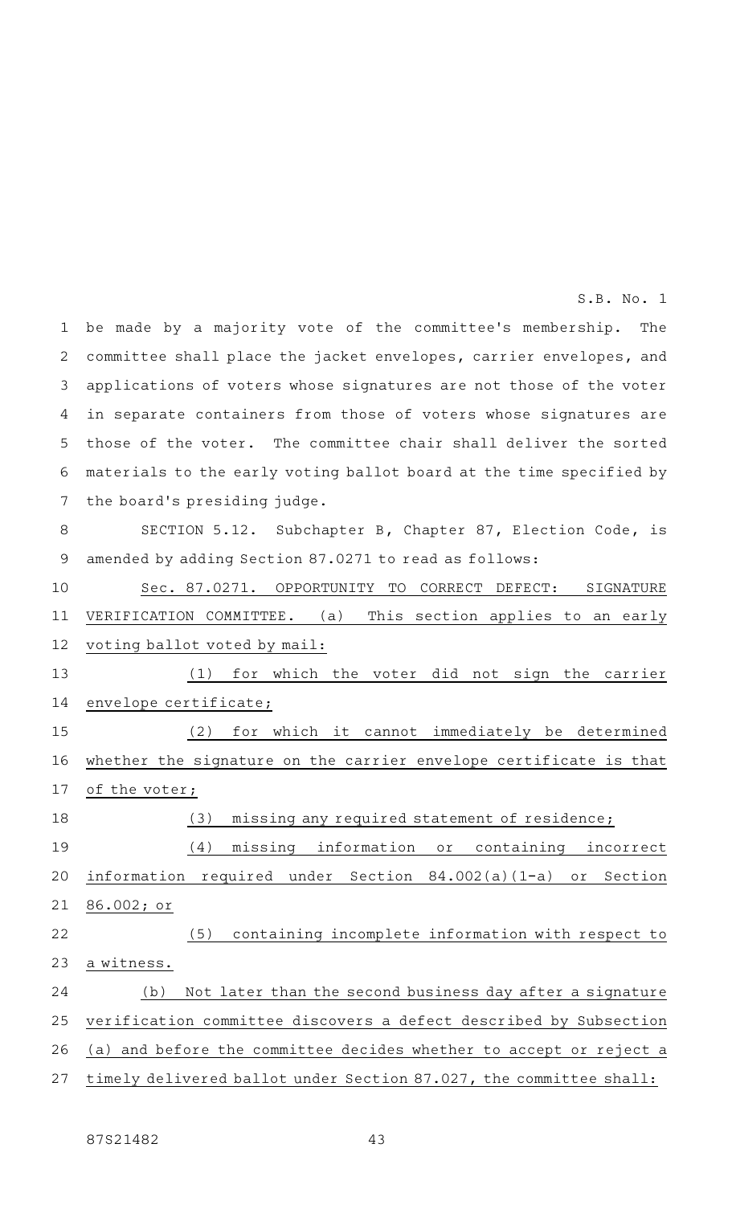be made by a majority vote of the committee's membership. The committee shall place the jacket envelopes, carrier envelopes, and applications of voters whose signatures are not those of the voter in separate containers from those of voters whose signatures are those of the voter. The committee chair shall deliver the sorted materials to the early voting ballot board at the time specified by the board's presiding judge.

SECTION 5.12. Subchapter B, Chapter 87, Election Code, is amended by adding Section 87.0271 to read as follows:

Sec. 87.0271. OPPORTUNITY TO CORRECT DEFECT: SIGNATURE VERIFICATION COMMITTEE. (a) This section applies to an early voting ballot voted by mail:

(1) for which the voter did not sign the carrier envelope certificate;

(2) for which it cannot immediately be determined whether the signature on the carrier envelope certificate is that of the voter;

(3) missing any required statement of residence;

(4) missing information or containing incorrect information required under Section 84.002(a)(1-a) or Section 86.002; or

(5) containing incomplete information with respect to a witness.

(b) Not later than the second business day after a signature verification committee discovers a defect described by Subsection (a) and before the committee decides whether to accept or reject a timely delivered ballot under Section 87.027, the committee shall: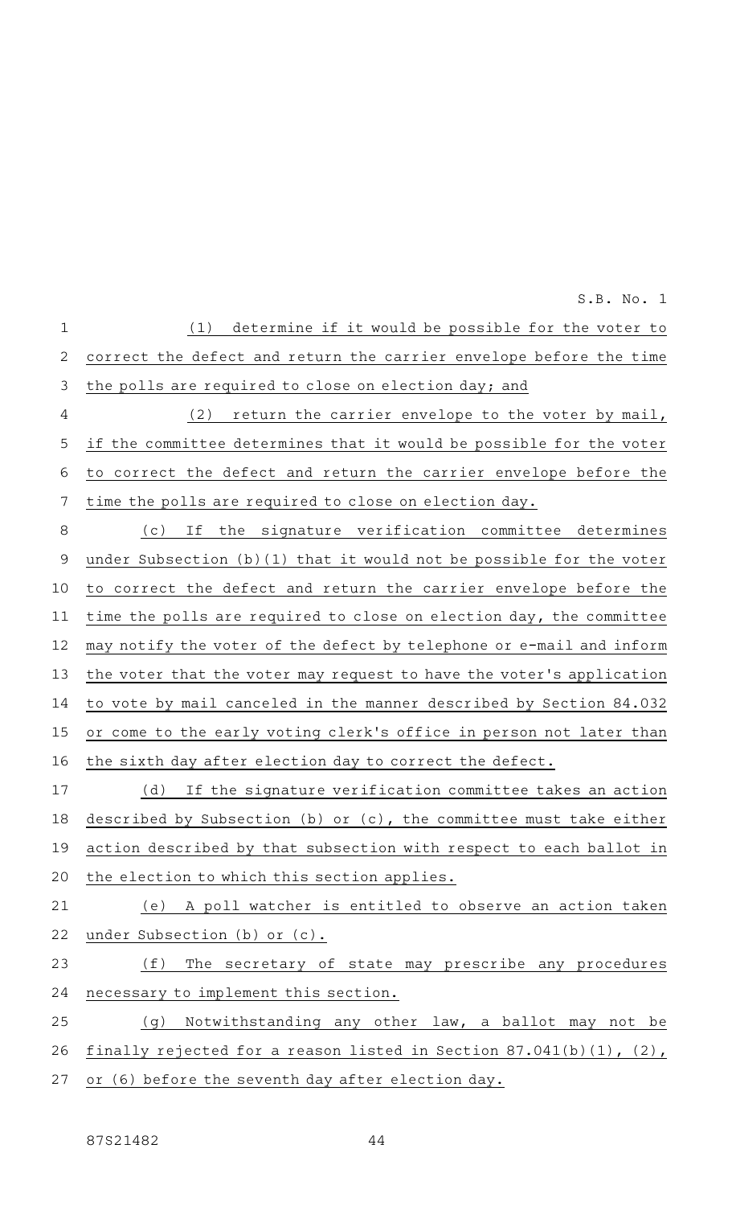(1) determine if it would be possible for the voter to correct the defect and return the carrier envelope before the time the polls are required to close on election day; and

(2) return the carrier envelope to the voter by mail, if the committee determines that it would be possible for the voter to correct the defect and return the carrier envelope before the time the polls are required to close on election day.

(c) If the signature verification committee determines under Subsection (b)(1) that it would not be possible for the voter to correct the defect and return the carrier envelope before the time the polls are required to close on election day, the committee may notify the voter of the defect by telephone or e-mail and inform the voter that the voter may request to have the voter's application to vote by mail canceled in the manner described by Section 84.032 or come to the early voting clerk's office in person not later than the sixth day after election day to correct the defect.

(d) If the signature verification committee takes an action described by Subsection (b) or (c), the committee must take either action described by that subsection with respect to each ballot in the election to which this section applies.

(e) A poll watcher is entitled to observe an action taken under Subsection (b) or (c).

(f) The secretary of state may prescribe any procedures necessary to implement this section.

(g) Notwithstanding any other law, a ballot may not be finally rejected for a reason listed in Section 87.041(b)(1), (2), or (6) before the seventh day after election day.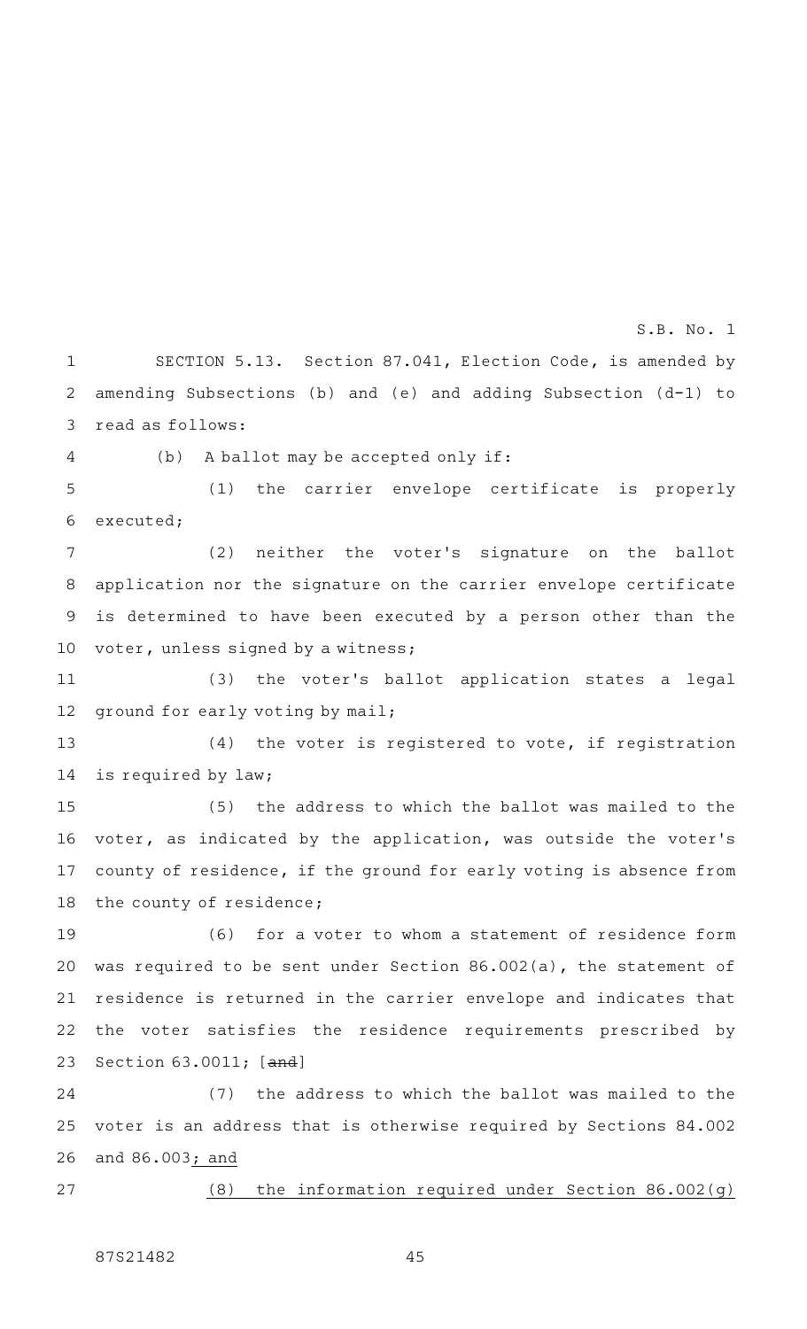SECTION 5.13. Section 87.041, Election Code, is amended by amending Subsections (b) and (e) and adding Subsection (d-1) to read as follows:

(b) A ballot may be accepted only if:

(1) the carrier envelope certificate is properly executed;

(2) neither the voter's signature on the ballot application nor the signature on the carrier envelope certificate is determined to have been executed by a person other than the voter, unless signed by a witness;

(3) the voter's ballot application states a legal ground for early voting by mail;

(4) the voter is registered to vote, if registration is required by law;

(5) the address to which the ballot was mailed to the voter, as indicated by the application, was outside the voter's county of residence, if the ground for early voting is absence from the county of residence;

(6) for a voter to whom a statement of residence form was required to be sent under Section 86.002(a), the statement of residence is returned in the carrier envelope and indicates that the voter satisfies the residence requirements prescribed by Section 63.0011; [~~and~~]

(7) the address to which the ballot was mailed to the voter is an address that is otherwise required by Sections 84.002 and 86.003; and

(8) the information required under Section 86.002(g)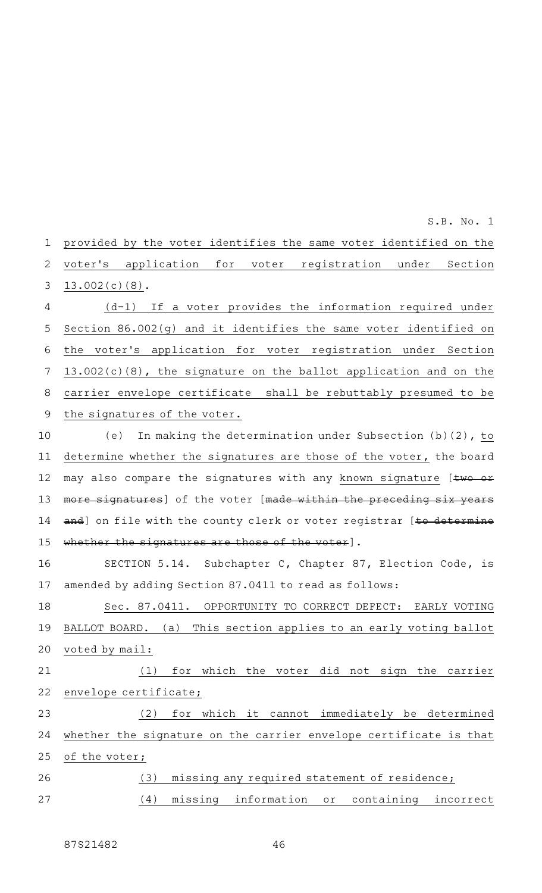provided by the voter identifies the same voter identified on the voter's application for voter registration under Section 13.002(c)(8).

(d-1) If a voter provides the information required under Section 86.002(g) and it identifies the same voter identified on the voter's application for voter registration under Section 13.002(c)(8), the signature on the ballot application and on the carrier envelope certificate shall be rebuttably presumed to be the signatures of the voter.

(e) In making the determination under Subsection (b)(2), to determine whether the signatures are those of the voter, the board may also compare the signatures with any known signature [~~two or more signatures~~] of the voter [~~made within the preceding six years and~~] on file with the county clerk or voter registrar [~~to determine whether the signatures are those of the voter~~].

SECTION 5.14. Subchapter C, Chapter 87, Election Code, is amended by adding Section 87.0411 to read as follows:

Sec. 87.0411. OPPORTUNITY TO CORRECT DEFECT: EARLY VOTING BALLOT BOARD. (a) This section applies to an early voting ballot voted by mail:

(1) for which the voter did not sign the carrier envelope certificate;

(2) for which it cannot immediately be determined whether the signature on the carrier envelope certificate is that of the voter;

(3) missing any required statement of residence;

(4) missing information or containing incorrect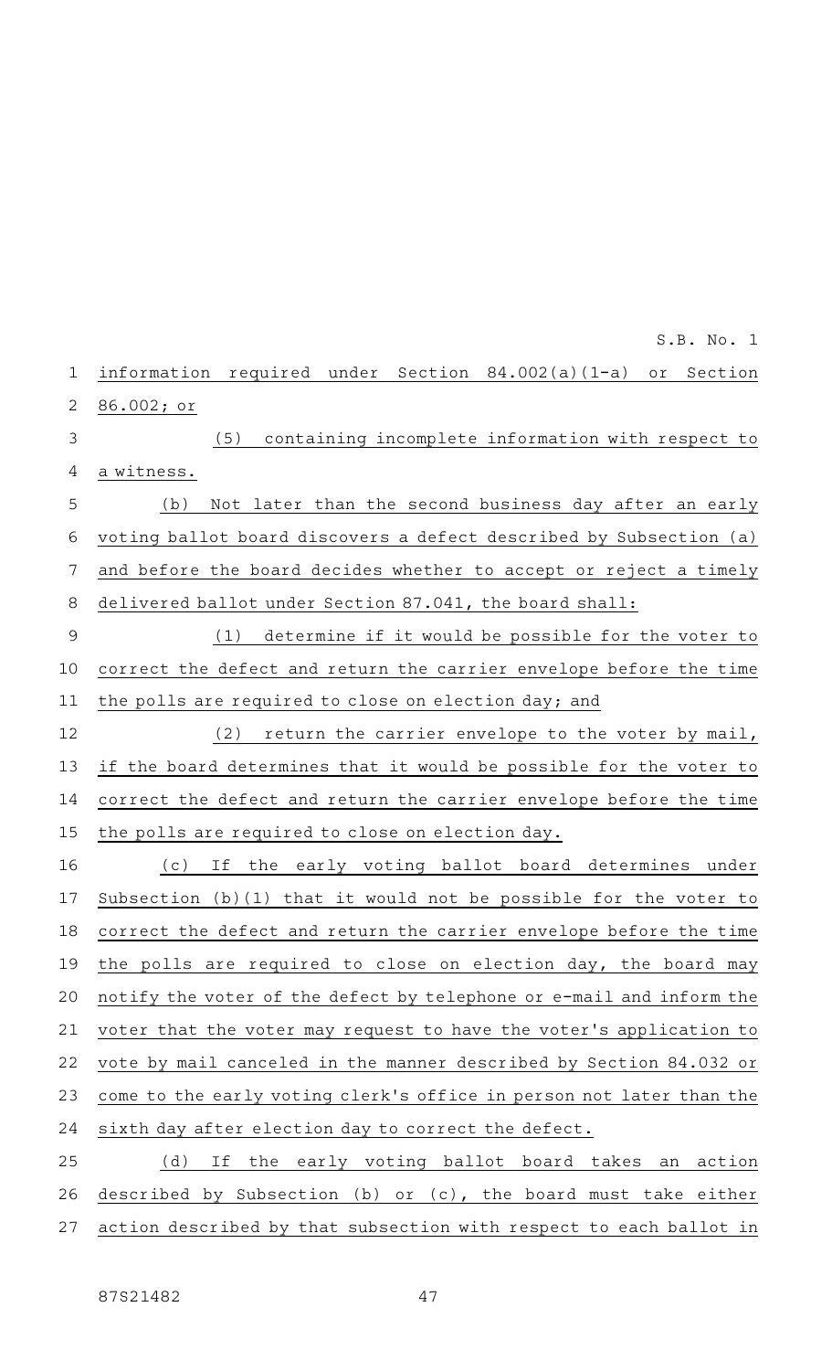information required under Section 84.002(a)(1-a) or Section 86.002; or

(5) containing incomplete information with respect to a witness.

(b) Not later than the second business day after an early voting ballot board discovers a defect described by Subsection (a) and before the board decides whether to accept or reject a timely delivered ballot under Section 87.041, the board shall:

(1) determine if it would be possible for the voter to correct the defect and return the carrier envelope before the time the polls are required to close on election day; and

(2) return the carrier envelope to the voter by mail, if the board determines that it would be possible for the voter to correct the defect and return the carrier envelope before the time the polls are required to close on election day.

(c) If the early voting ballot board determines under Subsection (b)(1) that it would not be possible for the voter to correct the defect and return the carrier envelope before the time the polls are required to close on election day, the board may notify the voter of the defect by telephone or e-mail and inform the voter that the voter may request to have the voter's application to vote by mail canceled in the manner described by Section 84.032 or come to the early voting clerk's office in person not later than the sixth day after election day to correct the defect.

(d) If the early voting ballot board takes an action described by Subsection (b) or (c), the board must take either action described by that subsection with respect to each ballot in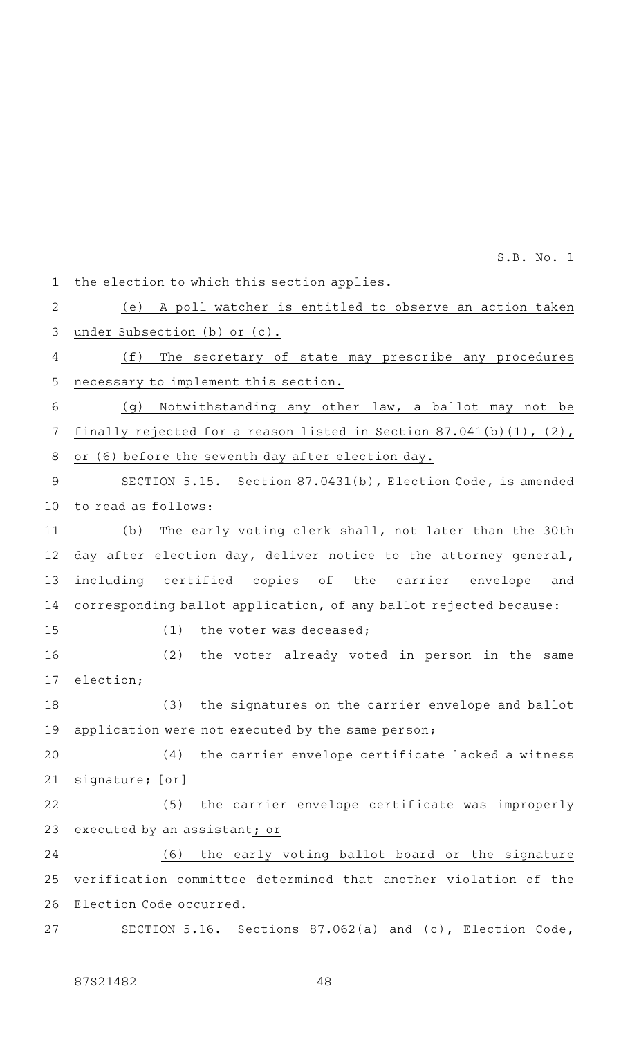the election to which this section applies.

(e) A poll watcher is entitled to observe an action taken under Subsection (b) or (c).

(f) The secretary of state may prescribe any procedures necessary to implement this section.

(g) Notwithstanding any other law, a ballot may not be finally rejected for a reason listed in Section 87.041(b)(1), (2), or (6) before the seventh day after election day.

SECTION 5.15. Section 87.0431(b), Election Code, is amended to read as follows:

(b) The early voting clerk shall, not later than the 30th day after election day, deliver notice to the attorney general, including certified copies of the carrier envelope and corresponding ballot application, of any ballot rejected because:

(1) the voter was deceased;

(2) the voter already voted in person in the same election;

(3) the signatures on the carrier envelope and ballot application were not executed by the same person;

(4) the carrier envelope certificate lacked a witness signature; [~~or~~]

(5) the carrier envelope certificate was improperly executed by an assistant; or

(6) the early voting ballot board or the signature verification committee determined that another violation of the Election Code occurred.

SECTION 5.16. Sections 87.062(a) and (c), Election Code,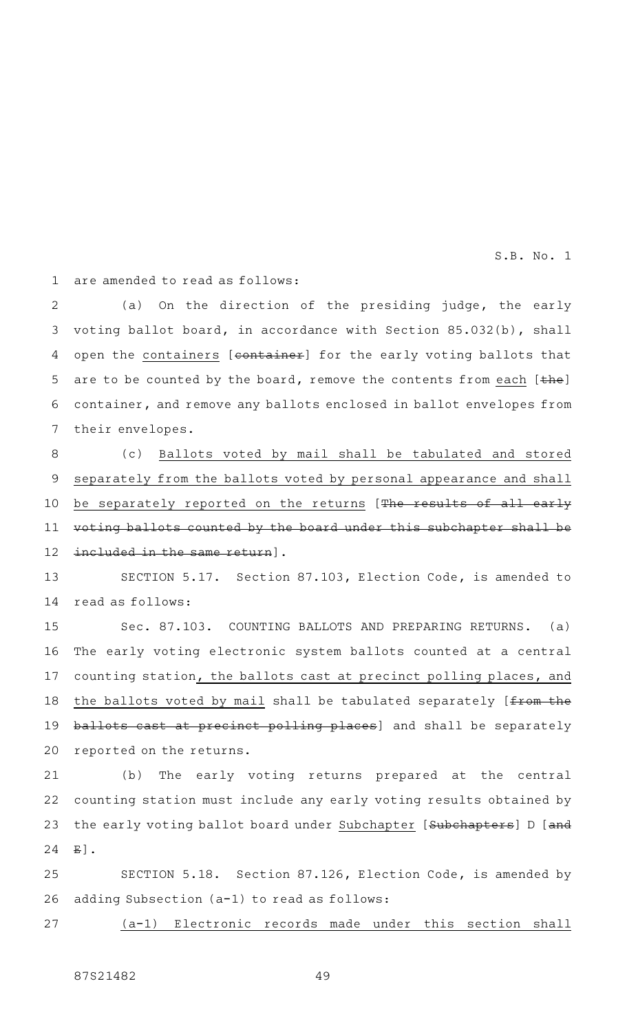are amended to read as follows:

(a) On the direction of the presiding judge, the early voting ballot board, in accordance with Section 85.032(b), shall open the containers [~~container~~] for the early voting ballots that are to be counted by the board, remove the contents from each [~~the~~] container, and remove any ballots enclosed in ballot envelopes from their envelopes.

(c) Ballots voted by mail shall be tabulated and stored separately from the ballots voted by personal appearance and shall be separately reported on the returns [~~The results of all early voting ballots counted by the board under this subchapter shall be included in the same return~~].

SECTION 5.17. Section 87.103, Election Code, is amended to read as follows:

Sec. 87.103. COUNTING BALLOTS AND PREPARING RETURNS. (a) The early voting electronic system ballots counted at a central counting station, the ballots cast at precinct polling places, and the ballots voted by mail shall be tabulated separately [~~from the ballots cast at precinct polling places~~] and shall be separately reported on the returns.

(b) The early voting returns prepared at the central counting station must include any early voting results obtained by the early voting ballot board under Subchapter [~~Subchapters~~] D [~~and E~~].

SECTION 5.18. Section 87.126, Election Code, is amended by adding Subsection (a-1) to read as follows:

(a-1) Electronic records made under this section shall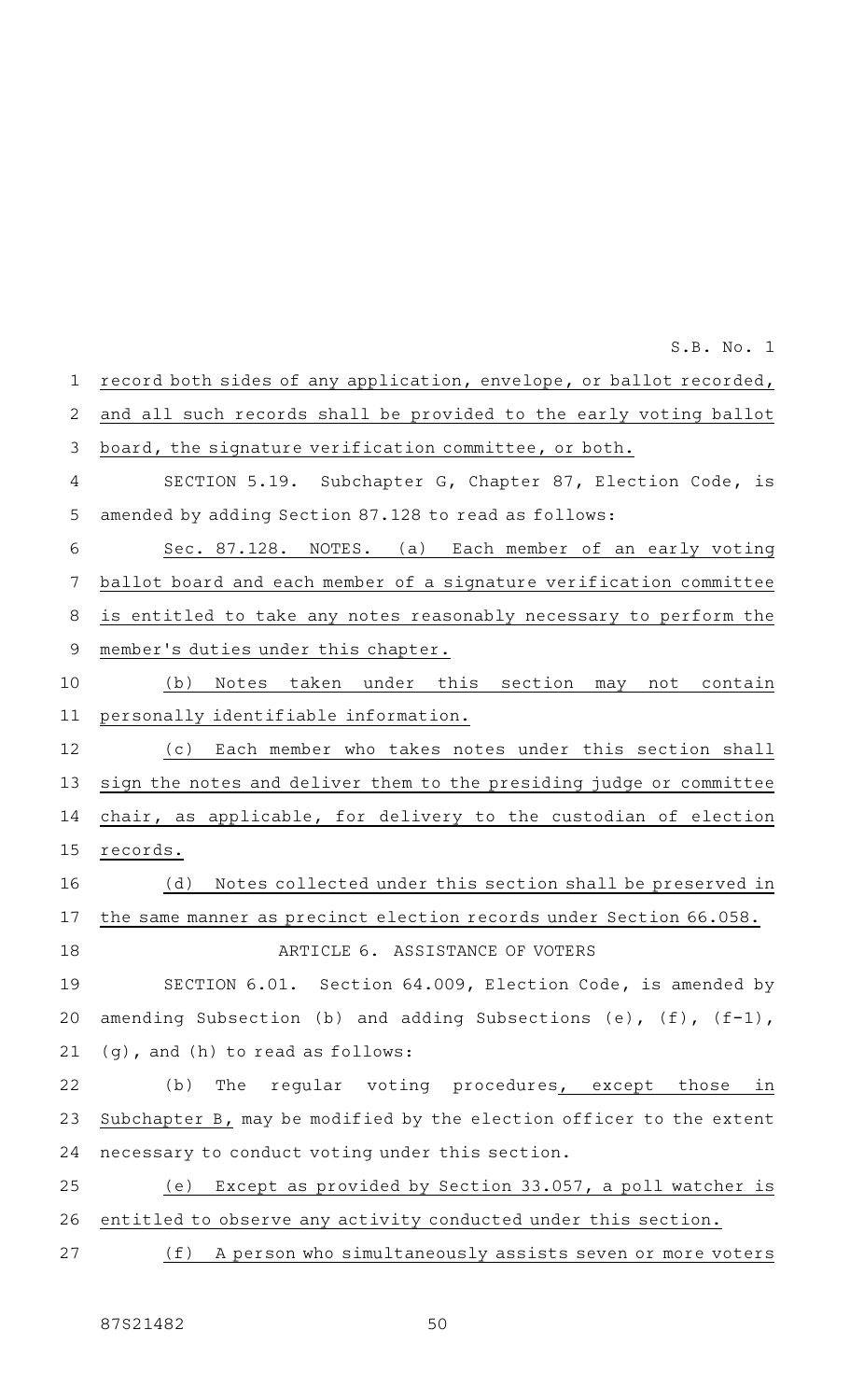record both sides of any application, envelope, or ballot recorded, and all such records shall be provided to the early voting ballot board, the signature verification committee, or both.

SECTION 5.19. Subchapter G, Chapter 87, Election Code, is amended by adding Section 87.128 to read as follows:

Sec. 87.128. NOTES. (a) Each member of an early voting ballot board and each member of a signature verification committee is entitled to take any notes reasonably necessary to perform the member's duties under this chapter.

(b) Notes taken under this section may not contain personally identifiable information.

(c) Each member who takes notes under this section shall sign the notes and deliver them to the presiding judge or committee chair, as applicable, for delivery to the custodian of election records.

(d) Notes collected under this section shall be preserved in the same manner as precinct election records under Section 66.058.

ARTICLE 6. ASSISTANCE OF VOTERS

SECTION 6.01. Section 64.009, Election Code, is amended by amending Subsection (b) and adding Subsections (e), (f), (f-1), (g), and (h) to read as follows:

(b) The regular voting procedures, except those in Subchapter B, may be modified by the election officer to the extent necessary to conduct voting under this section.

(e) Except as provided by Section 33.057, a poll watcher is entitled to observe any activity conducted under this section.

(f) A person who simultaneously assists seven or more voters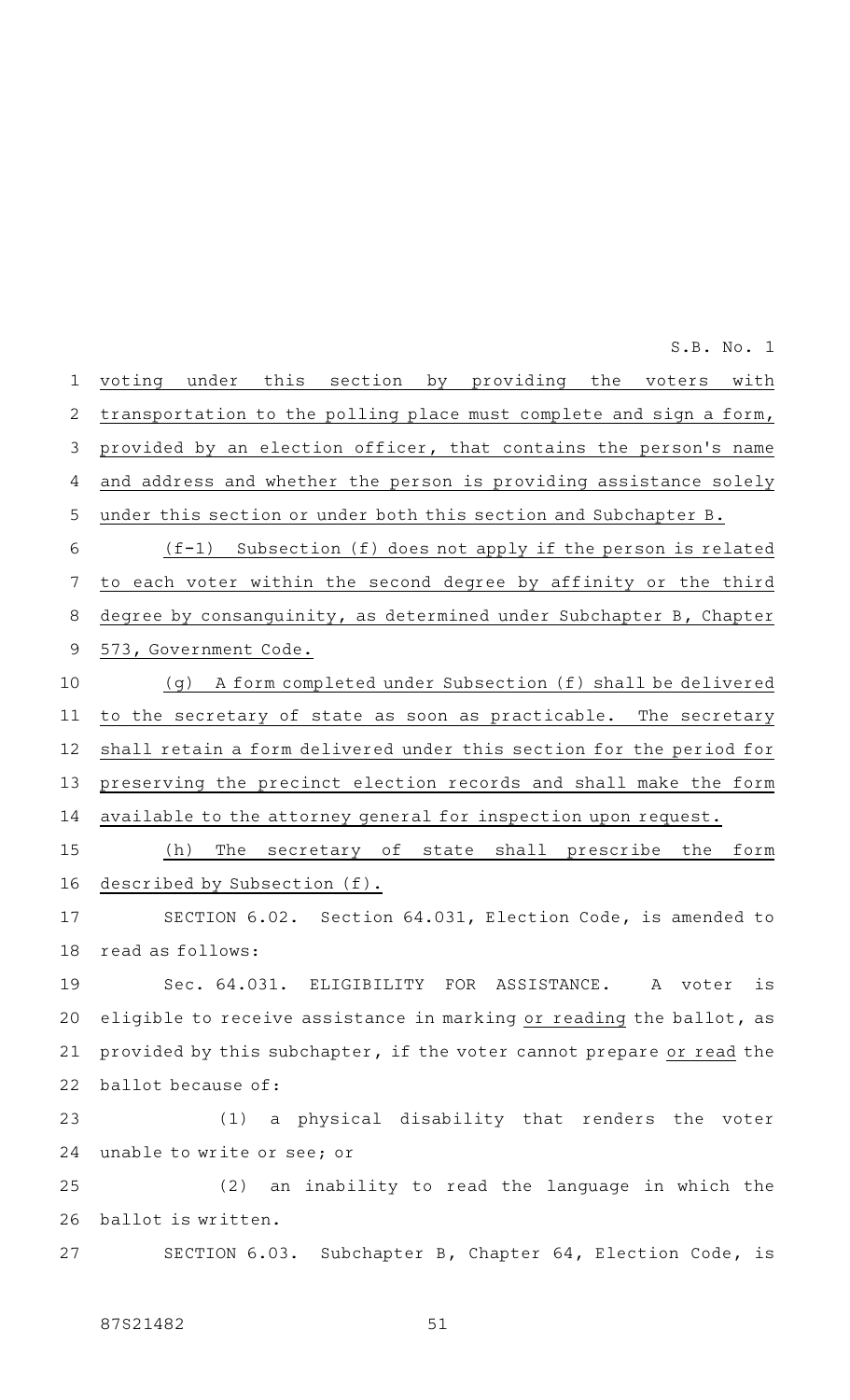voting under this section by providing the voters with transportation to the polling place must complete and sign a form, provided by an election officer, that contains the person's name and address and whether the person is providing assistance solely under this section or under both this section and Subchapter B.

(f-1) Subsection (f) does not apply if the person is related to each voter within the second degree by affinity or the third degree by consanguinity, as determined under Subchapter B, Chapter 573, Government Code.

(g) A form completed under Subsection (f) shall be delivered to the secretary of state as soon as practicable. The secretary shall retain a form delivered under this section for the period for preserving the precinct election records and shall make the form available to the attorney general for inspection upon request.

(h) The secretary of state shall prescribe the form described by Subsection (f).

SECTION 6.02. Section 64.031, Election Code, is amended to read as follows:

Sec. 64.031. ELIGIBILITY FOR ASSISTANCE. A voter is eligible to receive assistance in marking or reading the ballot, as provided by this subchapter, if the voter cannot prepare or read the ballot because of:

(1) a physical disability that renders the voter unable to write or see; or

(2) an inability to read the language in which the ballot is written.

SECTION 6.03. Subchapter B, Chapter 64, Election Code, is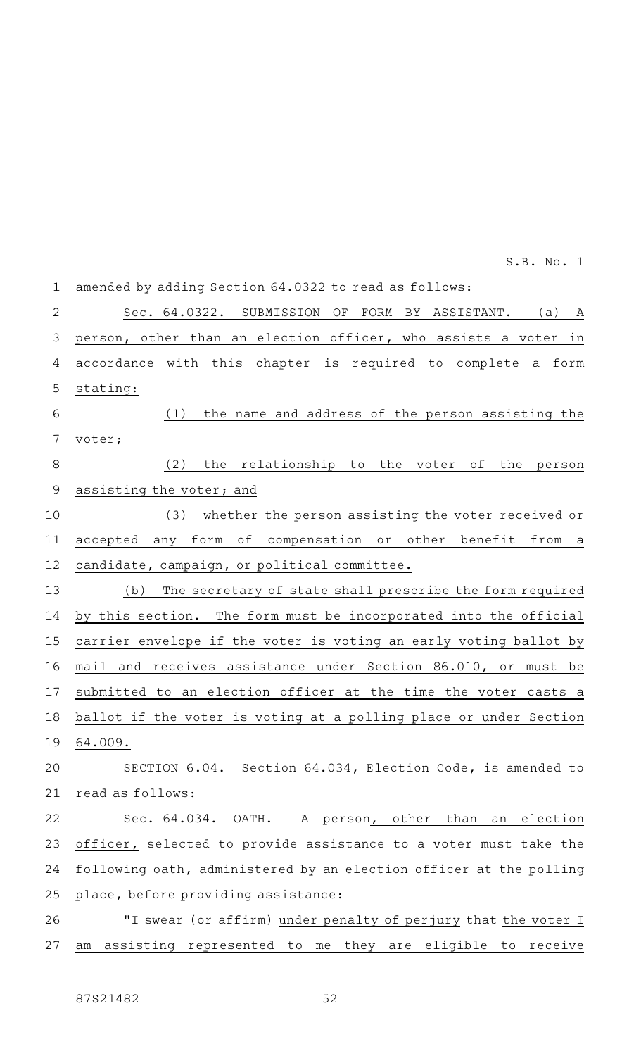amended by adding Section 64.0322 to read as follows:

Sec. 64.0322. SUBMISSION OF FORM BY ASSISTANT. (a) A person, other than an election officer, who assists a voter in accordance with this chapter is required to complete a form stating:

(1) the name and address of the person assisting the voter;

(2) the relationship to the voter of the person assisting the voter; and

(3) whether the person assisting the voter received or accepted any form of compensation or other benefit from a candidate, campaign, or political committee.

(b) The secretary of state shall prescribe the form required by this section. The form must be incorporated into the official carrier envelope if the voter is voting an early voting ballot by mail and receives assistance under Section 86.010, or must be submitted to an election officer at the time the voter casts a ballot if the voter is voting at a polling place or under Section 64.009.

SECTION 6.04. Section 64.034, Election Code, is amended to read as follows:

Sec. 64.034. OATH. A person, other than an election officer, selected to provide assistance to a voter must take the following oath, administered by an election officer at the polling place, before providing assistance:

"I swear (or affirm) under penalty of perjury that the voter I am assisting represented to me they are eligible to receive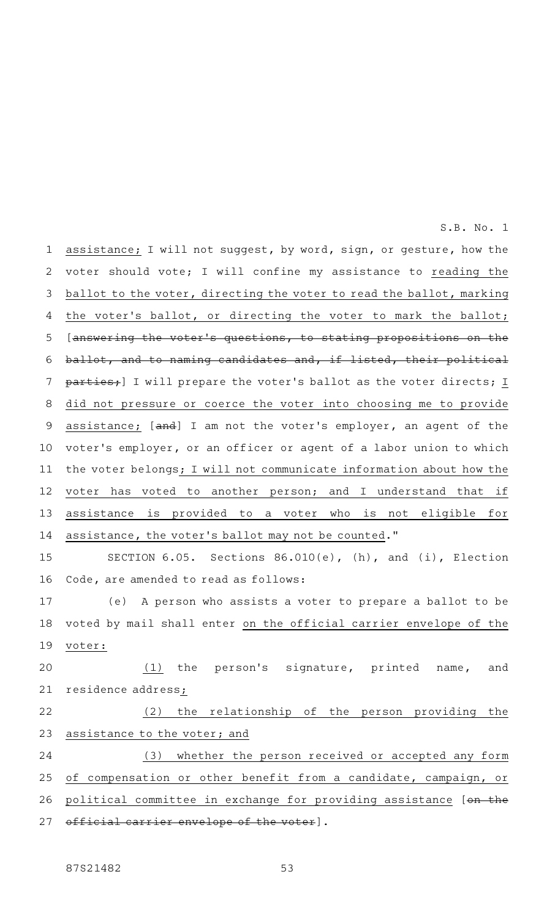assistance; I will not suggest, by word, sign, or gesture, how the voter should vote; I will confine my assistance to reading the ballot to the voter, directing the voter to read the ballot, marking the voter's ballot, or directing the voter to mark the ballot; [answering the voter's questions, to stating propositions on the ballot, and to naming candidates and, if listed, their political parties;] I will prepare the voter's ballot as the voter directs; I did not pressure or coerce the voter into choosing me to provide assistance; [and] I am not the voter's employer, an agent of the voter's employer, or an officer or agent of a labor union to which the voter belongs; I will not communicate information about how the voter has voted to another person; and I understand that if assistance is provided to a voter who is not eligible for assistance, the voter's ballot may not be counted."

SECTION 6.05. Sections 86.010(e), (h), and (i), Election Code, are amended to read as follows:

(e) A person who assists a voter to prepare a ballot to be voted by mail shall enter on the official carrier envelope of the voter:

(1) the person's signature, printed name, and residence address;

(2) the relationship of the person providing the assistance to the voter; and

(3) whether the person received or accepted any form of compensation or other benefit from a candidate, campaign, or political committee in exchange for providing assistance [on the official carrier envelope of the voter].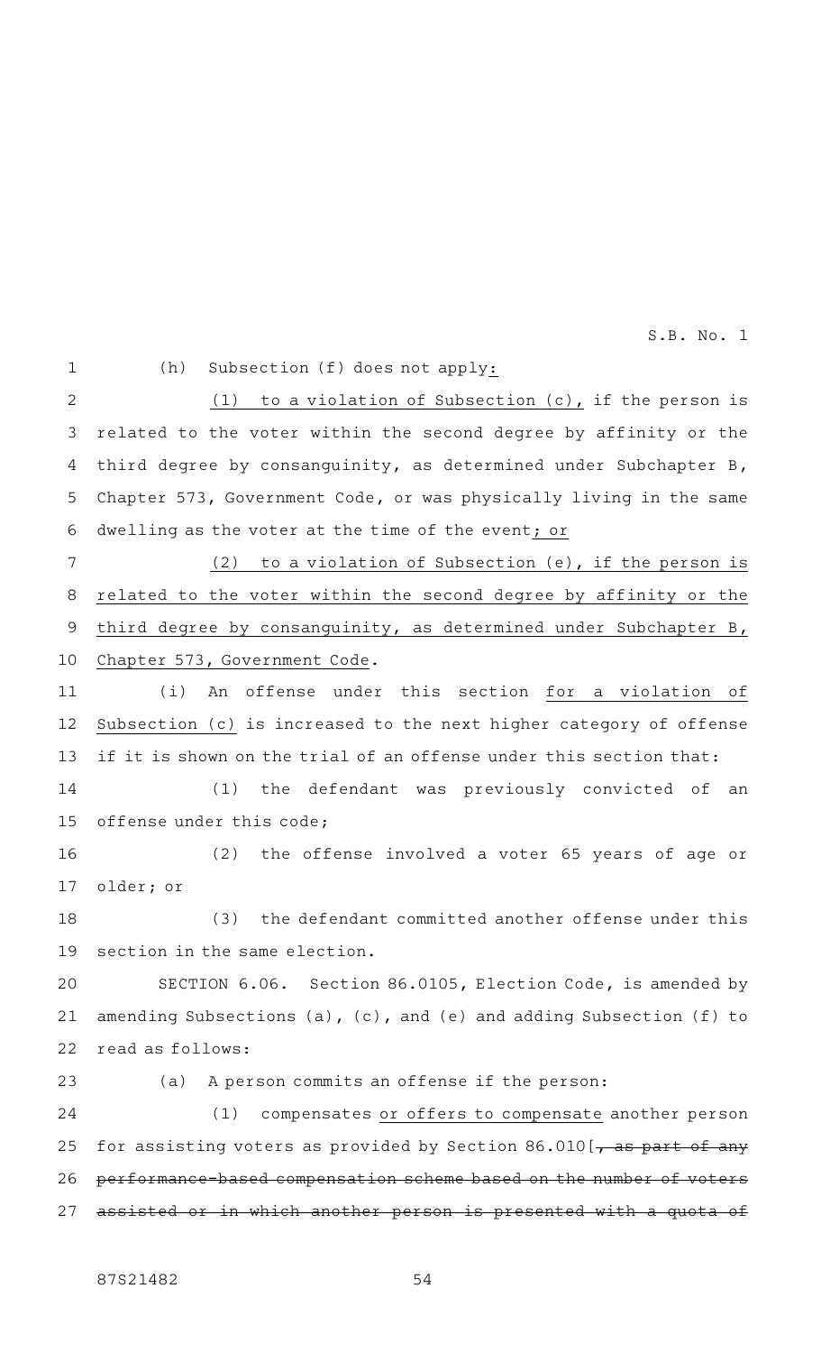(h) Subsection (f) does not apply:

(1) to a violation of Subsection (c), if the person is related to the voter within the second degree by affinity or the third degree by consanguinity, as determined under Subchapter B, Chapter 573, Government Code, or was physically living in the same dwelling as the voter at the time of the event; or

(2) to a violation of Subsection (e), if the person is related to the voter within the second degree by affinity or the third degree by consanguinity, as determined under Subchapter B, Chapter 573, Government Code.

(i) An offense under this section for a violation of Subsection (c) is increased to the next higher category of offense if it is shown on the trial of an offense under this section that:

(1) the defendant was previously convicted of an offense under this code;

(2) the offense involved a voter 65 years of age or older; or

(3) the defendant committed another offense under this section in the same election.

SECTION 6.06. Section 86.0105, Election Code, is amended by amending Subsections (a), (c), and (e) and adding Subsection (f) to read as follows:

(a) A person commits an offense if the person:

(1) compensates or offers to compensate another person for assisting voters as provided by Section 86.010 [~~, as part of any performance-based compensation scheme based on the number of voters assisted or in which another person is presented with a quota of~~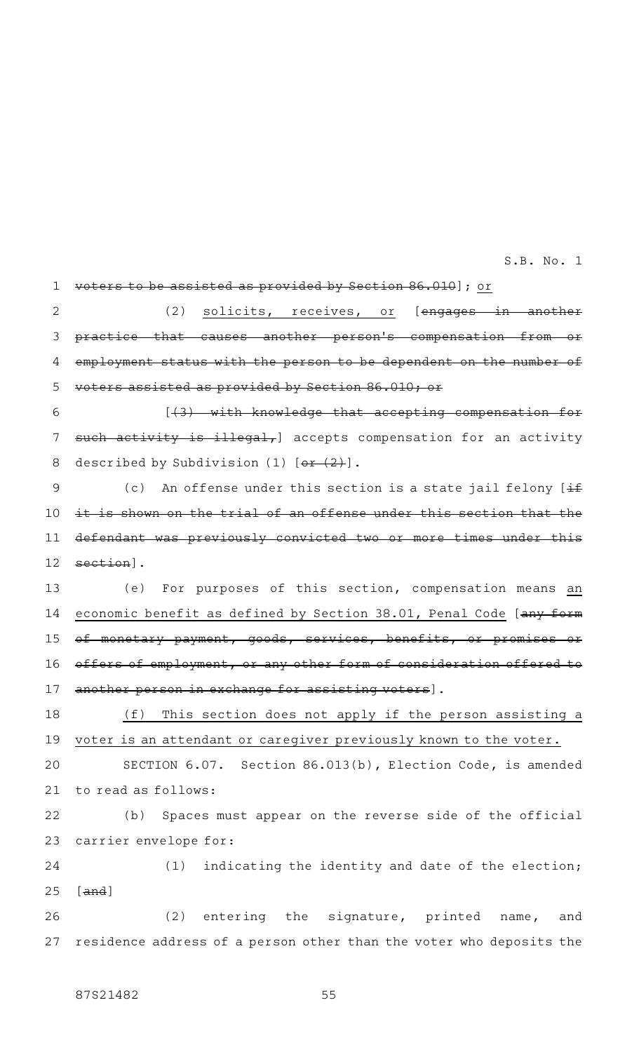~~voters to be assisted as provided by Section 86.010~~]; <u>or</u>

(2) <u>solicits, receives, or</u> [~~engages in another practice that causes another person's compensation from or employment status with the person to be dependent on the number of voters assisted as provided by Section 86.010; or~~

[~~(3) with knowledge that accepting compensation for such activity is illegal,~~] accepts compensation for an activity described by Subdivision (1) [~~or (2)~~].

(c) An offense under this section is a state jail felony [~~if it is shown on the trial of an offense under this section that the defendant was previously convicted two or more times under this section~~].

(e) For purposes of this section, compensation means <u>an economic benefit as defined by Section 38.01, Penal Code</u> [~~any form of monetary payment, goods, services, benefits, or promises or offers of employment, or any other form of consideration offered to another person in exchange for assisting voters~~].

<u>(f) This section does not apply if the person assisting a voter is an attendant or caregiver previously known to the voter.</u>

SECTION 6.07. Section 86.013(b), Election Code, is amended to read as follows:

(b) Spaces must appear on the reverse side of the official carrier envelope for:

(1) indicating the identity and date of the election; [~~and~~]

(2) entering the signature, printed name, and residence address of a person other than the voter who deposits the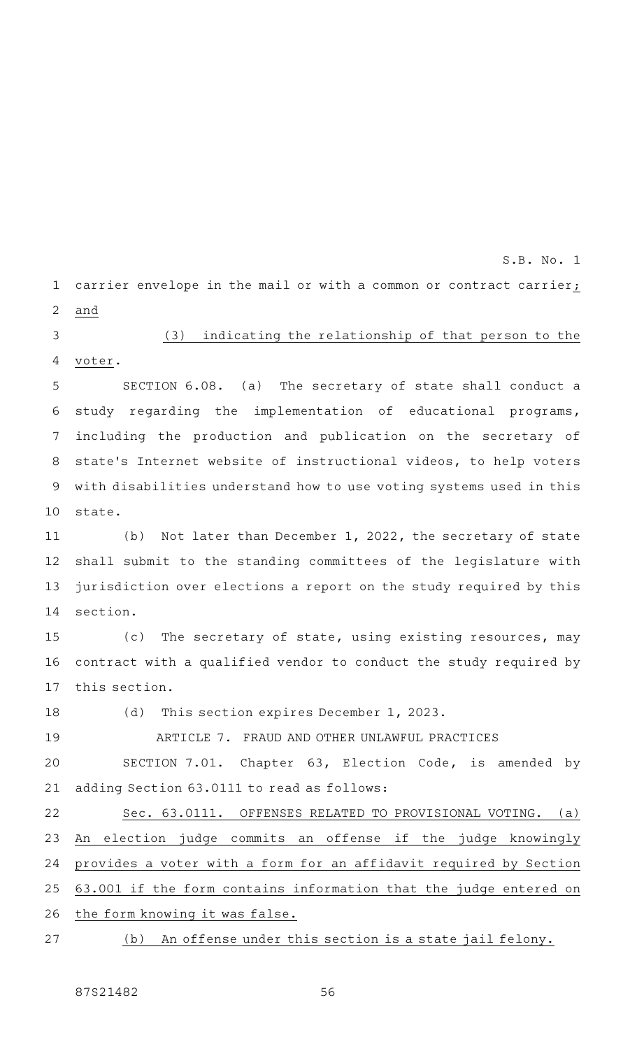carrier envelope in the mail or with a common or contract carrier; and

(3) indicating the relationship of that person to the voter.

SECTION 6.08. (a) The secretary of state shall conduct a study regarding the implementation of educational programs, including the production and publication on the secretary of state's Internet website of instructional videos, to help voters with disabilities understand how to use voting systems used in this state.

(b) Not later than December 1, 2022, the secretary of state shall submit to the standing committees of the legislature with jurisdiction over elections a report on the study required by this section.

(c) The secretary of state, using existing resources, may contract with a qualified vendor to conduct the study required by this section.

(d) This section expires December 1, 2023.

ARTICLE 7. FRAUD AND OTHER UNLAWFUL PRACTICES

SECTION 7.01. Chapter 63, Election Code, is amended by adding Section 63.0111 to read as follows:

Sec. 63.0111. OFFENSES RELATED TO PROVISIONAL VOTING. (a) An election judge commits an offense if the judge knowingly provides a voter with a form for an affidavit required by Section 63.001 if the form contains information that the judge entered on the form knowing it was false.

(b) An offense under this section is a state jail felony.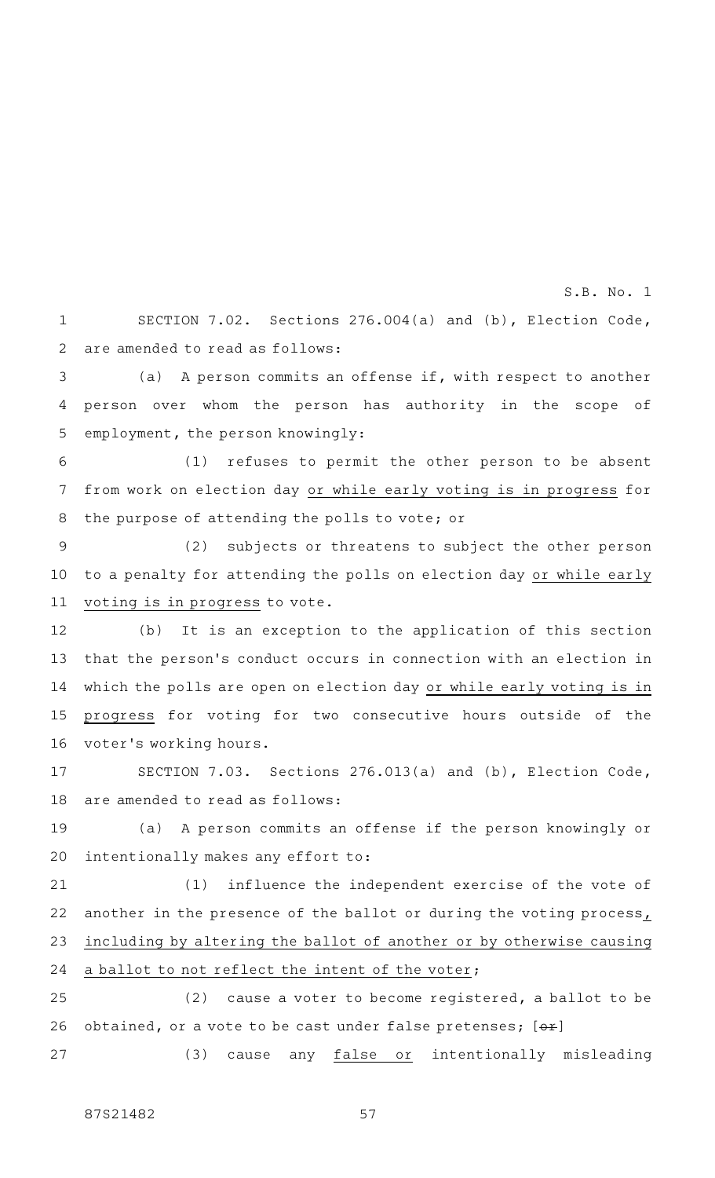SECTION 7.02. Sections 276.004(a) and (b), Election Code, are amended to read as follows:

(a) A person commits an offense if, with respect to another person over whom the person has authority in the scope of employment, the person knowingly:

(1) refuses to permit the other person to be absent from work on election day <u>or while early voting is in progress</u> for the purpose of attending the polls to vote; or

(2) subjects or threatens to subject the other person to a penalty for attending the polls on election day <u>or while early voting is in progress</u> to vote.

(b) It is an exception to the application of this section that the person's conduct occurs in connection with an election in which the polls are open on election day <u>or while early voting is in progress</u> for voting for two consecutive hours outside of the voter's working hours.

SECTION 7.03. Sections 276.013(a) and (b), Election Code, are amended to read as follows:

(a) A person commits an offense if the person knowingly or intentionally makes any effort to:

(1) influence the independent exercise of the vote of another in the presence of the ballot or during the voting process<u>, including by altering the ballot of another or by otherwise causing a ballot to not reflect the intent of the voter</u>;

(2) cause a voter to become registered, a ballot to be obtained, or a vote to be cast under false pretenses; [~~or~~]

(3) cause any <u>false or</u> intentionally misleading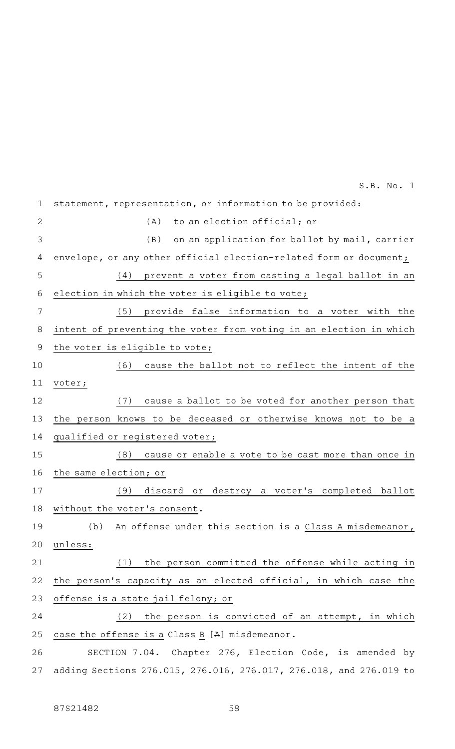statement, representation, or information to be provided:

(A) to an election official; or

(B) on an application for ballot by mail, carrier envelope, or any other official election-related form or document;

(4) prevent a voter from casting a legal ballot in an election in which the voter is eligible to vote;

(5) provide false information to a voter with the intent of preventing the voter from voting in an election in which the voter is eligible to vote;

(6) cause the ballot not to reflect the intent of the voter;

(7) cause a ballot to be voted for another person that the person knows to be deceased or otherwise knows not to be a qualified or registered voter;

(8) cause or enable a vote to be cast more than once in the same election; or

(9) discard or destroy a voter's completed ballot without the voter's consent.

(b) An offense under this section is a Class A misdemeanor, unless:

(1) the person committed the offense while acting in the person's capacity as an elected official, in which case the offense is a state jail felony; or

(2) the person is convicted of an attempt, in which case the offense is a Class B [A] misdemeanor.

SECTION 7.04. Chapter 276, Election Code, is amended by adding Sections 276.015, 276.016, 276.017, 276.018, and 276.019 to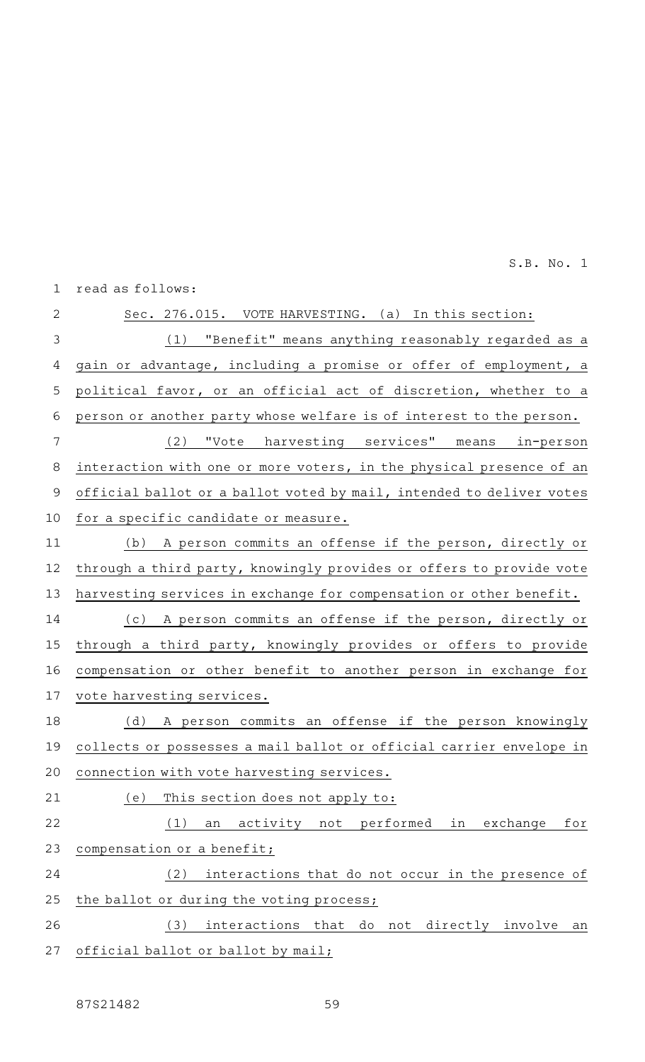read as follows:

Sec. 276.015. VOTE HARVESTING. (a) In this section:

(1) "Benefit" means anything reasonably regarded as a gain or advantage, including a promise or offer of employment, a political favor, or an official act of discretion, whether to a person or another party whose welfare is of interest to the person.

(2) "Vote harvesting services" means in-person interaction with one or more voters, in the physical presence of an official ballot or a ballot voted by mail, intended to deliver votes for a specific candidate or measure.

(b) A person commits an offense if the person, directly or through a third party, knowingly provides or offers to provide vote harvesting services in exchange for compensation or other benefit.

(c) A person commits an offense if the person, directly or through a third party, knowingly provides or offers to provide compensation or other benefit to another person in exchange for vote harvesting services.

(d) A person commits an offense if the person knowingly collects or possesses a mail ballot or official carrier envelope in connection with vote harvesting services.

(e) This section does not apply to:

(1) an activity not performed in exchange for compensation or a benefit;

(2) interactions that do not occur in the presence of the ballot or during the voting process;

(3) interactions that do not directly involve an official ballot or ballot by mail;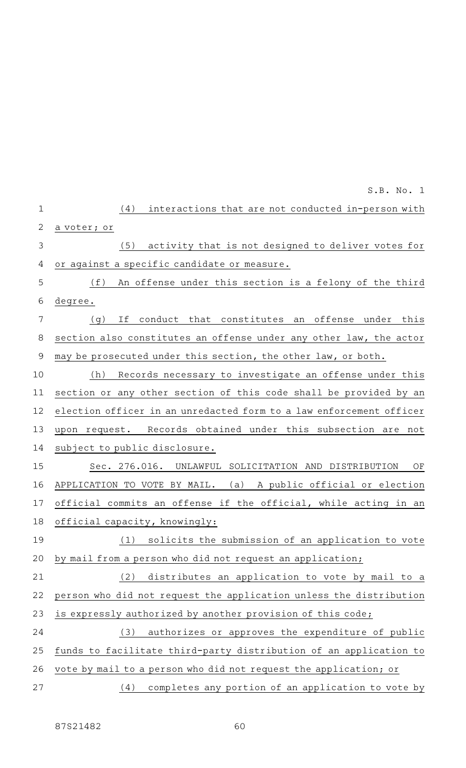(4) interactions that are not conducted in-person with a voter; or

(5) activity that is not designed to deliver votes for or against a specific candidate or measure.

(f) An offense under this section is a felony of the third degree.

(g) If conduct that constitutes an offense under this section also constitutes an offense under any other law, the actor may be prosecuted under this section, the other law, or both.

(h) Records necessary to investigate an offense under this section or any other section of this code shall be provided by an election officer in an unredacted form to a law enforcement officer upon request. Records obtained under this subsection are not subject to public disclosure.

Sec. 276.016. UNLAWFUL SOLICITATION AND DISTRIBUTION OF APPLICATION TO VOTE BY MAIL. (a) A public official or election official commits an offense if the official, while acting in an official capacity, knowingly:

(1) solicits the submission of an application to vote by mail from a person who did not request an application;

(2) distributes an application to vote by mail to a person who did not request the application unless the distribution is expressly authorized by another provision of this code;

(3) authorizes or approves the expenditure of public funds to facilitate third-party distribution of an application to vote by mail to a person who did not request the application; or

(4) completes any portion of an application to vote by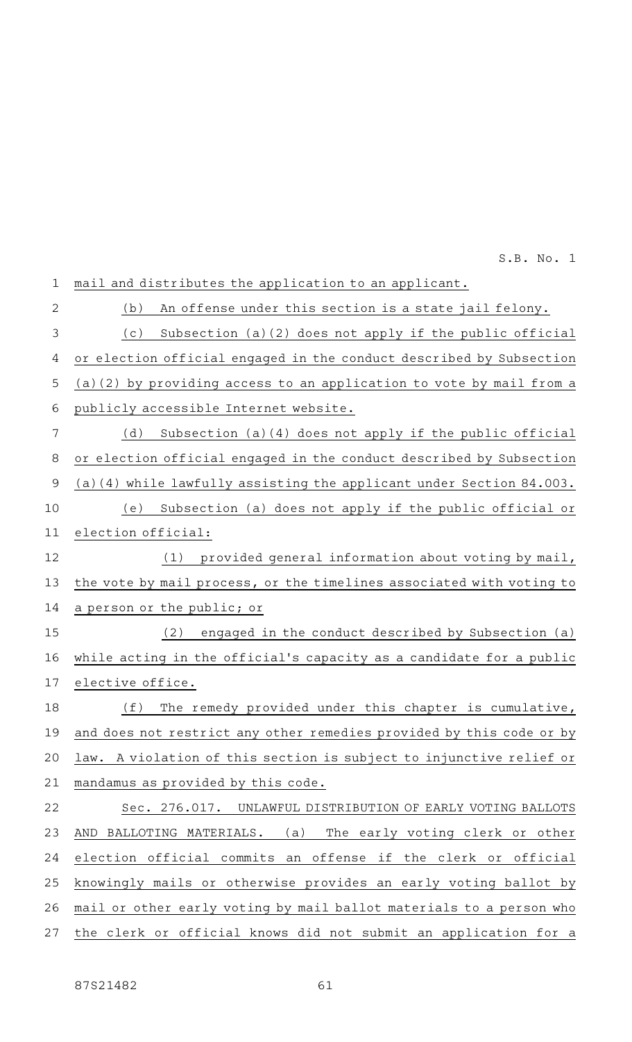mail and distributes the application to an applicant.

(b) An offense under this section is a state jail felony.

(c) Subsection (a)(2) does not apply if the public official or election official engaged in the conduct described by Subsection (a)(2) by providing access to an application to vote by mail from a publicly accessible Internet website.

(d) Subsection (a)(4) does not apply if the public official or election official engaged in the conduct described by Subsection (a)(4) while lawfully assisting the applicant under Section 84.003.

(e) Subsection (a) does not apply if the public official or election official:

(1) provided general information about voting by mail, the vote by mail process, or the timelines associated with voting to a person or the public; or

(2) engaged in the conduct described by Subsection (a) while acting in the official's capacity as a candidate for a public elective office.

(f) The remedy provided under this chapter is cumulative, and does not restrict any other remedies provided by this code or by law. A violation of this section is subject to injunctive relief or mandamus as provided by this code.

Sec. 276.017. UNLAWFUL DISTRIBUTION OF EARLY VOTING BALLOTS AND BALLOTING MATERIALS. (a) The early voting clerk or other election official commits an offense if the clerk or official knowingly mails or otherwise provides an early voting ballot by mail or other early voting by mail ballot materials to a person who the clerk or official knows did not submit an application for a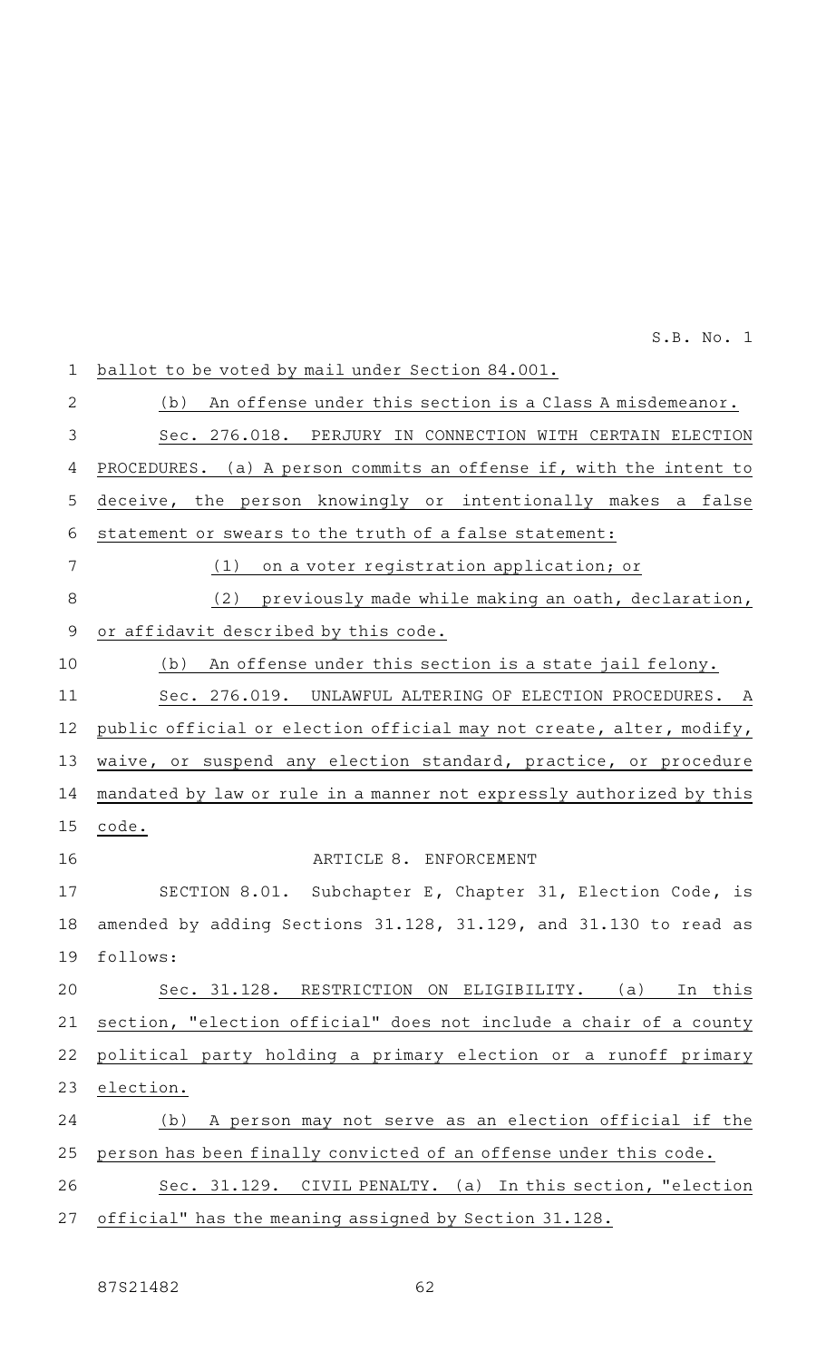ballot to be voted by mail under Section 84.001.

(b) An offense under this section is a Class A misdemeanor.

Sec. 276.018. PERJURY IN CONNECTION WITH CERTAIN ELECTION PROCEDURES. (a) A person commits an offense if, with the intent to deceive, the person knowingly or intentionally makes a false statement or swears to the truth of a false statement:

(1) on a voter registration application; or

(2) previously made while making an oath, declaration, or affidavit described by this code.

(b) An offense under this section is a state jail felony.

Sec. 276.019. UNLAWFUL ALTERING OF ELECTION PROCEDURES. A public official or election official may not create, alter, modify, waive, or suspend any election standard, practice, or procedure mandated by law or rule in a manner not expressly authorized by this code.

ARTICLE 8. ENFORCEMENT

SECTION 8.01. Subchapter E, Chapter 31, Election Code, is amended by adding Sections 31.128, 31.129, and 31.130 to read as follows:

Sec. 31.128. RESTRICTION ON ELIGIBILITY. (a) In this section, "election official" does not include a chair of a county political party holding a primary election or a runoff primary election.

(b) A person may not serve as an election official if the person has been finally convicted of an offense under this code.

Sec. 31.129. CIVIL PENALTY. (a) In this section, "election official" has the meaning assigned by Section 31.128.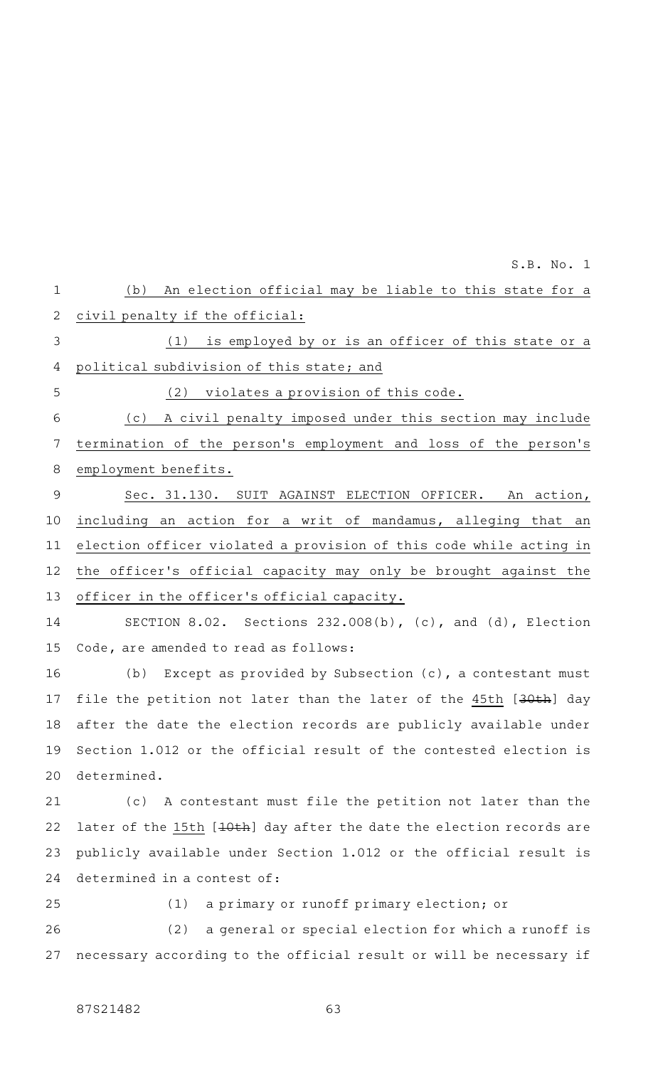(b) An election official may be liable to this state for a civil penalty if the official:

(1) is employed by or is an officer of this state or a political subdivision of this state; and

(2) violates a provision of this code.

(c) A civil penalty imposed under this section may include termination of the person's employment and loss of the person's employment benefits.

Sec. 31.130. SUIT AGAINST ELECTION OFFICER. An action, including an action for a writ of mandamus, alleging that an election officer violated a provision of this code while acting in the officer's official capacity may only be brought against the officer in the officer's official capacity.

SECTION 8.02. Sections 232.008(b), (c), and (d), Election Code, are amended to read as follows:

(b) Except as provided by Subsection (c), a contestant must file the petition not later than the later of the 45th [~~30th~~] day after the date the election records are publicly available under Section 1.012 or the official result of the contested election is determined.

(c) A contestant must file the petition not later than the later of the 15th [~~10th~~] day after the date the election records are publicly available under Section 1.012 or the official result is determined in a contest of:

(1) a primary or runoff primary election; or

(2) a general or special election for which a runoff is necessary according to the official result or will be necessary if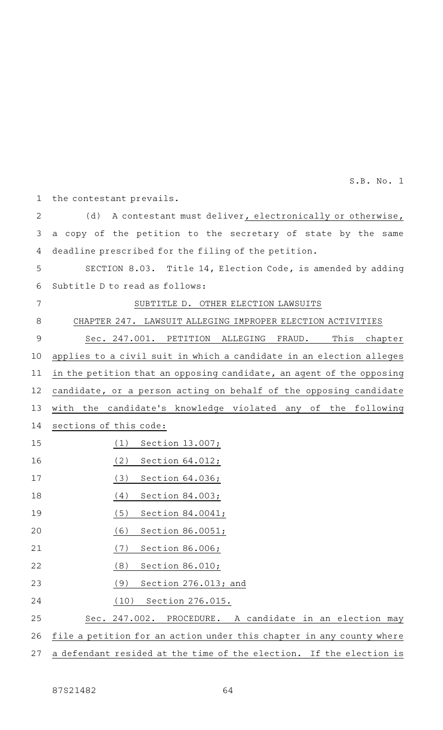the contestant prevails.

(d) A contestant must deliver, electronically or otherwise, a copy of the petition to the secretary of state by the same deadline prescribed for the filing of the petition.

SECTION 8.03. Title 14, Election Code, is amended by adding Subtitle D to read as follows:

SUBTITLE D. OTHER ELECTION LAWSUITS

CHAPTER 247. LAWSUIT ALLEGING IMPROPER ELECTION ACTIVITIES

Sec. 247.001. PETITION ALLEGING FRAUD. This chapter applies to a civil suit in which a candidate in an election alleges in the petition that an opposing candidate, an agent of the opposing candidate, or a person acting on behalf of the opposing candidate with the candidate's knowledge violated any of the following sections of this code:

(1) Section 13.007;

(2) Section 64.012;

(3) Section 64.036;

(4) Section 84.003;

(5) Section 84.0041;

(6) Section 86.0051;

(7) Section 86.006;

(8) Section 86.010;

(9) Section 276.013; and

(10) Section 276.015.

Sec. 247.002. PROCEDURE. A candidate in an election may file a petition for an action under this chapter in any county where a defendant resided at the time of the election. If the election is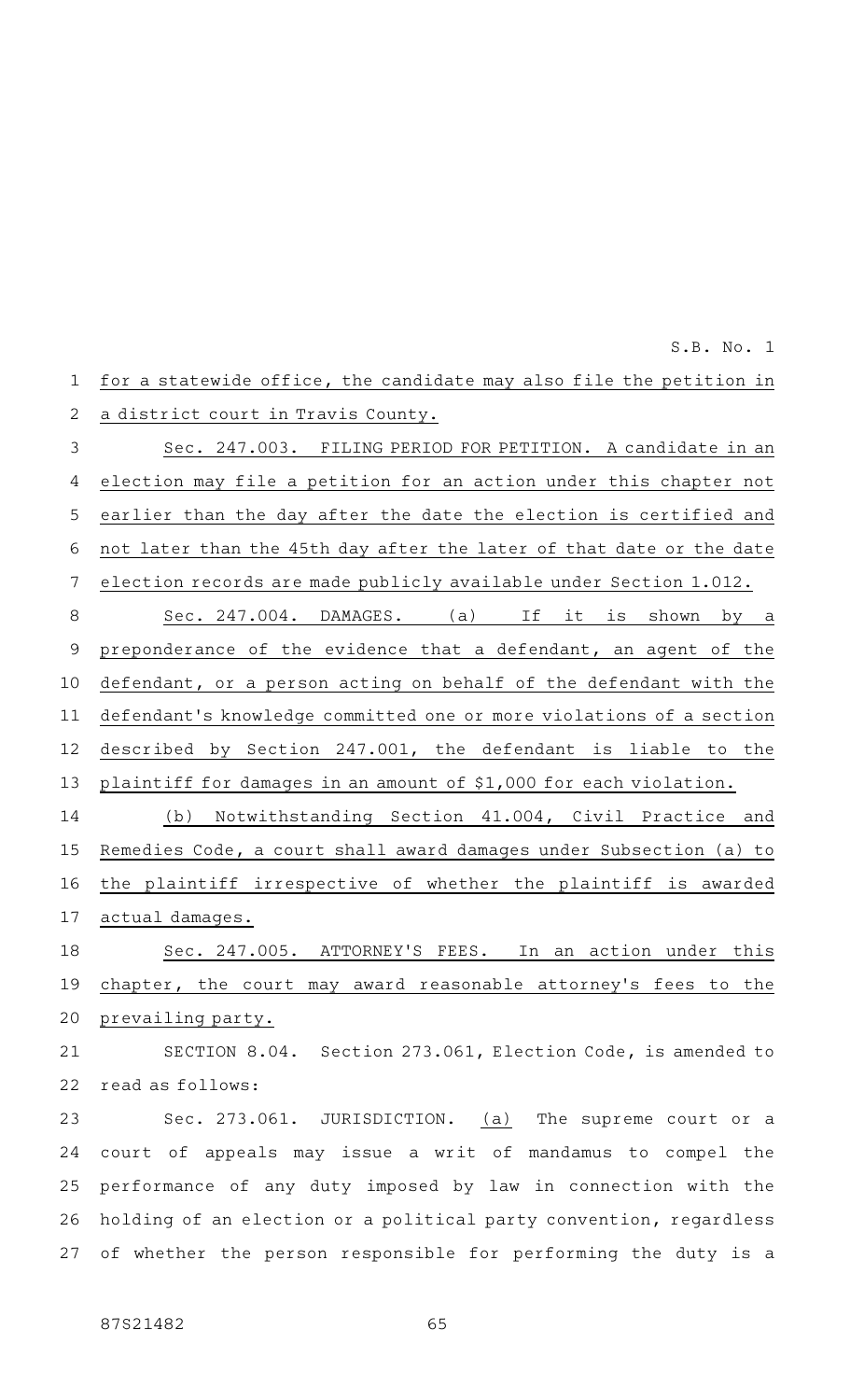for a statewide office, the candidate may also file the petition in a district court in Travis County.

Sec. 247.003. FILING PERIOD FOR PETITION. A candidate in an election may file a petition for an action under this chapter not earlier than the day after the date the election is certified and not later than the 45th day after the later of that date or the date election records are made publicly available under Section 1.012.

Sec. 247.004. DAMAGES. (a) If it is shown by a preponderance of the evidence that a defendant, an agent of the defendant, or a person acting on behalf of the defendant with the defendant's knowledge committed one or more violations of a section described by Section 247.001, the defendant is liable to the plaintiff for damages in an amount of $1,000 for each violation.

(b) Notwithstanding Section 41.004, Civil Practice and Remedies Code, a court shall award damages under Subsection (a) to the plaintiff irrespective of whether the plaintiff is awarded actual damages.

Sec. 247.005. ATTORNEY'S FEES. In an action under this chapter, the court may award reasonable attorney's fees to the prevailing party.

SECTION 8.04. Section 273.061, Election Code, is amended to read as follows:

Sec. 273.061. JURISDICTION. (a) The supreme court or a court of appeals may issue a writ of mandamus to compel the performance of any duty imposed by law in connection with the holding of an election or a political party convention, regardless of whether the person responsible for performing the duty is a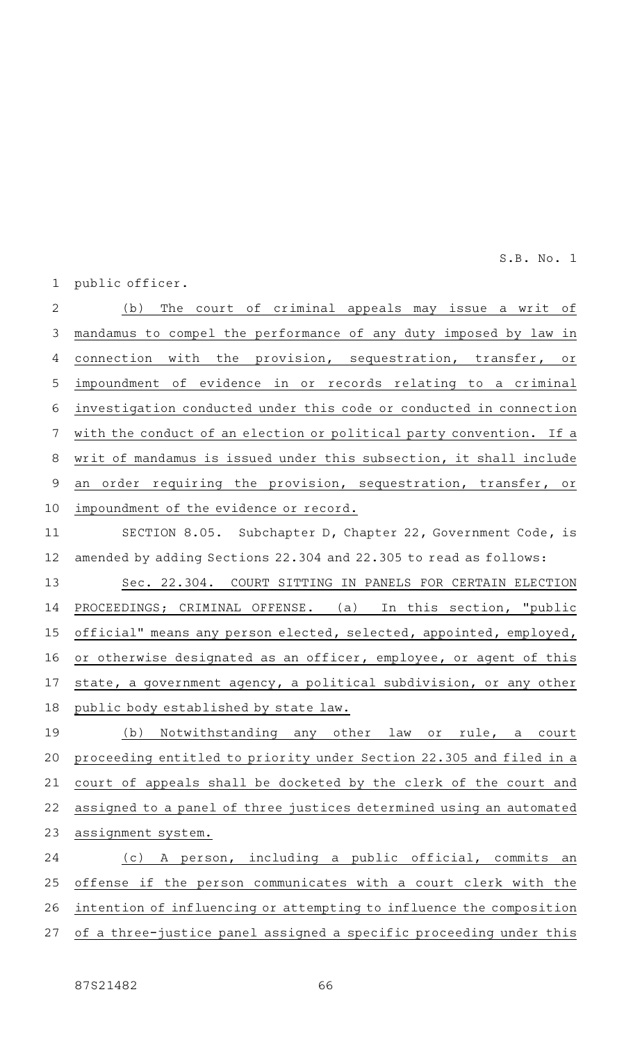public officer.

(b) The court of criminal appeals may issue a writ of mandamus to compel the performance of any duty imposed by law in connection with the provision, sequestration, transfer, or impoundment of evidence in or records relating to a criminal investigation conducted under this code or conducted in connection with the conduct of an election or political party convention. If a writ of mandamus is issued under this subsection, it shall include an order requiring the provision, sequestration, transfer, or impoundment of the evidence or record.

SECTION 8.05. Subchapter D, Chapter 22, Government Code, is amended by adding Sections 22.304 and 22.305 to read as follows:

Sec. 22.304. COURT SITTING IN PANELS FOR CERTAIN ELECTION PROCEEDINGS; CRIMINAL OFFENSE. (a) In this section, "public official" means any person elected, selected, appointed, employed, or otherwise designated as an officer, employee, or agent of this state, a government agency, a political subdivision, or any other public body established by state law.

(b) Notwithstanding any other law or rule, a court proceeding entitled to priority under Section 22.305 and filed in a court of appeals shall be docketed by the clerk of the court and assigned to a panel of three justices determined using an automated assignment system.

(c) A person, including a public official, commits an offense if the person communicates with a court clerk with the intention of influencing or attempting to influence the composition of a three-justice panel assigned a specific proceeding under this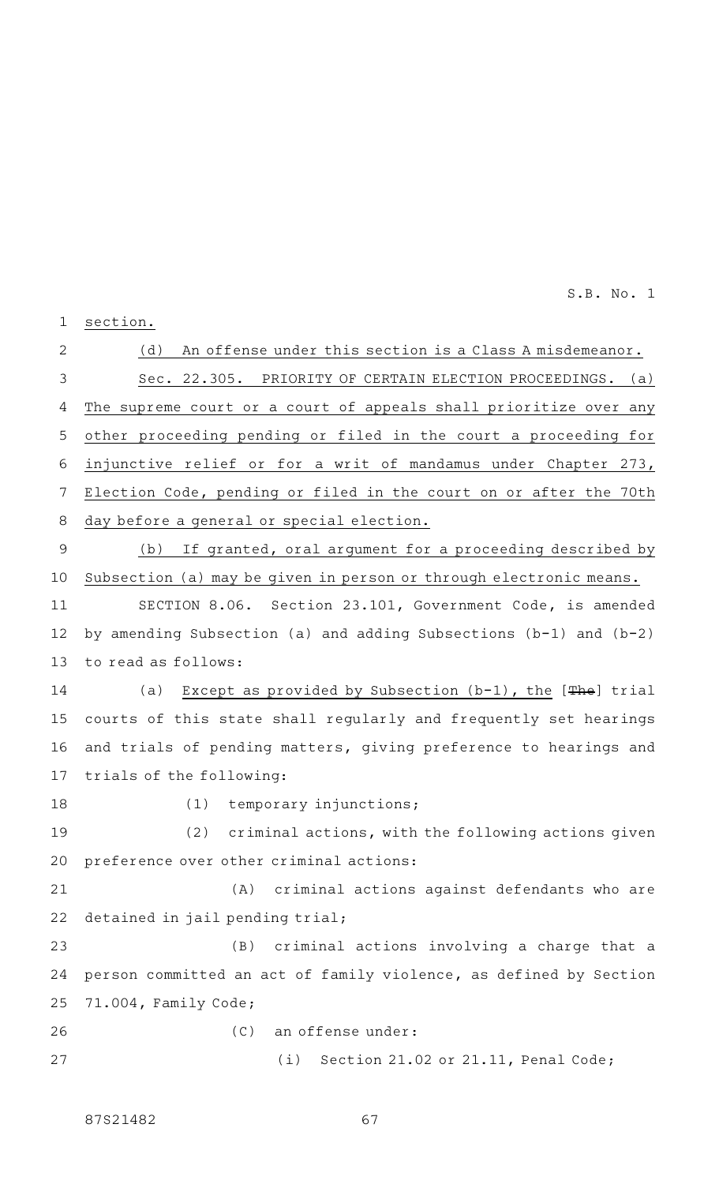section.

(d) An offense under this section is a Class A misdemeanor.

Sec. 22.305. PRIORITY OF CERTAIN ELECTION PROCEEDINGS. (a) The supreme court or a court of appeals shall prioritize over any other proceeding pending or filed in the court a proceeding for injunctive relief or for a writ of mandamus under Chapter 273, Election Code, pending or filed in the court on or after the 70th day before a general or special election.

(b) If granted, oral argument for a proceeding described by Subsection (a) may be given in person or through electronic means.

SECTION 8.06. Section 23.101, Government Code, is amended by amending Subsection (a) and adding Subsections (b-1) and (b-2) to read as follows:

(a) Except as provided by Subsection (b-1), the [~~The~~] trial courts of this state shall regularly and frequently set hearings and trials of pending matters, giving preference to hearings and trials of the following:

(1) temporary injunctions;

(2) criminal actions, with the following actions given preference over other criminal actions:

(A) criminal actions against defendants who are detained in jail pending trial;

(B) criminal actions involving a charge that a person committed an act of family violence, as defined by Section 71.004, Family Code;

(C) an offense under:

(i) Section 21.02 or 21.11, Penal Code;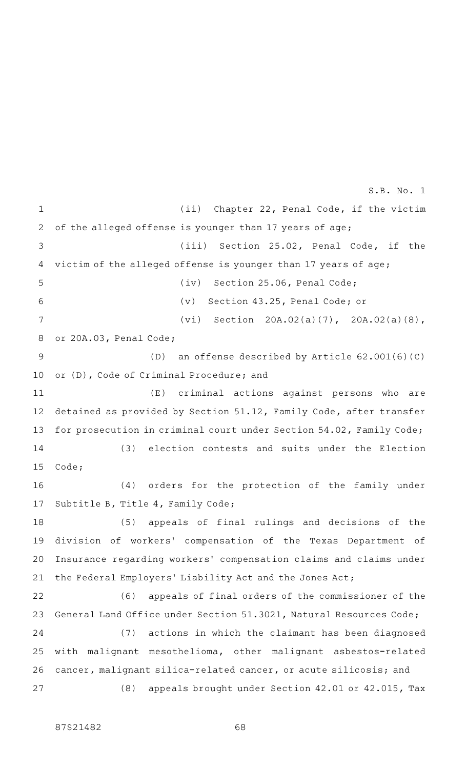(ii) Chapter 22, Penal Code, if the victim of the alleged offense is younger than 17 years of age;

(iii) Section 25.02, Penal Code, if the victim of the alleged offense is younger than 17 years of age;

(iv) Section 25.06, Penal Code;

(v) Section 43.25, Penal Code; or

(vi) Section 20A.02(a)(7), 20A.02(a)(8), or 20A.03, Penal Code;

(D) an offense described by Article 62.001(6)(C) or (D), Code of Criminal Procedure; and

(E) criminal actions against persons who are detained as provided by Section 51.12, Family Code, after transfer for prosecution in criminal court under Section 54.02, Family Code;

(3) election contests and suits under the Election Code;

(4) orders for the protection of the family under Subtitle B, Title 4, Family Code;

(5) appeals of final rulings and decisions of the division of workers' compensation of the Texas Department of Insurance regarding workers' compensation claims and claims under the Federal Employers' Liability Act and the Jones Act;

(6) appeals of final orders of the commissioner of the General Land Office under Section 51.3021, Natural Resources Code;

(7) actions in which the claimant has been diagnosed with malignant mesothelioma, other malignant asbestos-related cancer, malignant silica-related cancer, or acute silicosis; and

(8) appeals brought under Section 42.01 or 42.015, Tax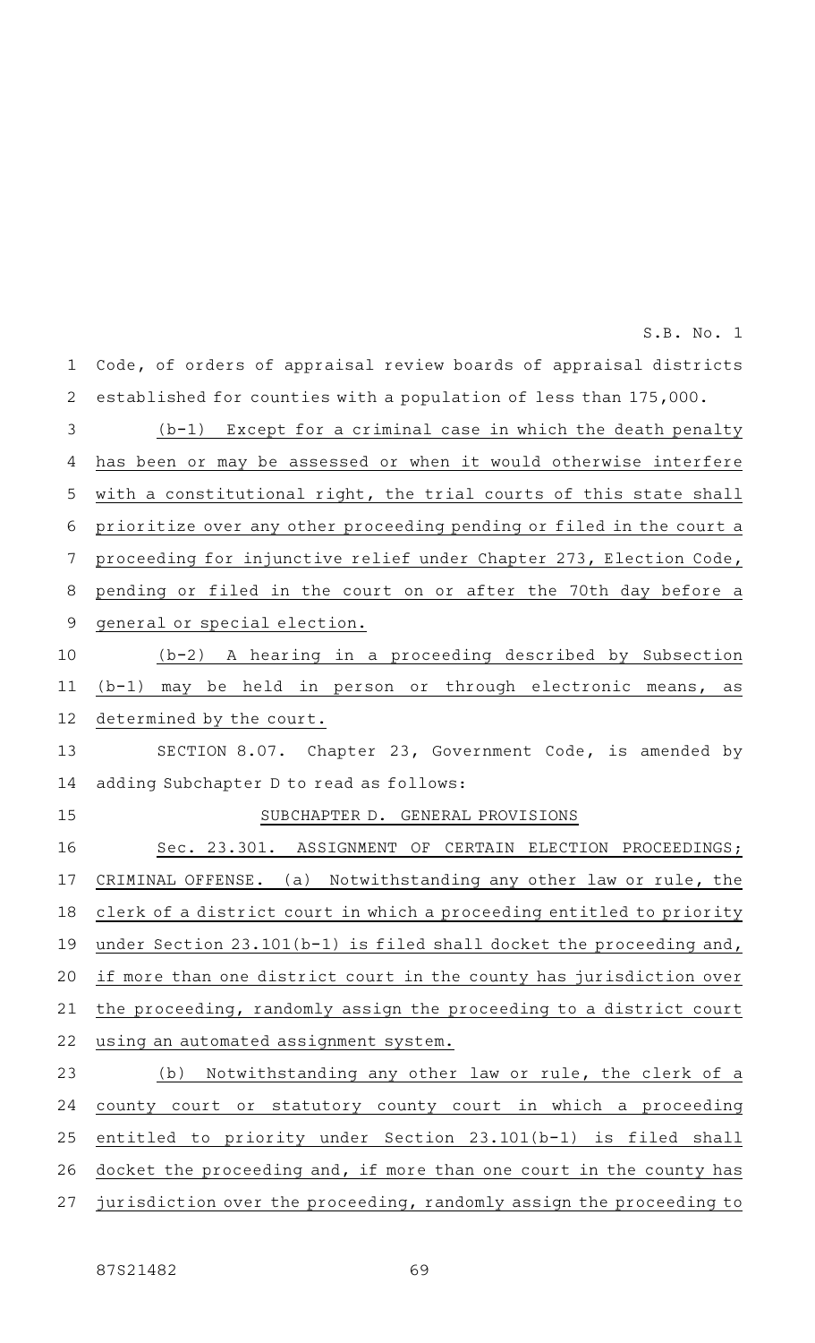Code, of orders of appraisal review boards of appraisal districts established for counties with a population of less than 175,000.

(b-1) Except for a criminal case in which the death penalty has been or may be assessed or when it would otherwise interfere with a constitutional right, the trial courts of this state shall prioritize over any other proceeding pending or filed in the court a proceeding for injunctive relief under Chapter 273, Election Code, pending or filed in the court on or after the 70th day before a general or special election.

(b-2) A hearing in a proceeding described by Subsection (b-1) may be held in person or through electronic means, as determined by the court.

SECTION 8.07. Chapter 23, Government Code, is amended by adding Subchapter D to read as follows:

SUBCHAPTER D. GENERAL PROVISIONS

Sec. 23.301. ASSIGNMENT OF CERTAIN ELECTION PROCEEDINGS; CRIMINAL OFFENSE. (a) Notwithstanding any other law or rule, the clerk of a district court in which a proceeding entitled to priority under Section 23.101(b-1) is filed shall docket the proceeding and, if more than one district court in the county has jurisdiction over the proceeding, randomly assign the proceeding to a district court using an automated assignment system.

(b) Notwithstanding any other law or rule, the clerk of a county court or statutory county court in which a proceeding entitled to priority under Section 23.101(b-1) is filed shall docket the proceeding and, if more than one court in the county has jurisdiction over the proceeding, randomly assign the proceeding to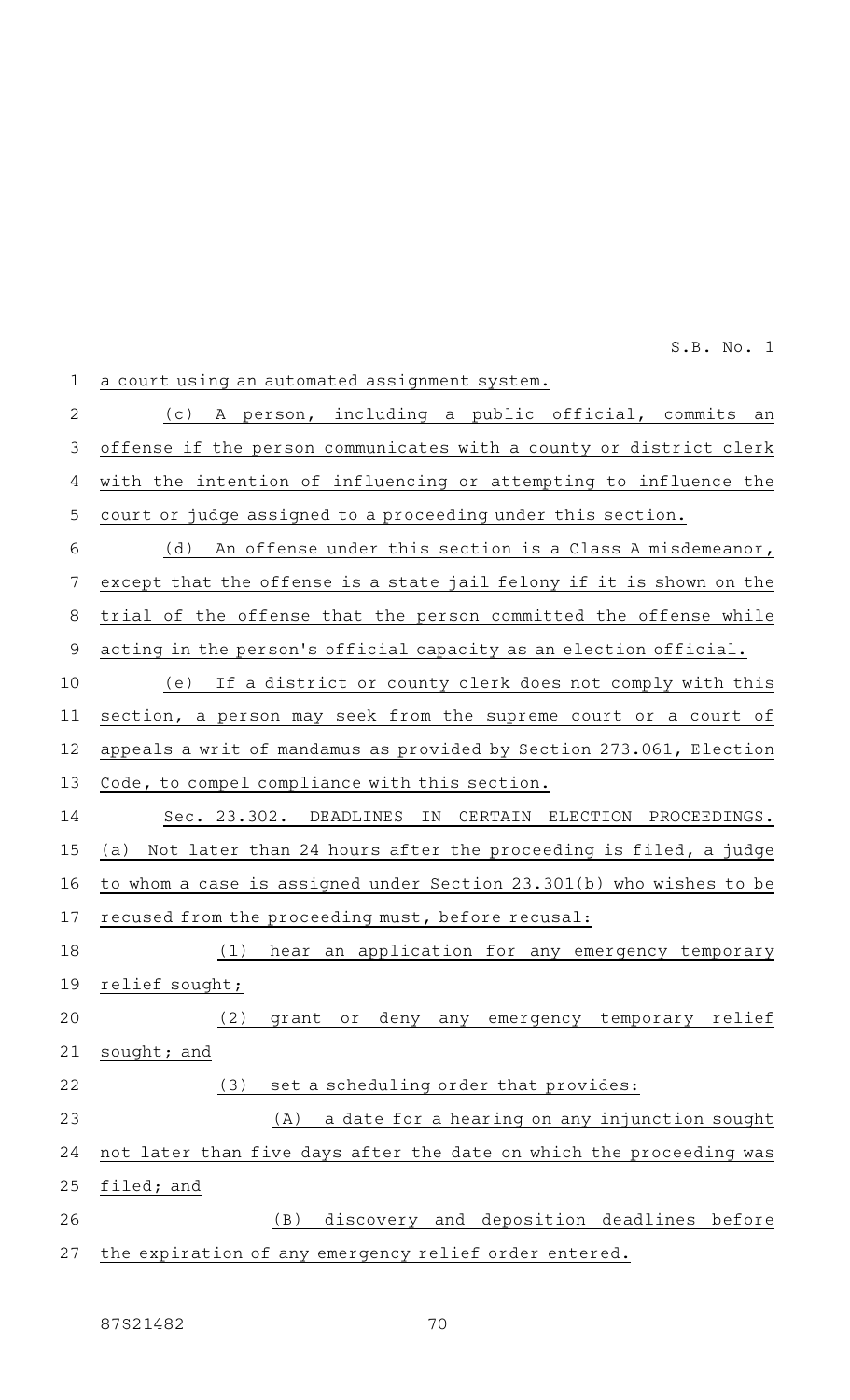a court using an automated assignment system.

(c) A person, including a public official, commits an offense if the person communicates with a county or district clerk with the intention of influencing or attempting to influence the court or judge assigned to a proceeding under this section.

(d) An offense under this section is a Class A misdemeanor, except that the offense is a state jail felony if it is shown on the trial of the offense that the person committed the offense while acting in the person's official capacity as an election official.

(e) If a district or county clerk does not comply with this section, a person may seek from the supreme court or a court of appeals a writ of mandamus as provided by Section 273.061, Election Code, to compel compliance with this section.

Sec. 23.302. DEADLINES IN CERTAIN ELECTION PROCEEDINGS. (a) Not later than 24 hours after the proceeding is filed, a judge to whom a case is assigned under Section 23.301(b) who wishes to be recused from the proceeding must, before recusal:

(1) hear an application for any emergency temporary relief sought;

(2) grant or deny any emergency temporary relief sought; and

(3) set a scheduling order that provides:

(A) a date for a hearing on any injunction sought not later than five days after the date on which the proceeding was filed; and

(B) discovery and deposition deadlines before the expiration of any emergency relief order entered.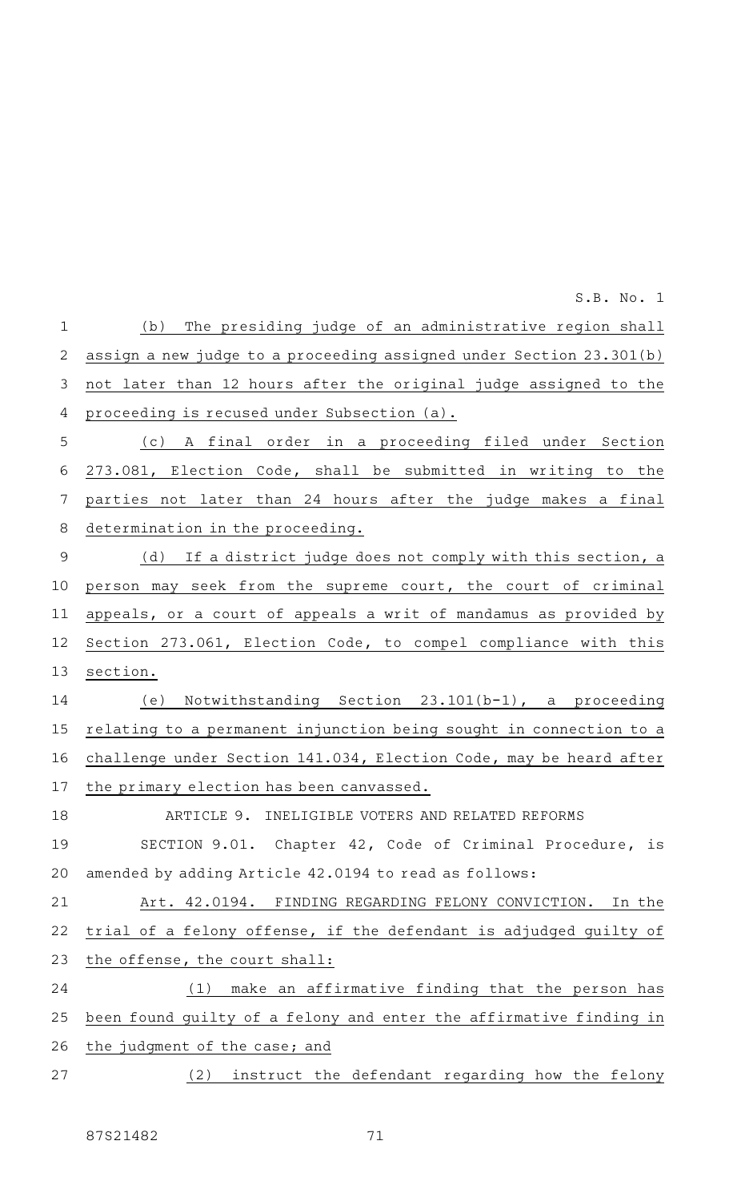(b) The presiding judge of an administrative region shall assign a new judge to a proceeding assigned under Section 23.301(b) not later than 12 hours after the original judge assigned to the proceeding is recused under Subsection (a).

(c) A final order in a proceeding filed under Section 273.081, Election Code, shall be submitted in writing to the parties not later than 24 hours after the judge makes a final determination in the proceeding.

(d) If a district judge does not comply with this section, a person may seek from the supreme court, the court of criminal appeals, or a court of appeals a writ of mandamus as provided by Section 273.061, Election Code, to compel compliance with this section.

(e) Notwithstanding Section 23.101(b-1), a proceeding relating to a permanent injunction being sought in connection to a challenge under Section 141.034, Election Code, may be heard after the primary election has been canvassed.

ARTICLE 9. INELIGIBLE VOTERS AND RELATED REFORMS

SECTION 9.01. Chapter 42, Code of Criminal Procedure, is amended by adding Article 42.0194 to read as follows:

Art. 42.0194. FINDING REGARDING FELONY CONVICTION. In the trial of a felony offense, if the defendant is adjudged guilty of the offense, the court shall:

(1) make an affirmative finding that the person has been found guilty of a felony and enter the affirmative finding in the judgment of the case; and

(2) instruct the defendant regarding how the felony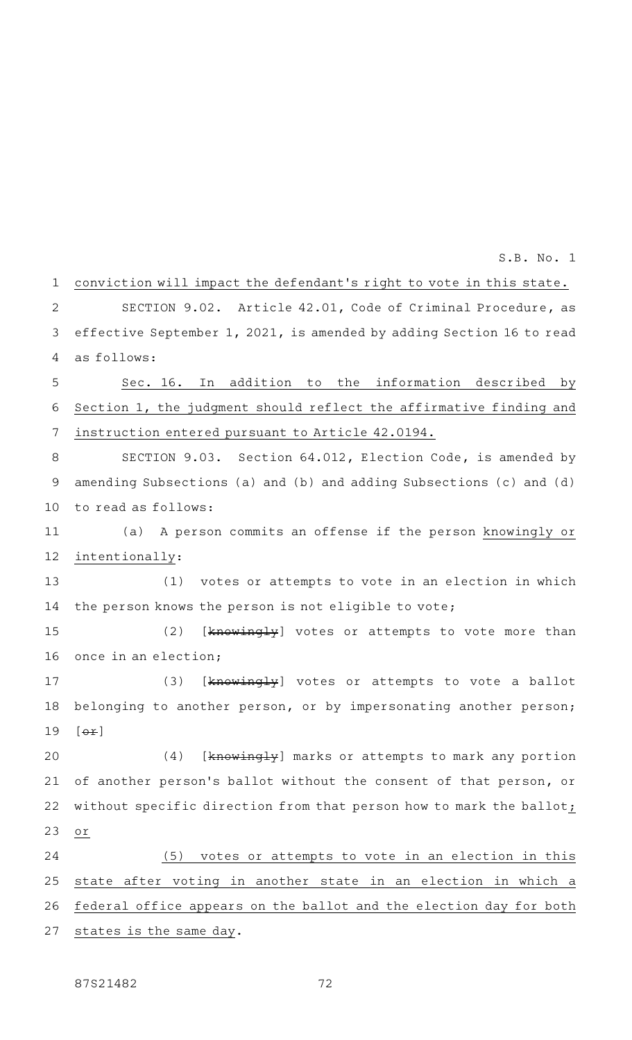conviction will impact the defendant's right to vote in this state.

SECTION 9.02. Article 42.01, Code of Criminal Procedure, as effective September 1, 2021, is amended by adding Section 16 to read as follows:

Sec. 16. In addition to the information described by Section 1, the judgment should reflect the affirmative finding and instruction entered pursuant to Article 42.0194.

SECTION 9.03. Section 64.012, Election Code, is amended by amending Subsections (a) and (b) and adding Subsections (c) and (d) to read as follows:

(a) A person commits an offense if the person knowingly or intentionally:

(1) votes or attempts to vote in an election in which the person knows the person is not eligible to vote;

(2) [~~knowingly~~] votes or attempts to vote more than once in an election;

(3) [~~knowingly~~] votes or attempts to vote a ballot belonging to another person, or by impersonating another person; [~~or~~]

(4) [~~knowingly~~] marks or attempts to mark any portion of another person's ballot without the consent of that person, or without specific direction from that person how to mark the ballot; or

(5) votes or attempts to vote in an election in this state after voting in another state in an election in which a federal office appears on the ballot and the election day for both states is the same day.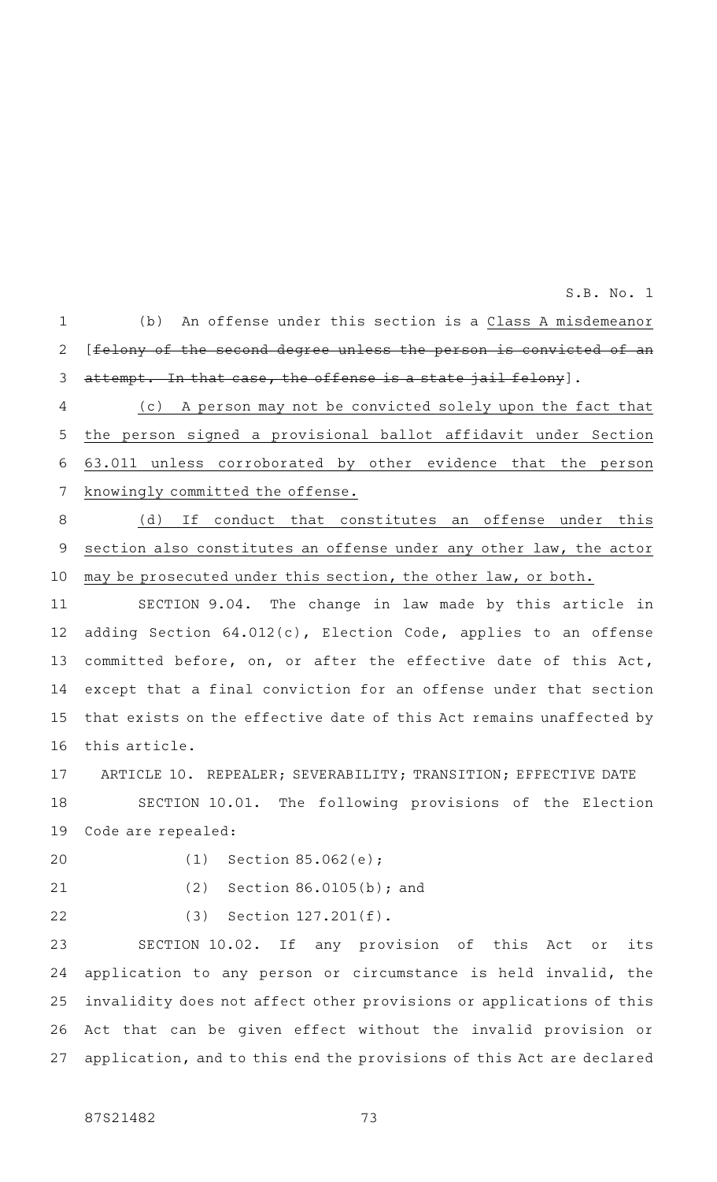(b) An offense under this section is a Class A misdemeanor [~~felony of the second degree unless the person is convicted of an attempt. In that case, the offense is a state jail felony~~].

(c) A person may not be convicted solely upon the fact that the person signed a provisional ballot affidavit under Section 63.011 unless corroborated by other evidence that the person knowingly committed the offense.

(d) If conduct that constitutes an offense under this section also constitutes an offense under any other law, the actor may be prosecuted under this section, the other law, or both.

SECTION 9.04. The change in law made by this article in adding Section 64.012(c), Election Code, applies to an offense committed before, on, or after the effective date of this Act, except that a final conviction for an offense under that section that exists on the effective date of this Act remains unaffected by this article.

ARTICLE 10. REPEALER; SEVERABILITY; TRANSITION; EFFECTIVE DATE

SECTION 10.01. The following provisions of the Election Code are repealed:

(1) Section 85.062(e);

(2) Section 86.0105(b); and

(3) Section 127.201(f).

SECTION 10.02. If any provision of this Act or its application to any person or circumstance is held invalid, the invalidity does not affect other provisions or applications of this Act that can be given effect without the invalid provision or application, and to this end the provisions of this Act are declared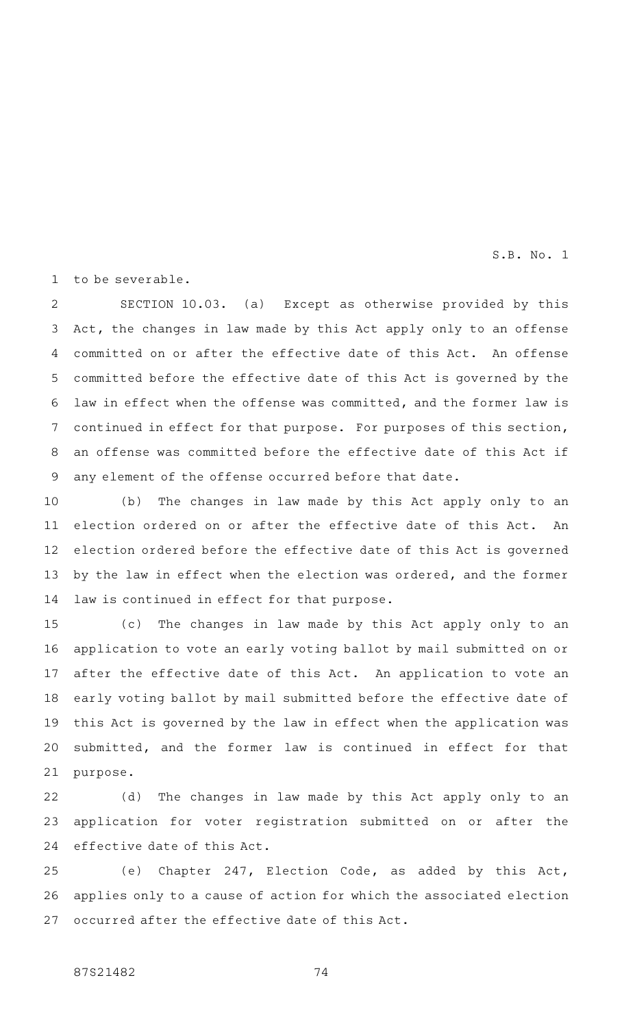to be severable.

SECTION 10.03. (a) Except as otherwise provided by this Act, the changes in law made by this Act apply only to an offense committed on or after the effective date of this Act. An offense committed before the effective date of this Act is governed by the law in effect when the offense was committed, and the former law is continued in effect for that purpose. For purposes of this section, an offense was committed before the effective date of this Act if any element of the offense occurred before that date.

(b) The changes in law made by this Act apply only to an election ordered on or after the effective date of this Act. An election ordered before the effective date of this Act is governed by the law in effect when the election was ordered, and the former law is continued in effect for that purpose.

(c) The changes in law made by this Act apply only to an application to vote an early voting ballot by mail submitted on or after the effective date of this Act. An application to vote an early voting ballot by mail submitted before the effective date of this Act is governed by the law in effect when the application was submitted, and the former law is continued in effect for that purpose.

(d) The changes in law made by this Act apply only to an application for voter registration submitted on or after the effective date of this Act.

(e) Chapter 247, Election Code, as added by this Act, applies only to a cause of action for which the associated election occurred after the effective date of this Act.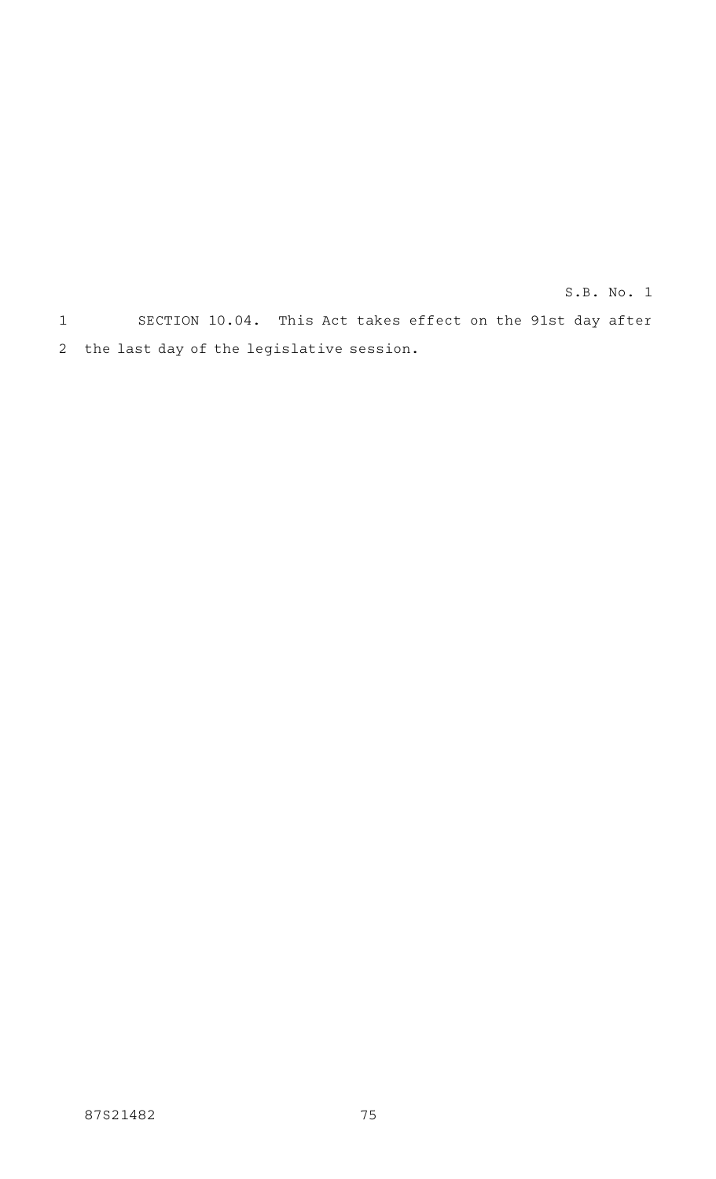SECTION 10.04. This Act takes effect on the 91st day after the last day of the legislative session.